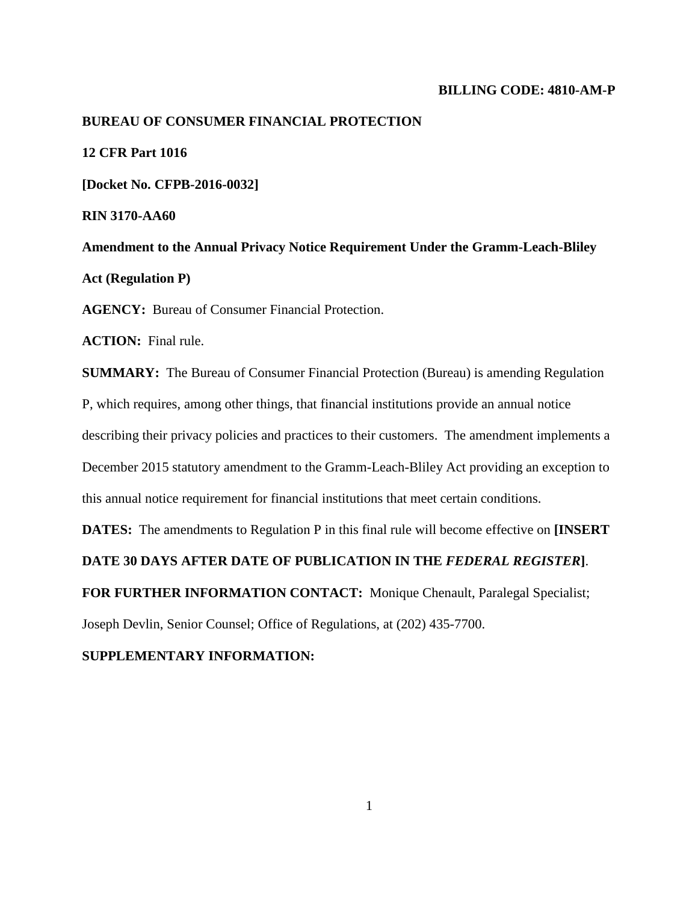**BILLING CODE: 4810-AM-P**

**BUREAU OF CONSUMER FINANCIAL PROTECTION**

**12 CFR Part 1016**

**[Docket No. CFPB-2016-0032]**

**RIN 3170-AA60**

**Amendment to the Annual Privacy Notice Requirement Under the Gramm-Leach-Bliley Act (Regulation P)**

**AGENCY:** Bureau of Consumer Financial Protection.

**ACTION:** Final rule.

**SUMMARY:** The Bureau of Consumer Financial Protection (Bureau) is amending Regulation P, which requires, among other things, that financial institutions provide an annual notice describing their privacy policies and practices to their customers. The amendment implements a December 2015 statutory amendment to the Gramm-Leach-Bliley Act providing an exception to this annual notice requirement for financial institutions that meet certain conditions.

**DATES:** The amendments to Regulation P in this final rule will become effective on **[INSERT DATE 30 DAYS AFTER DATE OF PUBLICATION IN THE *FEDERAL REGISTER*]**.

**FOR FURTHER INFORMATION CONTACT:** Monique Chenault, Paralegal Specialist; Joseph Devlin, Senior Counsel; Office of Regulations, at (202) 435-7700.

**SUPPLEMENTARY INFORMATION:**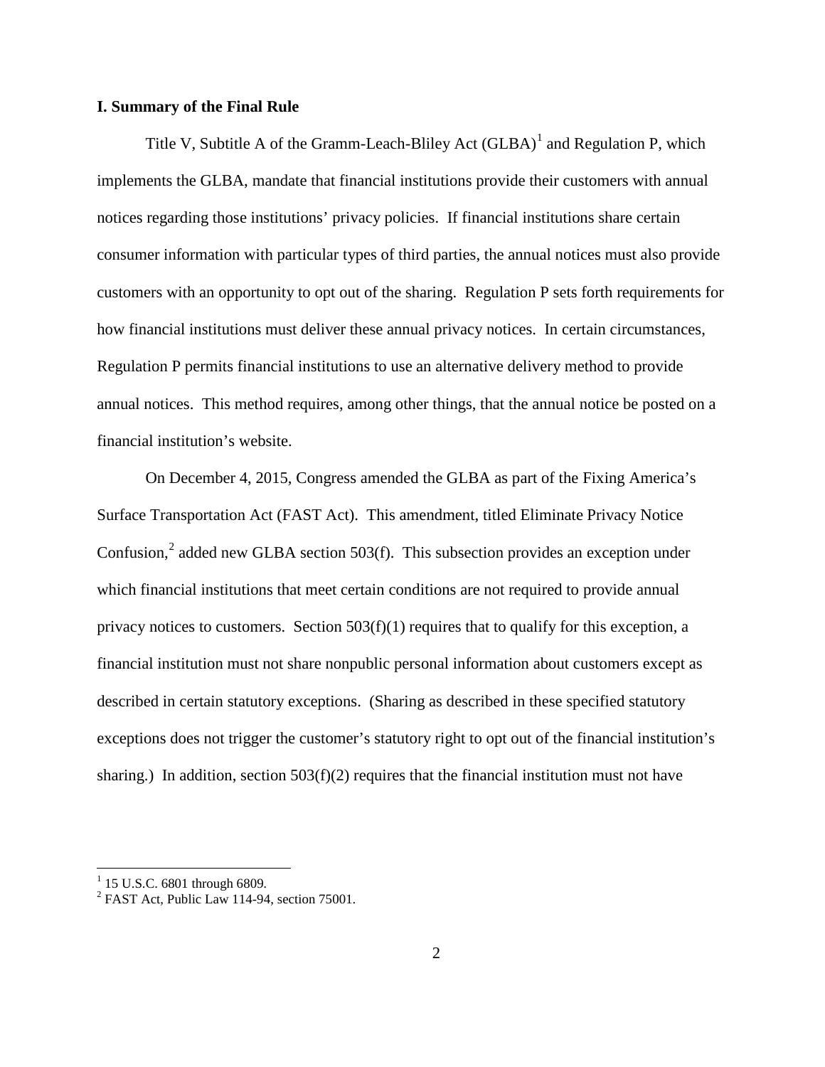### I. Summary of the Final Rule

Title V, Subtitle A of the Gramm-Leach-Bliley Act (GLBA)[1] and Regulation P, which implements the GLBA, mandate that financial institutions provide their customers with annual notices regarding those institutions' privacy policies. If financial institutions share certain consumer information with particular types of third parties, the annual notices must also provide customers with an opportunity to opt out of the sharing. Regulation P sets forth requirements for how financial institutions must deliver these annual privacy notices. In certain circumstances, Regulation P permits financial institutions to use an alternative delivery method to provide annual notices. This method requires, among other things, that the annual notice be posted on a financial institution's website.

On December 4, 2015, Congress amended the GLBA as part of the Fixing America's Surface Transportation Act (FAST Act). This amendment, titled Eliminate Privacy Notice Confusion,[2] added new GLBA section 503(f). This subsection provides an exception under which financial institutions that meet certain conditions are not required to provide annual privacy notices to customers. Section 503(f)(1) requires that to qualify for this exception, a financial institution must not share nonpublic personal information about customers except as described in certain statutory exceptions. (Sharing as described in these specified statutory exceptions does not trigger the customer's statutory right to opt out of the financial institution's sharing.) In addition, section 503(f)(2) requires that the financial institution must not have

[1] 15 U.S.C. 6801 through 6809.

[2] FAST Act, Public Law 114-94, section 75001.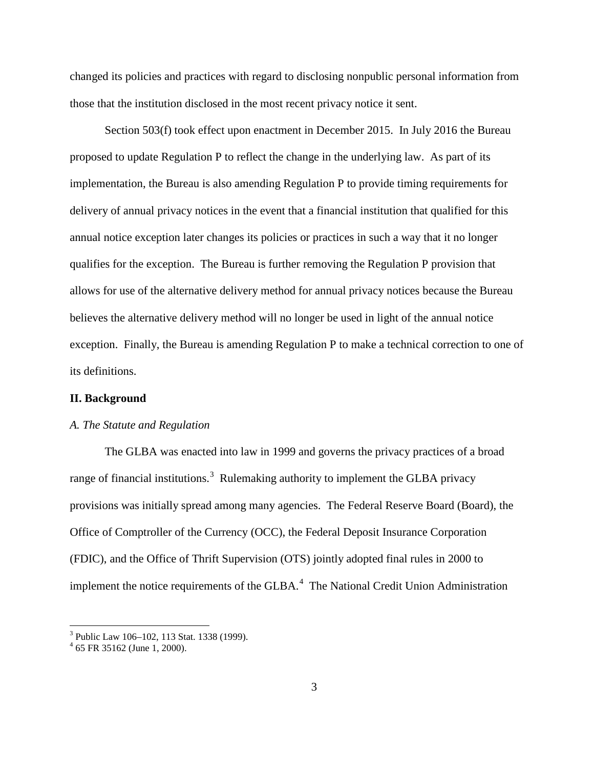changed its policies and practices with regard to disclosing nonpublic personal information from those that the institution disclosed in the most recent privacy notice it sent.

Section 503(f) took effect upon enactment in December 2015. In July 2016 the Bureau proposed to update Regulation P to reflect the change in the underlying law. As part of its implementation, the Bureau is also amending Regulation P to provide timing requirements for delivery of annual privacy notices in the event that a financial institution that qualified for this annual notice exception later changes its policies or practices in such a way that it no longer qualifies for the exception. The Bureau is further removing the Regulation P provision that allows for use of the alternative delivery method for annual privacy notices because the Bureau believes the alternative delivery method will no longer be used in light of the annual notice exception. Finally, the Bureau is amending Regulation P to make a technical correction to one of its definitions.

## II. Background

### *A. The Statute and Regulation*

The GLBA was enacted into law in 1999 and governs the privacy practices of a broad range of financial institutions.[3] Rulemaking authority to implement the GLBA privacy provisions was initially spread among many agencies. The Federal Reserve Board (Board), the Office of Comptroller of the Currency (OCC), the Federal Deposit Insurance Corporation (FDIC), and the Office of Thrift Supervision (OTS) jointly adopted final rules in 2000 to implement the notice requirements of the GLBA.[4] The National Credit Union Administration

---

[3] Public Law 106–102, 113 Stat. 1338 (1999).

[4] 65 FR 35162 (June 1, 2000).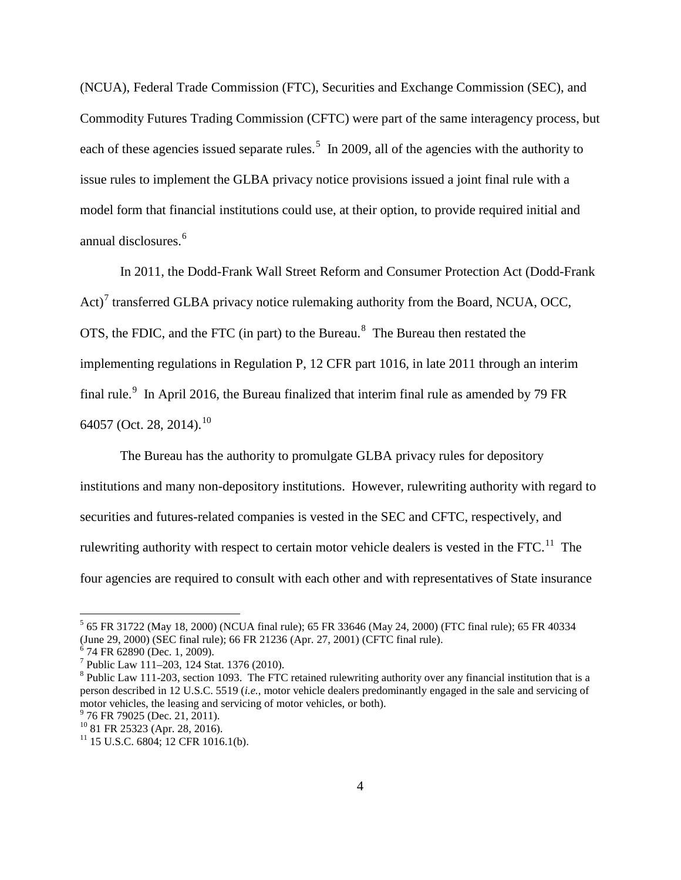(NCUA), Federal Trade Commission (FTC), Securities and Exchange Commission (SEC), and Commodity Futures Trading Commission (CFTC) were part of the same interagency process, but each of these agencies issued separate rules.[5] In 2009, all of the agencies with the authority to issue rules to implement the GLBA privacy notice provisions issued a joint final rule with a model form that financial institutions could use, at their option, to provide required initial and annual disclosures.[6]

In 2011, the Dodd-Frank Wall Street Reform and Consumer Protection Act (Dodd-Frank Act)[7] transferred GLBA privacy notice rulemaking authority from the Board, NCUA, OCC, OTS, the FDIC, and the FTC (in part) to the Bureau.[8] The Bureau then restated the implementing regulations in Regulation P, 12 CFR part 1016, in late 2011 through an interim final rule.[9] In April 2016, the Bureau finalized that interim final rule as amended by 79 FR 64057 (Oct. 28, 2014).[10]

The Bureau has the authority to promulgate GLBA privacy rules for depository institutions and many non-depository institutions. However, rulewriting authority with regard to securities and futures-related companies is vested in the SEC and CFTC, respectively, and rulewriting authority with respect to certain motor vehicle dealers is vested in the FTC.[11] The four agencies are required to consult with each other and with representatives of State insurance

---

[5] 65 FR 31722 (May 18, 2000) (NCUA final rule); 65 FR 33646 (May 24, 2000) (FTC final rule); 65 FR 40334 (June 29, 2000) (SEC final rule); 66 FR 21236 (Apr. 27, 2001) (CFTC final rule).

[6] 74 FR 62890 (Dec. 1, 2009).

[7] Public Law 111–203, 124 Stat. 1376 (2010).

[8] Public Law 111-203, section 1093. The FTC retained rulewriting authority over any financial institution that is a person described in 12 U.S.C. 5519 (*i.e.*, motor vehicle dealers predominantly engaged in the sale and servicing of motor vehicles, the leasing and servicing of motor vehicles, or both).

[9] 76 FR 79025 (Dec. 21, 2011).

[10] 81 FR 25323 (Apr. 28, 2016).

[11] 15 U.S.C. 6804; 12 CFR 1016.1(b).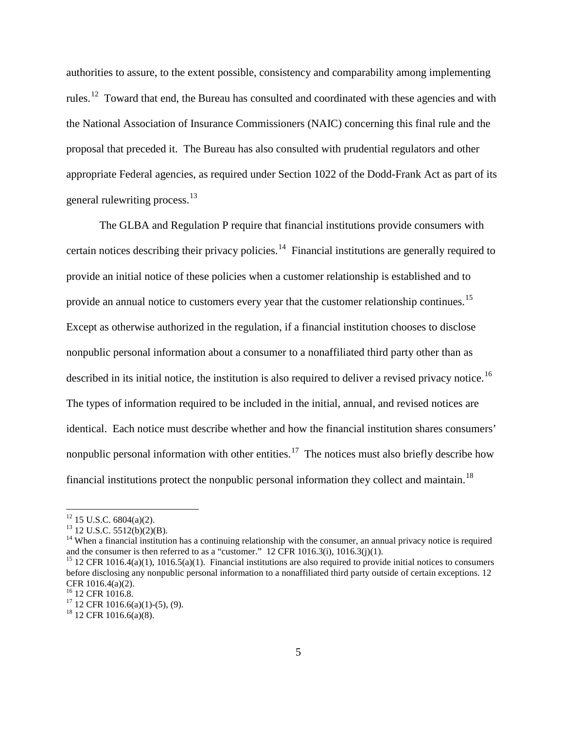authorities to assure, to the extent possible, consistency and comparability among implementing rules.[12] Toward that end, the Bureau has consulted and coordinated with these agencies and with the National Association of Insurance Commissioners (NAIC) concerning this final rule and the proposal that preceded it. The Bureau has also consulted with prudential regulators and other appropriate Federal agencies, as required under Section 1022 of the Dodd-Frank Act as part of its general rulewriting process.[13]

The GLBA and Regulation P require that financial institutions provide consumers with certain notices describing their privacy policies.[14] Financial institutions are generally required to provide an initial notice of these policies when a customer relationship is established and to provide an annual notice to customers every year that the customer relationship continues.[15] Except as otherwise authorized in the regulation, if a financial institution chooses to disclose nonpublic personal information about a consumer to a nonaffiliated third party other than as described in its initial notice, the institution is also required to deliver a revised privacy notice.[16] The types of information required to be included in the initial, annual, and revised notices are identical. Each notice must describe whether and how the financial institution shares consumers' nonpublic personal information with other entities.[17] The notices must also briefly describe how financial institutions protect the nonpublic personal information they collect and maintain.[18]

---

[12] 15 U.S.C. 6804(a)(2).

[13] 12 U.S.C. 5512(b)(2)(B).

[14] When a financial institution has a continuing relationship with the consumer, an annual privacy notice is required and the consumer is then referred to as a "customer." 12 CFR 1016.3(i), 1016.3(j)(1).

[15] 12 CFR 1016.4(a)(1), 1016.5(a)(1). Financial institutions are also required to provide initial notices to consumers before disclosing any nonpublic personal information to a nonaffiliated third party outside of certain exceptions. 12 CFR 1016.4(a)(2).

[16] 12 CFR 1016.8.

[17] 12 CFR 1016.6(a)(1)-(5), (9).

[18] 12 CFR 1016.6(a)(8).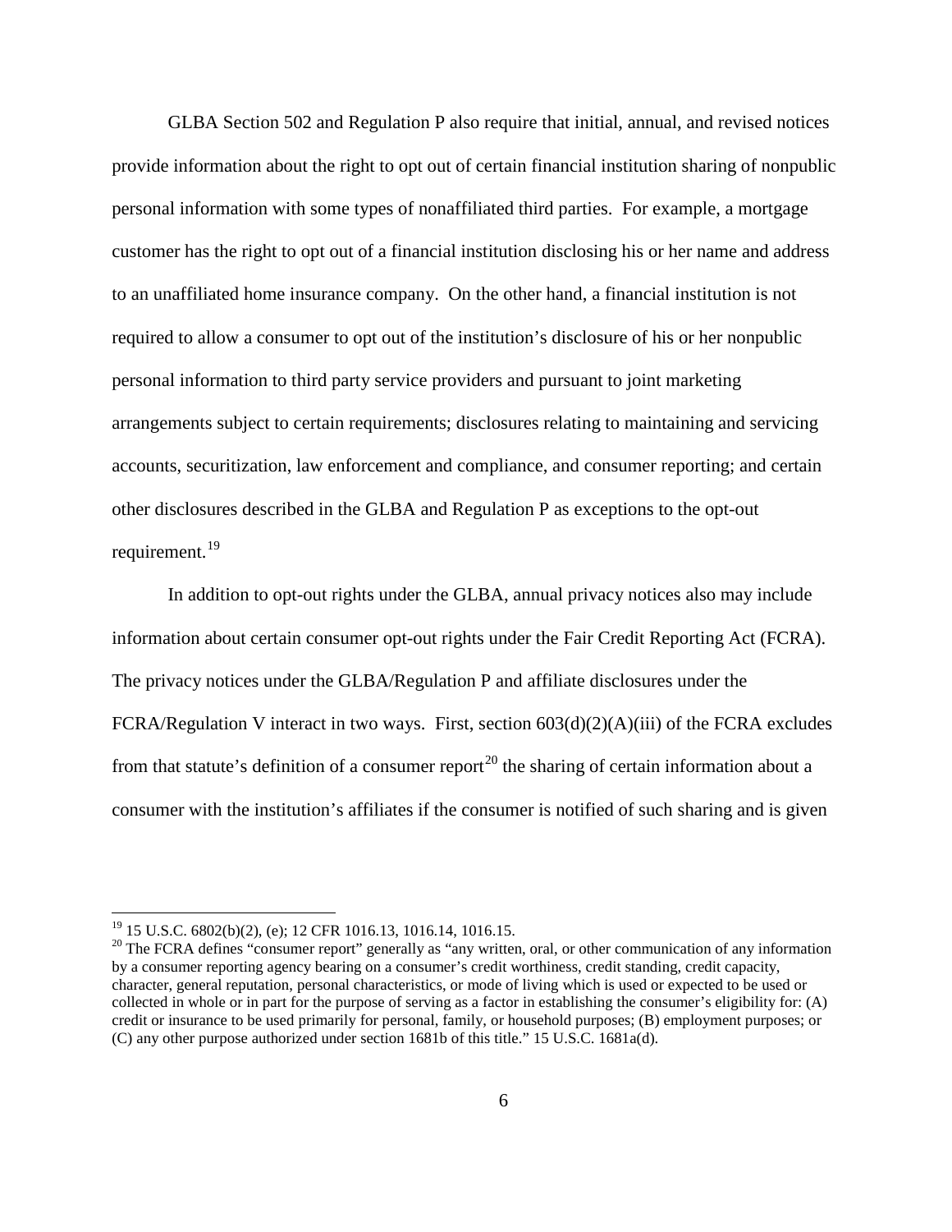GLBA Section 502 and Regulation P also require that initial, annual, and revised notices provide information about the right to opt out of certain financial institution sharing of nonpublic personal information with some types of nonaffiliated third parties. For example, a mortgage customer has the right to opt out of a financial institution disclosing his or her name and address to an unaffiliated home insurance company. On the other hand, a financial institution is not required to allow a consumer to opt out of the institution's disclosure of his or her nonpublic personal information to third party service providers and pursuant to joint marketing arrangements subject to certain requirements; disclosures relating to maintaining and servicing accounts, securitization, law enforcement and compliance, and consumer reporting; and certain other disclosures described in the GLBA and Regulation P as exceptions to the opt-out requirement.[19]

In addition to opt-out rights under the GLBA, annual privacy notices also may include information about certain consumer opt-out rights under the Fair Credit Reporting Act (FCRA). The privacy notices under the GLBA/Regulation P and affiliate disclosures under the FCRA/Regulation V interact in two ways. First, section 603(d)(2)(A)(iii) of the FCRA excludes from that statute's definition of a consumer report[20] the sharing of certain information about a consumer with the institution's affiliates if the consumer is notified of such sharing and is given

---

[19] 15 U.S.C. 6802(b)(2), (e); 12 CFR 1016.13, 1016.14, 1016.15.

[20] The FCRA defines "consumer report" generally as "any written, oral, or other communication of any information by a consumer reporting agency bearing on a consumer's credit worthiness, credit standing, credit capacity, character, general reputation, personal characteristics, or mode of living which is used or expected to be used or collected in whole or in part for the purpose of serving as a factor in establishing the consumer's eligibility for: (A) credit or insurance to be used primarily for personal, family, or household purposes; (B) employment purposes; or (C) any other purpose authorized under section 1681b of this title." 15 U.S.C. 1681a(d).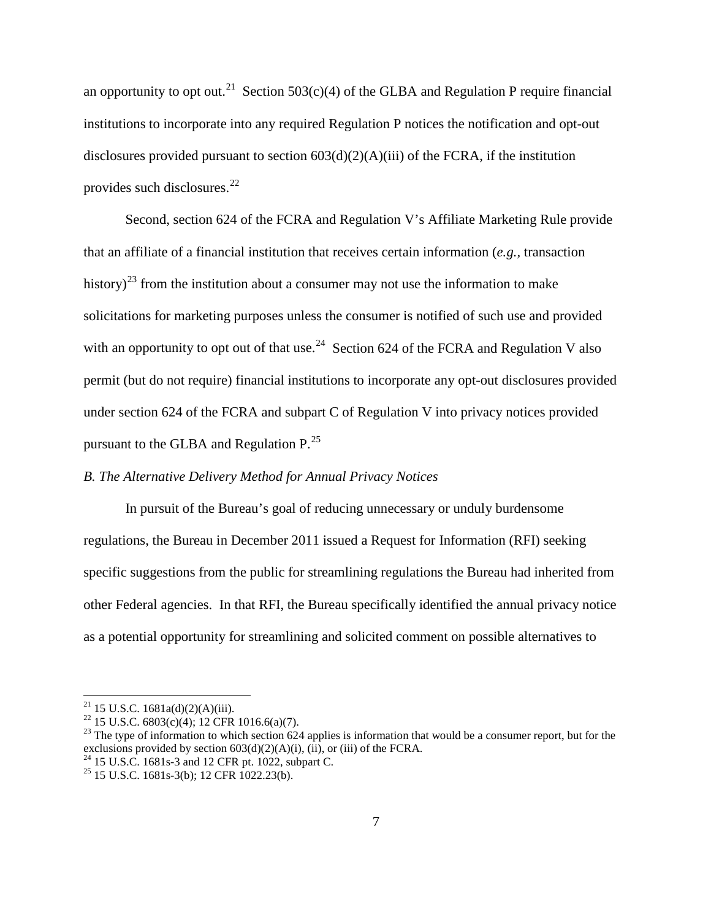an opportunity to opt out.[21] Section 503(c)(4) of the GLBA and Regulation P require financial institutions to incorporate into any required Regulation P notices the notification and opt-out disclosures provided pursuant to section 603(d)(2)(A)(iii) of the FCRA, if the institution provides such disclosures.[22]

Second, section 624 of the FCRA and Regulation V's Affiliate Marketing Rule provide that an affiliate of a financial institution that receives certain information (*e.g.*, transaction history)[23] from the institution about a consumer may not use the information to make solicitations for marketing purposes unless the consumer is notified of such use and provided with an opportunity to opt out of that use.[24] Section 624 of the FCRA and Regulation V also permit (but do not require) financial institutions to incorporate any opt-out disclosures provided under section 624 of the FCRA and subpart C of Regulation V into privacy notices provided pursuant to the GLBA and Regulation P.[25]

*B. The Alternative Delivery Method for Annual Privacy Notices*

In pursuit of the Bureau's goal of reducing unnecessary or unduly burdensome regulations, the Bureau in December 2011 issued a Request for Information (RFI) seeking specific suggestions from the public for streamlining regulations the Bureau had inherited from other Federal agencies. In that RFI, the Bureau specifically identified the annual privacy notice as a potential opportunity for streamlining and solicited comment on possible alternatives to

---

[21] 15 U.S.C. 1681a(d)(2)(A)(iii).

[22] 15 U.S.C. 6803(c)(4); 12 CFR 1016.6(a)(7).

[23] The type of information to which section 624 applies is information that would be a consumer report, but for the exclusions provided by section 603(d)(2)(A)(i), (ii), or (iii) of the FCRA.

[24] 15 U.S.C. 1681s-3 and 12 CFR pt. 1022, subpart C.

[25] 15 U.S.C. 1681s-3(b); 12 CFR 1022.23(b).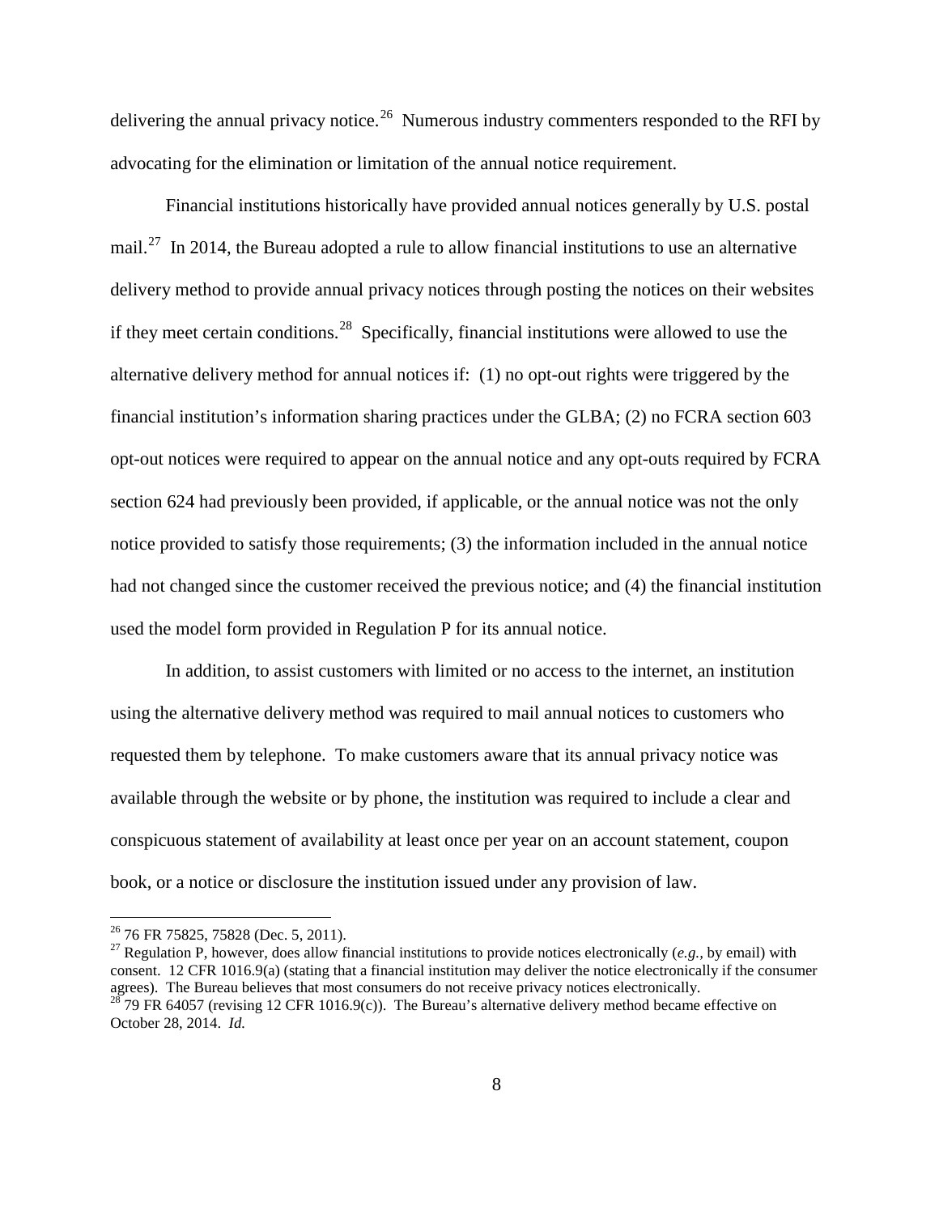delivering the annual privacy notice.[26] Numerous industry commenters responded to the RFI by advocating for the elimination or limitation of the annual notice requirement.

Financial institutions historically have provided annual notices generally by U.S. postal mail.[27] In 2014, the Bureau adopted a rule to allow financial institutions to use an alternative delivery method to provide annual privacy notices through posting the notices on their websites if they meet certain conditions.[28] Specifically, financial institutions were allowed to use the alternative delivery method for annual notices if: (1) no opt-out rights were triggered by the financial institution's information sharing practices under the GLBA; (2) no FCRA section 603 opt-out notices were required to appear on the annual notice and any opt-outs required by FCRA section 624 had previously been provided, if applicable, or the annual notice was not the only notice provided to satisfy those requirements; (3) the information included in the annual notice had not changed since the customer received the previous notice; and (4) the financial institution used the model form provided in Regulation P for its annual notice.

In addition, to assist customers with limited or no access to the internet, an institution using the alternative delivery method was required to mail annual notices to customers who requested them by telephone. To make customers aware that its annual privacy notice was available through the website or by phone, the institution was required to include a clear and conspicuous statement of availability at least once per year on an account statement, coupon book, or a notice or disclosure the institution issued under any provision of law.

---

[26] 76 FR 75825, 75828 (Dec. 5, 2011).

[27] Regulation P, however, does allow financial institutions to provide notices electronically (*e.g.*, by email) with consent. 12 CFR 1016.9(a) (stating that a financial institution may deliver the notice electronically if the consumer agrees). The Bureau believes that most consumers do not receive privacy notices electronically.

[28] 79 FR 64057 (revising 12 CFR 1016.9(c)). The Bureau's alternative delivery method became effective on October 28, 2014. *Id.*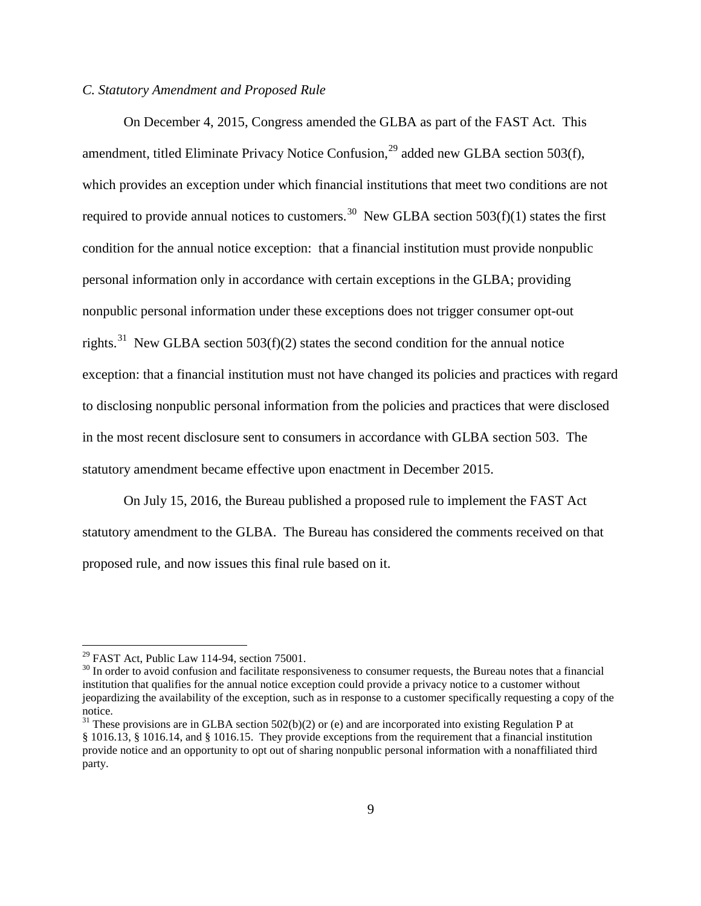*C. Statutory Amendment and Proposed Rule*

On December 4, 2015, Congress amended the GLBA as part of the FAST Act. This amendment, titled Eliminate Privacy Notice Confusion,[29] added new GLBA section 503(f), which provides an exception under which financial institutions that meet two conditions are not required to provide annual notices to customers.[30] New GLBA section 503(f)(1) states the first condition for the annual notice exception: that a financial institution must provide nonpublic personal information only in accordance with certain exceptions in the GLBA; providing nonpublic personal information under these exceptions does not trigger consumer opt-out rights.[31] New GLBA section 503(f)(2) states the second condition for the annual notice exception: that a financial institution must not have changed its policies and practices with regard to disclosing nonpublic personal information from the policies and practices that were disclosed in the most recent disclosure sent to consumers in accordance with GLBA section 503. The statutory amendment became effective upon enactment in December 2015.

On July 15, 2016, the Bureau published a proposed rule to implement the FAST Act statutory amendment to the GLBA. The Bureau has considered the comments received on that proposed rule, and now issues this final rule based on it.

---

[29] FAST Act, Public Law 114-94, section 75001.

[30] In order to avoid confusion and facilitate responsiveness to consumer requests, the Bureau notes that a financial institution that qualifies for the annual notice exception could provide a privacy notice to a customer without jeopardizing the availability of the exception, such as in response to a customer specifically requesting a copy of the notice.

[31] These provisions are in GLBA section 502(b)(2) or (e) and are incorporated into existing Regulation P at § 1016.13, § 1016.14, and § 1016.15. They provide exceptions from the requirement that a financial institution provide notice and an opportunity to opt out of sharing nonpublic personal information with a nonaffiliated third party.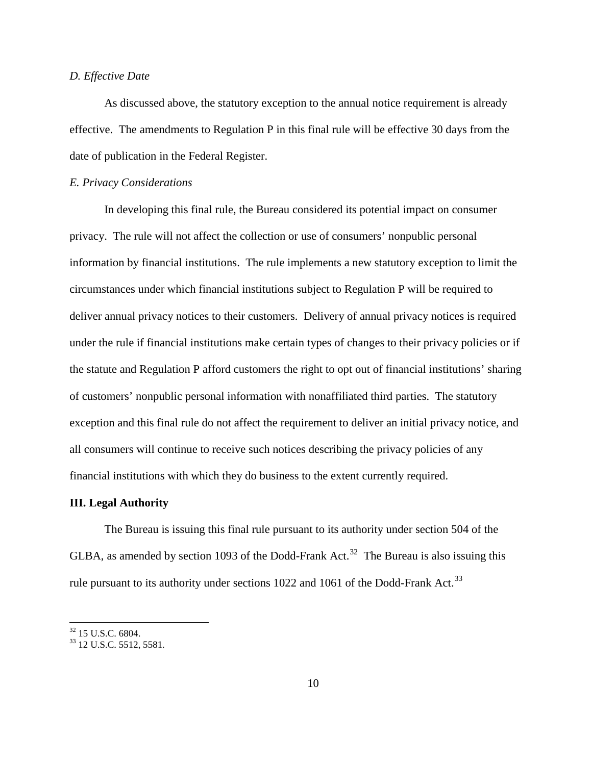*D. Effective Date*

As discussed above, the statutory exception to the annual notice requirement is already effective. The amendments to Regulation P in this final rule will be effective 30 days from the date of publication in the Federal Register.

*E. Privacy Considerations*

In developing this final rule, the Bureau considered its potential impact on consumer privacy. The rule will not affect the collection or use of consumers' nonpublic personal information by financial institutions. The rule implements a new statutory exception to limit the circumstances under which financial institutions subject to Regulation P will be required to deliver annual privacy notices to their customers. Delivery of annual privacy notices is required under the rule if financial institutions make certain types of changes to their privacy policies or if the statute and Regulation P afford customers the right to opt out of financial institutions' sharing of customers' nonpublic personal information with nonaffiliated third parties. The statutory exception and this final rule do not affect the requirement to deliver an initial privacy notice, and all consumers will continue to receive such notices describing the privacy policies of any financial institutions with which they do business to the extent currently required.

**III. Legal Authority**

The Bureau is issuing this final rule pursuant to its authority under section 504 of the GLBA, as amended by section 1093 of the Dodd-Frank Act.[32] The Bureau is also issuing this rule pursuant to its authority under sections 1022 and 1061 of the Dodd-Frank Act.[33]

[32] 15 U.S.C. 6804.

[33] 12 U.S.C. 5512, 5581.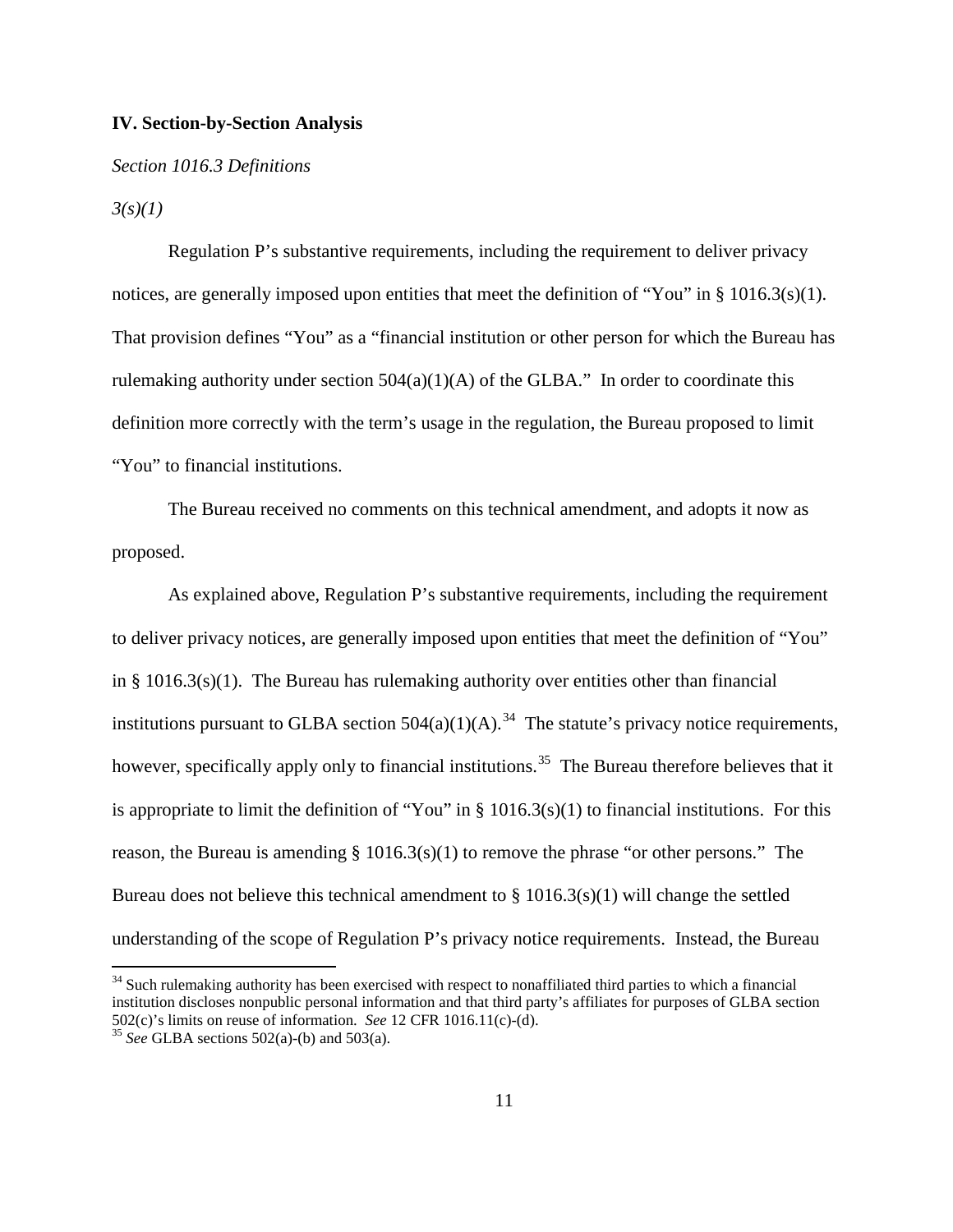## IV. Section-by-Section Analysis

*Section 1016.3 Definitions*

*3(s)(1)*

Regulation P's substantive requirements, including the requirement to deliver privacy notices, are generally imposed upon entities that meet the definition of "You" in § 1016.3(s)(1). That provision defines "You" as a "financial institution or other person for which the Bureau has rulemaking authority under section 504(a)(1)(A) of the GLBA." In order to coordinate this definition more correctly with the term's usage in the regulation, the Bureau proposed to limit "You" to financial institutions.

The Bureau received no comments on this technical amendment, and adopts it now as proposed.

As explained above, Regulation P's substantive requirements, including the requirement to deliver privacy notices, are generally imposed upon entities that meet the definition of "You" in § 1016.3(s)(1). The Bureau has rulemaking authority over entities other than financial institutions pursuant to GLBA section 504(a)(1)(A).[34] The statute's privacy notice requirements, however, specifically apply only to financial institutions.[35] The Bureau therefore believes that it is appropriate to limit the definition of "You" in § 1016.3(s)(1) to financial institutions. For this reason, the Bureau is amending § 1016.3(s)(1) to remove the phrase "or other persons." The Bureau does not believe this technical amendment to § 1016.3(s)(1) will change the settled understanding of the scope of Regulation P's privacy notice requirements. Instead, the Bureau

---

[34] Such rulemaking authority has been exercised with respect to nonaffiliated third parties to which a financial institution discloses nonpublic personal information and that third party's affiliates for purposes of GLBA section 502(c)'s limits on reuse of information. *See* 12 CFR 1016.11(c)-(d).

[35] *See* GLBA sections 502(a)-(b) and 503(a).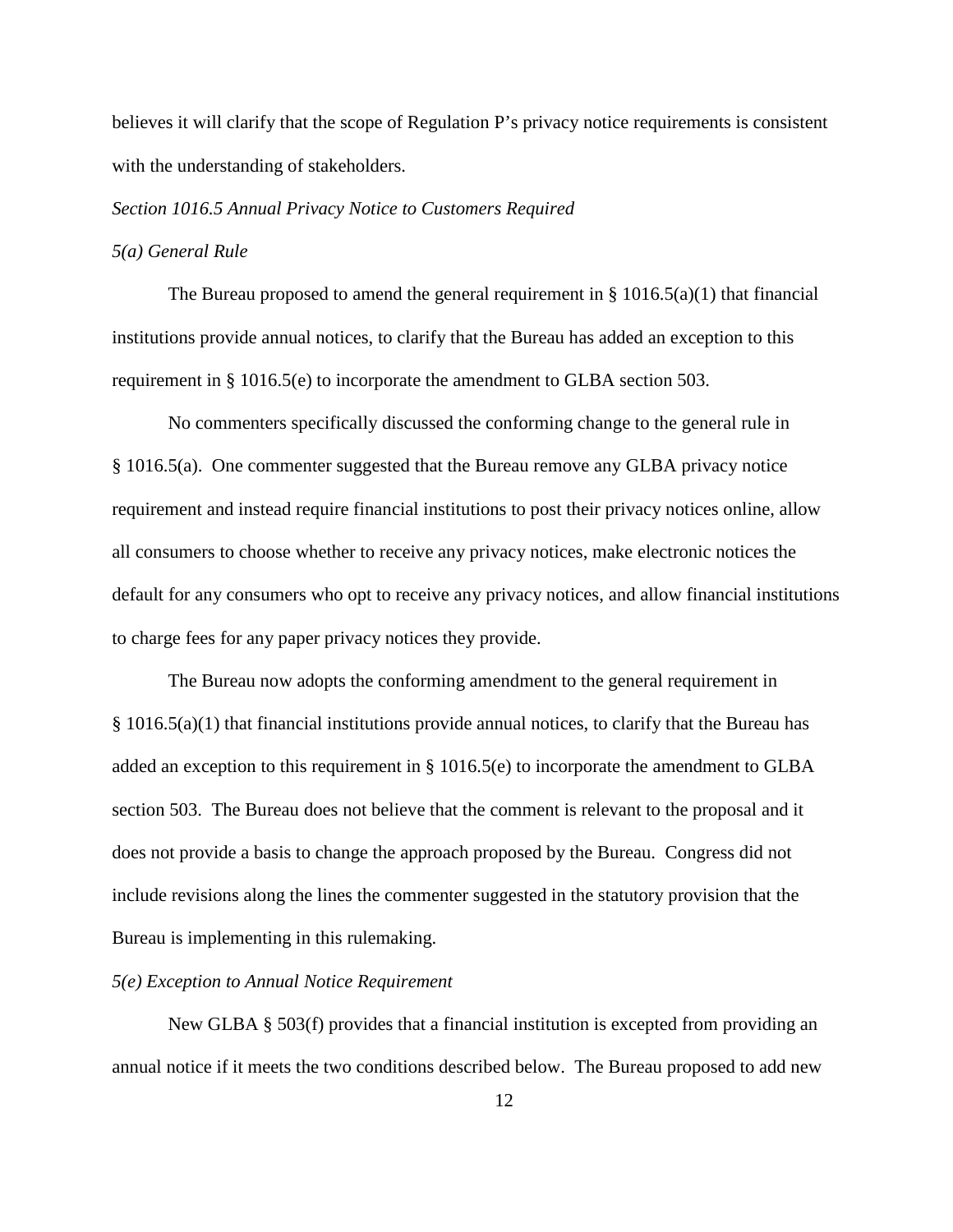believes it will clarify that the scope of Regulation P's privacy notice requirements is consistent with the understanding of stakeholders.

*Section 1016.5 Annual Privacy Notice to Customers Required*

*5(a) General Rule*

The Bureau proposed to amend the general requirement in § 1016.5(a)(1) that financial institutions provide annual notices, to clarify that the Bureau has added an exception to this requirement in § 1016.5(e) to incorporate the amendment to GLBA section 503.

No commenters specifically discussed the conforming change to the general rule in § 1016.5(a). One commenter suggested that the Bureau remove any GLBA privacy notice requirement and instead require financial institutions to post their privacy notices online, allow all consumers to choose whether to receive any privacy notices, make electronic notices the default for any consumers who opt to receive any privacy notices, and allow financial institutions to charge fees for any paper privacy notices they provide.

The Bureau now adopts the conforming amendment to the general requirement in § 1016.5(a)(1) that financial institutions provide annual notices, to clarify that the Bureau has added an exception to this requirement in § 1016.5(e) to incorporate the amendment to GLBA section 503. The Bureau does not believe that the comment is relevant to the proposal and it does not provide a basis to change the approach proposed by the Bureau. Congress did not include revisions along the lines the commenter suggested in the statutory provision that the Bureau is implementing in this rulemaking.

*5(e) Exception to Annual Notice Requirement*

New GLBA § 503(f) provides that a financial institution is excepted from providing an annual notice if it meets the two conditions described below. The Bureau proposed to add new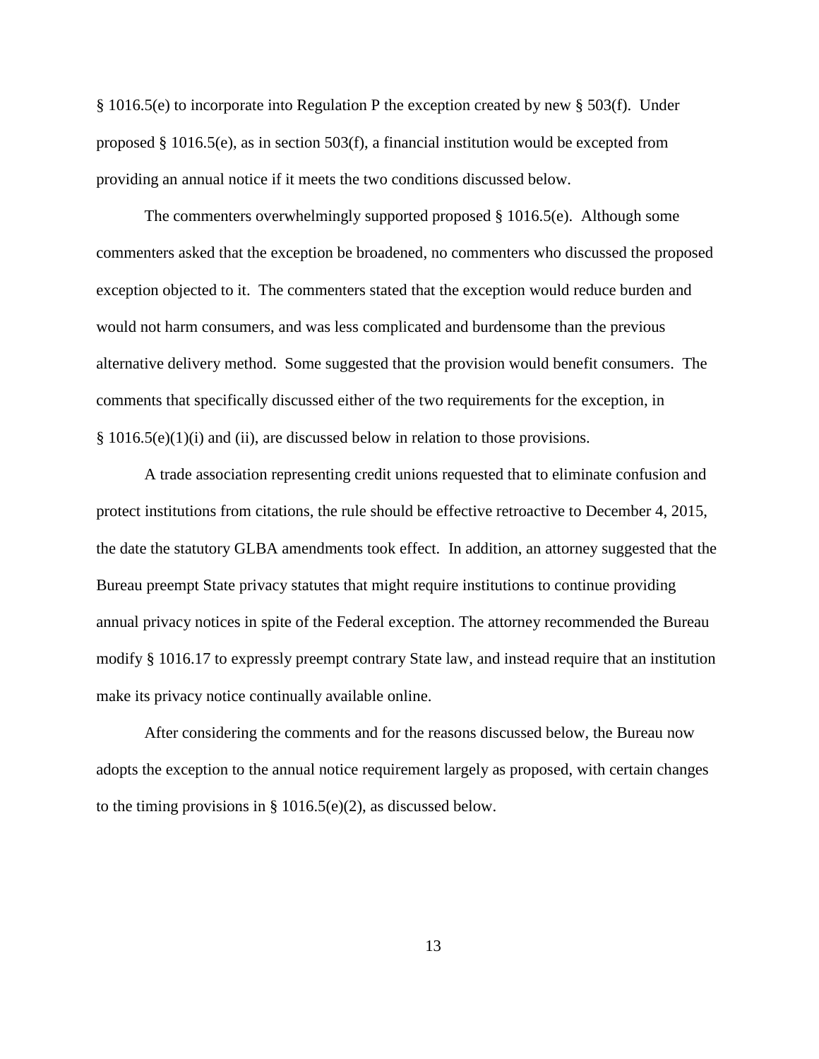§ 1016.5(e) to incorporate into Regulation P the exception created by new § 503(f). Under proposed § 1016.5(e), as in section 503(f), a financial institution would be excepted from providing an annual notice if it meets the two conditions discussed below.

The commenters overwhelmingly supported proposed § 1016.5(e). Although some commenters asked that the exception be broadened, no commenters who discussed the proposed exception objected to it. The commenters stated that the exception would reduce burden and would not harm consumers, and was less complicated and burdensome than the previous alternative delivery method. Some suggested that the provision would benefit consumers. The comments that specifically discussed either of the two requirements for the exception, in § 1016.5(e)(1)(i) and (ii), are discussed below in relation to those provisions.

A trade association representing credit unions requested that to eliminate confusion and protect institutions from citations, the rule should be effective retroactive to December 4, 2015, the date the statutory GLBA amendments took effect. In addition, an attorney suggested that the Bureau preempt State privacy statutes that might require institutions to continue providing annual privacy notices in spite of the Federal exception. The attorney recommended the Bureau modify § 1016.17 to expressly preempt contrary State law, and instead require that an institution make its privacy notice continually available online.

After considering the comments and for the reasons discussed below, the Bureau now adopts the exception to the annual notice requirement largely as proposed, with certain changes to the timing provisions in § 1016.5(e)(2), as discussed below.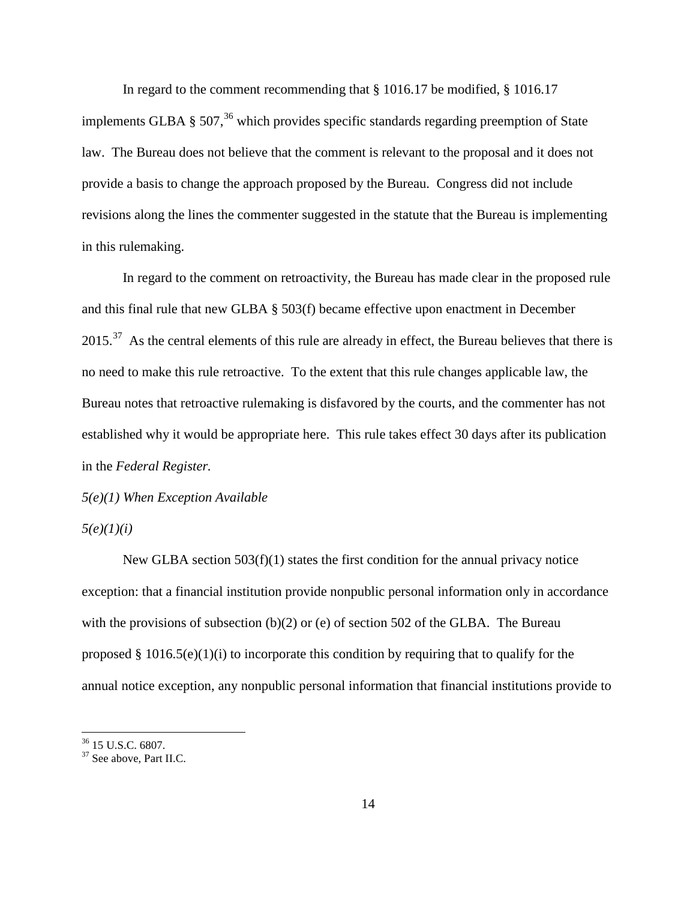In regard to the comment recommending that § 1016.17 be modified, § 1016.17 implements GLBA § 507,[36] which provides specific standards regarding preemption of State law. The Bureau does not believe that the comment is relevant to the proposal and it does not provide a basis to change the approach proposed by the Bureau. Congress did not include revisions along the lines the commenter suggested in the statute that the Bureau is implementing in this rulemaking.

In regard to the comment on retroactivity, the Bureau has made clear in the proposed rule and this final rule that new GLBA § 503(f) became effective upon enactment in December 2015.[37] As the central elements of this rule are already in effect, the Bureau believes that there is no need to make this rule retroactive. To the extent that this rule changes applicable law, the Bureau notes that retroactive rulemaking is disfavored by the courts, and the commenter has not established why it would be appropriate here. This rule takes effect 30 days after its publication in the *Federal Register.*

*5(e)(1) When Exception Available*

*5(e)(1)(i)*

New GLBA section 503(f)(1) states the first condition for the annual privacy notice exception: that a financial institution provide nonpublic personal information only in accordance with the provisions of subsection (b)(2) or (e) of section 502 of the GLBA. The Bureau proposed § 1016.5(e)(1)(i) to incorporate this condition by requiring that to qualify for the annual notice exception, any nonpublic personal information that financial institutions provide to

---

[36] 15 U.S.C. 6807.

[37] See above, Part II.C.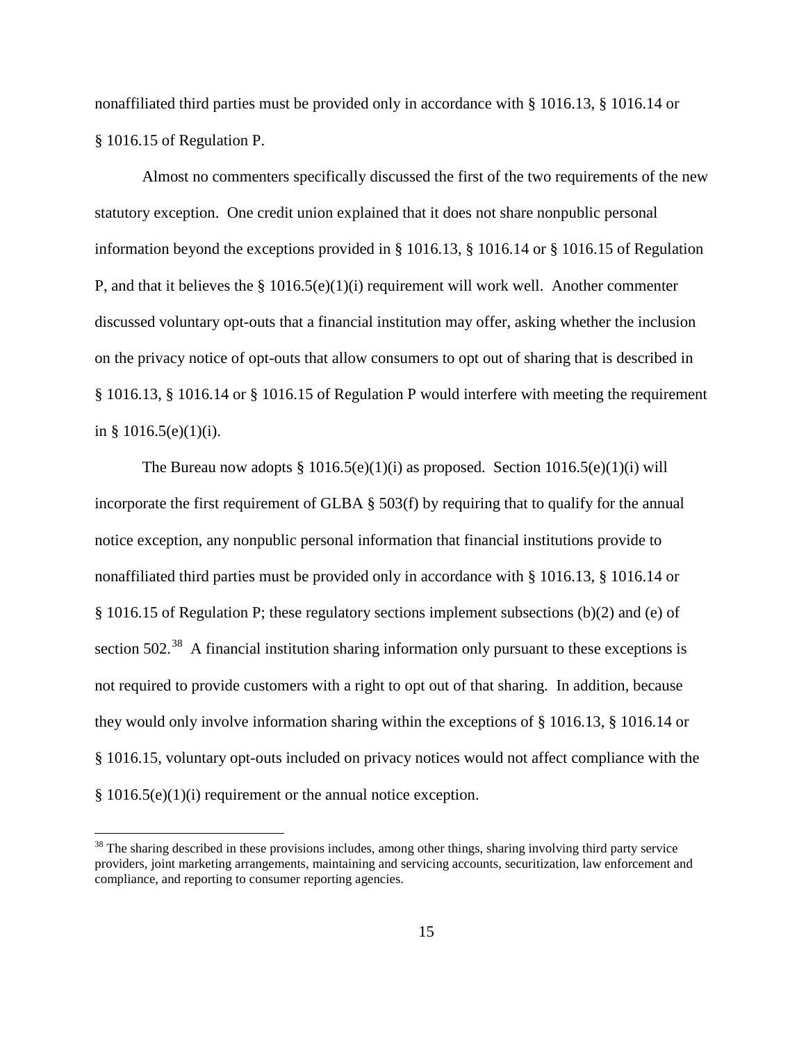nonaffiliated third parties must be provided only in accordance with § 1016.13, § 1016.14 or § 1016.15 of Regulation P.

Almost no commenters specifically discussed the first of the two requirements of the new statutory exception. One credit union explained that it does not share nonpublic personal information beyond the exceptions provided in § 1016.13, § 1016.14 or § 1016.15 of Regulation P, and that it believes the § 1016.5(e)(1)(i) requirement will work well. Another commenter discussed voluntary opt-outs that a financial institution may offer, asking whether the inclusion on the privacy notice of opt-outs that allow consumers to opt out of sharing that is described in § 1016.13, § 1016.14 or § 1016.15 of Regulation P would interfere with meeting the requirement in § 1016.5(e)(1)(i).

The Bureau now adopts § 1016.5(e)(1)(i) as proposed. Section 1016.5(e)(1)(i) will incorporate the first requirement of GLBA § 503(f) by requiring that to qualify for the annual notice exception, any nonpublic personal information that financial institutions provide to nonaffiliated third parties must be provided only in accordance with § 1016.13, § 1016.14 or § 1016.15 of Regulation P; these regulatory sections implement subsections (b)(2) and (e) of section 502.[38] A financial institution sharing information only pursuant to these exceptions is not required to provide customers with a right to opt out of that sharing. In addition, because they would only involve information sharing within the exceptions of § 1016.13, § 1016.14 or § 1016.15, voluntary opt-outs included on privacy notices would not affect compliance with the § 1016.5(e)(1)(i) requirement or the annual notice exception.

[38] The sharing described in these provisions includes, among other things, sharing involving third party service providers, joint marketing arrangements, maintaining and servicing accounts, securitization, law enforcement and compliance, and reporting to consumer reporting agencies.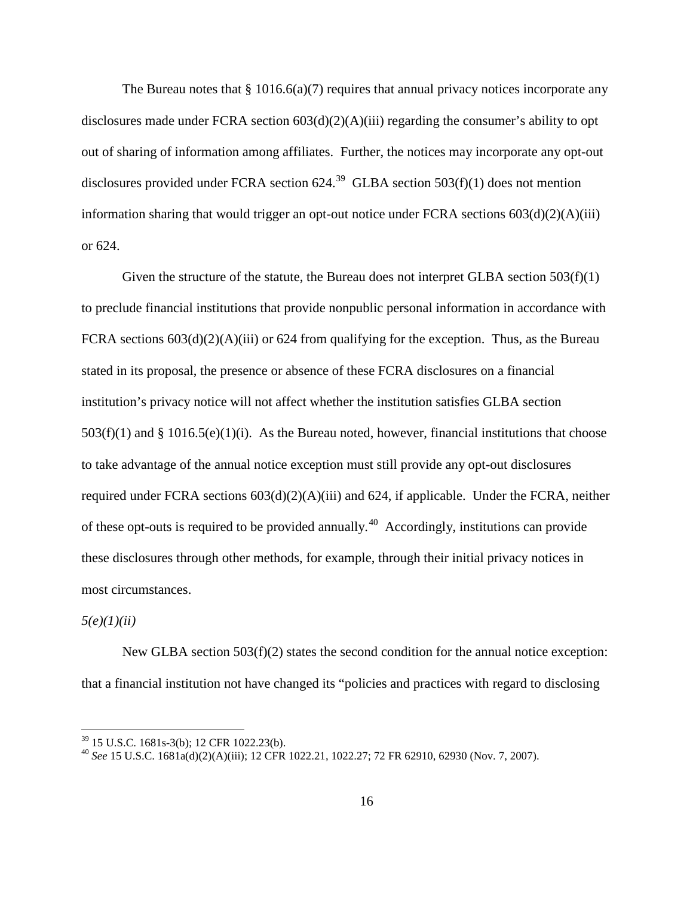The Bureau notes that § 1016.6(a)(7) requires that annual privacy notices incorporate any disclosures made under FCRA section 603(d)(2)(A)(iii) regarding the consumer's ability to opt out of sharing of information among affiliates. Further, the notices may incorporate any opt-out disclosures provided under FCRA section 624.[39] GLBA section 503(f)(1) does not mention information sharing that would trigger an opt-out notice under FCRA sections 603(d)(2)(A)(iii) or 624.

Given the structure of the statute, the Bureau does not interpret GLBA section 503(f)(1) to preclude financial institutions that provide nonpublic personal information in accordance with FCRA sections 603(d)(2)(A)(iii) or 624 from qualifying for the exception. Thus, as the Bureau stated in its proposal, the presence or absence of these FCRA disclosures on a financial institution's privacy notice will not affect whether the institution satisfies GLBA section 503(f)(1) and § 1016.5(e)(1)(i). As the Bureau noted, however, financial institutions that choose to take advantage of the annual notice exception must still provide any opt-out disclosures required under FCRA sections 603(d)(2)(A)(iii) and 624, if applicable. Under the FCRA, neither of these opt-outs is required to be provided annually.[40] Accordingly, institutions can provide these disclosures through other methods, for example, through their initial privacy notices in most circumstances.

*5(e)(1)(ii)*

New GLBA section 503(f)(2) states the second condition for the annual notice exception: that a financial institution not have changed its "policies and practices with regard to disclosing

---

[39] 15 U.S.C. 1681s-3(b); 12 CFR 1022.23(b).

[40] *See* 15 U.S.C. 1681a(d)(2)(A)(iii); 12 CFR 1022.21, 1022.27; 72 FR 62910, 62930 (Nov. 7, 2007).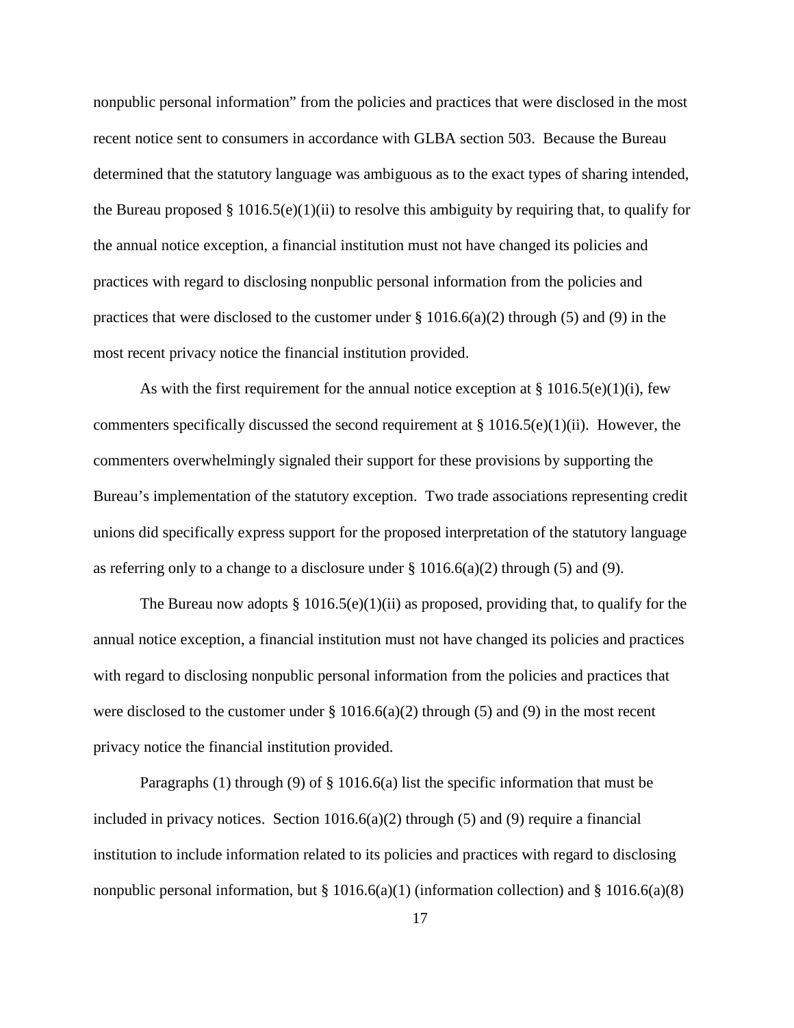nonpublic personal information" from the policies and practices that were disclosed in the most recent notice sent to consumers in accordance with GLBA section 503. Because the Bureau determined that the statutory language was ambiguous as to the exact types of sharing intended, the Bureau proposed § 1016.5(e)(1)(ii) to resolve this ambiguity by requiring that, to qualify for the annual notice exception, a financial institution must not have changed its policies and practices with regard to disclosing nonpublic personal information from the policies and practices that were disclosed to the customer under § 1016.6(a)(2) through (5) and (9) in the most recent privacy notice the financial institution provided.

As with the first requirement for the annual notice exception at § 1016.5(e)(1)(i), few commenters specifically discussed the second requirement at § 1016.5(e)(1)(ii). However, the commenters overwhelmingly signaled their support for these provisions by supporting the Bureau's implementation of the statutory exception. Two trade associations representing credit unions did specifically express support for the proposed interpretation of the statutory language as referring only to a change to a disclosure under § 1016.6(a)(2) through (5) and (9).

The Bureau now adopts § 1016.5(e)(1)(ii) as proposed, providing that, to qualify for the annual notice exception, a financial institution must not have changed its policies and practices with regard to disclosing nonpublic personal information from the policies and practices that were disclosed to the customer under § 1016.6(a)(2) through (5) and (9) in the most recent privacy notice the financial institution provided.

Paragraphs (1) through (9) of § 1016.6(a) list the specific information that must be included in privacy notices. Section 1016.6(a)(2) through (5) and (9) require a financial institution to include information related to its policies and practices with regard to disclosing nonpublic personal information, but § 1016.6(a)(1) (information collection) and § 1016.6(a)(8)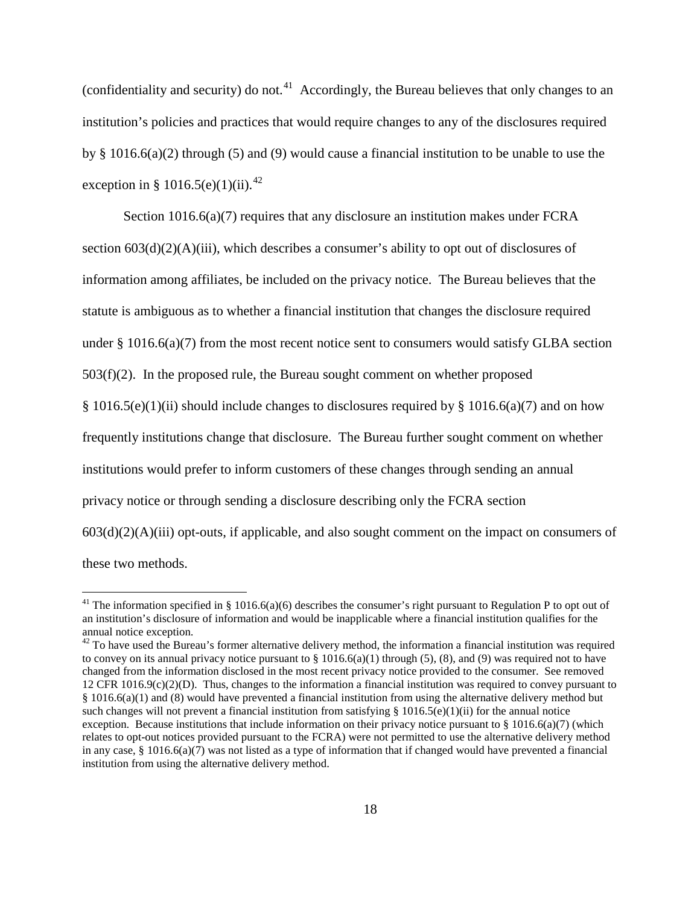(confidentiality and security) do not.[41] Accordingly, the Bureau believes that only changes to an institution's policies and practices that would require changes to any of the disclosures required by § 1016.6(a)(2) through (5) and (9) would cause a financial institution to be unable to use the exception in § 1016.5(e)(1)(ii).[42]

Section 1016.6(a)(7) requires that any disclosure an institution makes under FCRA section 603(d)(2)(A)(iii), which describes a consumer's ability to opt out of disclosures of information among affiliates, be included on the privacy notice. The Bureau believes that the statute is ambiguous as to whether a financial institution that changes the disclosure required under § 1016.6(a)(7) from the most recent notice sent to consumers would satisfy GLBA section 503(f)(2). In the proposed rule, the Bureau sought comment on whether proposed § 1016.5(e)(1)(ii) should include changes to disclosures required by § 1016.6(a)(7) and on how frequently institutions change that disclosure. The Bureau further sought comment on whether institutions would prefer to inform customers of these changes through sending an annual privacy notice or through sending a disclosure describing only the FCRA section 603(d)(2)(A)(iii) opt-outs, if applicable, and also sought comment on the impact on consumers of these two methods.

---

[41] The information specified in § 1016.6(a)(6) describes the consumer's right pursuant to Regulation P to opt out of an institution's disclosure of information and would be inapplicable where a financial institution qualifies for the annual notice exception.

[42] To have used the Bureau's former alternative delivery method, the information a financial institution was required to convey on its annual privacy notice pursuant to § 1016.6(a)(1) through (5), (8), and (9) was required not to have changed from the information disclosed in the most recent privacy notice provided to the consumer. See removed 12 CFR 1016.9(c)(2)(D). Thus, changes to the information a financial institution was required to convey pursuant to § 1016.6(a)(1) and (8) would have prevented a financial institution from using the alternative delivery method but such changes will not prevent a financial institution from satisfying § 1016.5(e)(1)(ii) for the annual notice exception. Because institutions that include information on their privacy notice pursuant to § 1016.6(a)(7) (which relates to opt-out notices provided pursuant to the FCRA) were not permitted to use the alternative delivery method in any case, § 1016.6(a)(7) was not listed as a type of information that if changed would have prevented a financial institution from using the alternative delivery method.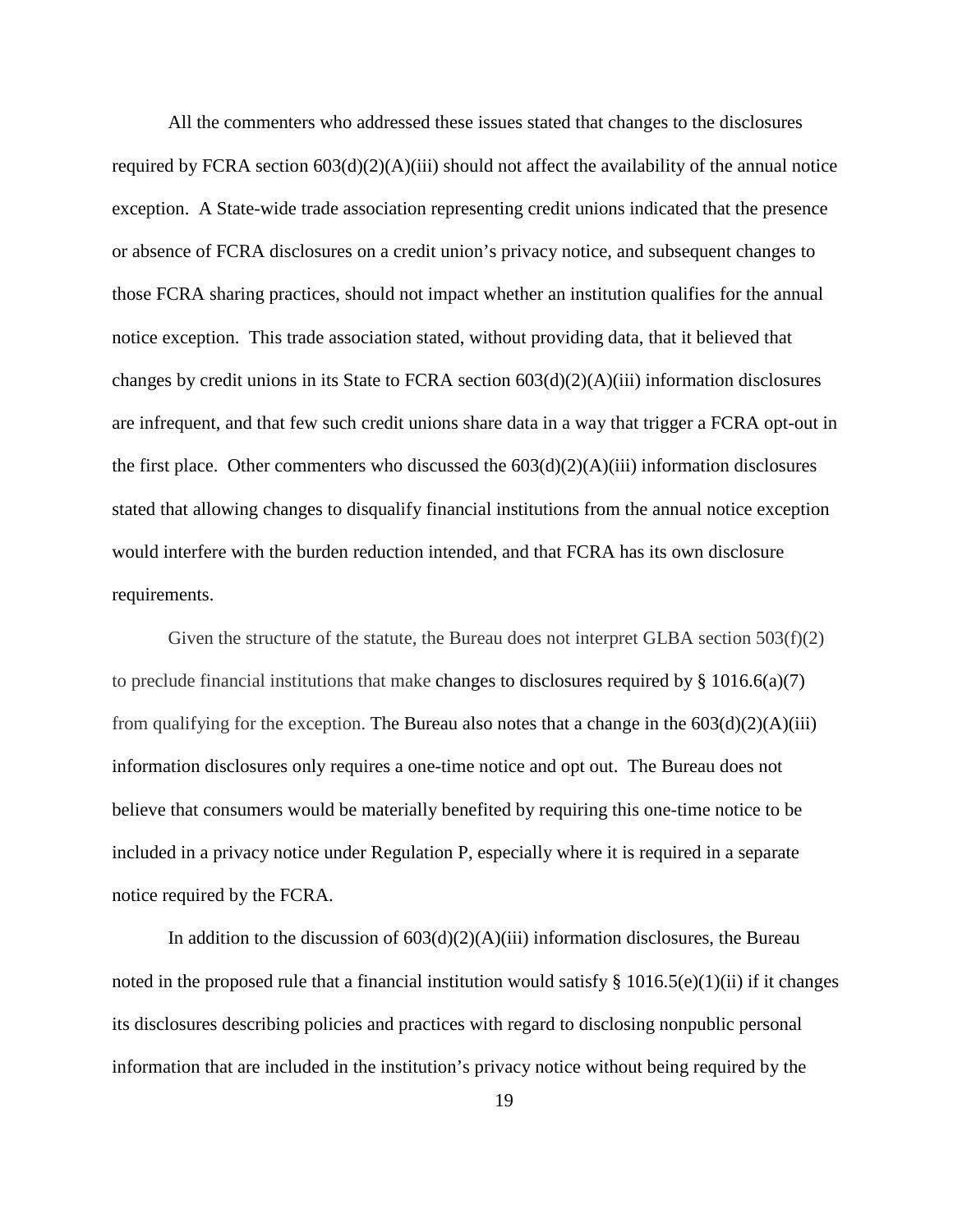All the commenters who addressed these issues stated that changes to the disclosures required by FCRA section 603(d)(2)(A)(iii) should not affect the availability of the annual notice exception. A State-wide trade association representing credit unions indicated that the presence or absence of FCRA disclosures on a credit union's privacy notice, and subsequent changes to those FCRA sharing practices, should not impact whether an institution qualifies for the annual notice exception. This trade association stated, without providing data, that it believed that changes by credit unions in its State to FCRA section 603(d)(2)(A)(iii) information disclosures are infrequent, and that few such credit unions share data in a way that trigger a FCRA opt-out in the first place. Other commenters who discussed the 603(d)(2)(A)(iii) information disclosures stated that allowing changes to disqualify financial institutions from the annual notice exception would interfere with the burden reduction intended, and that FCRA has its own disclosure requirements.

Given the structure of the statute, the Bureau does not interpret GLBA section 503(f)(2) to preclude financial institutions that make changes to disclosures required by § 1016.6(a)(7) from qualifying for the exception. The Bureau also notes that a change in the 603(d)(2)(A)(iii) information disclosures only requires a one-time notice and opt out. The Bureau does not believe that consumers would be materially benefited by requiring this one-time notice to be included in a privacy notice under Regulation P, especially where it is required in a separate notice required by the FCRA.

In addition to the discussion of 603(d)(2)(A)(iii) information disclosures, the Bureau noted in the proposed rule that a financial institution would satisfy § 1016.5(e)(1)(ii) if it changes its disclosures describing policies and practices with regard to disclosing nonpublic personal information that are included in the institution's privacy notice without being required by the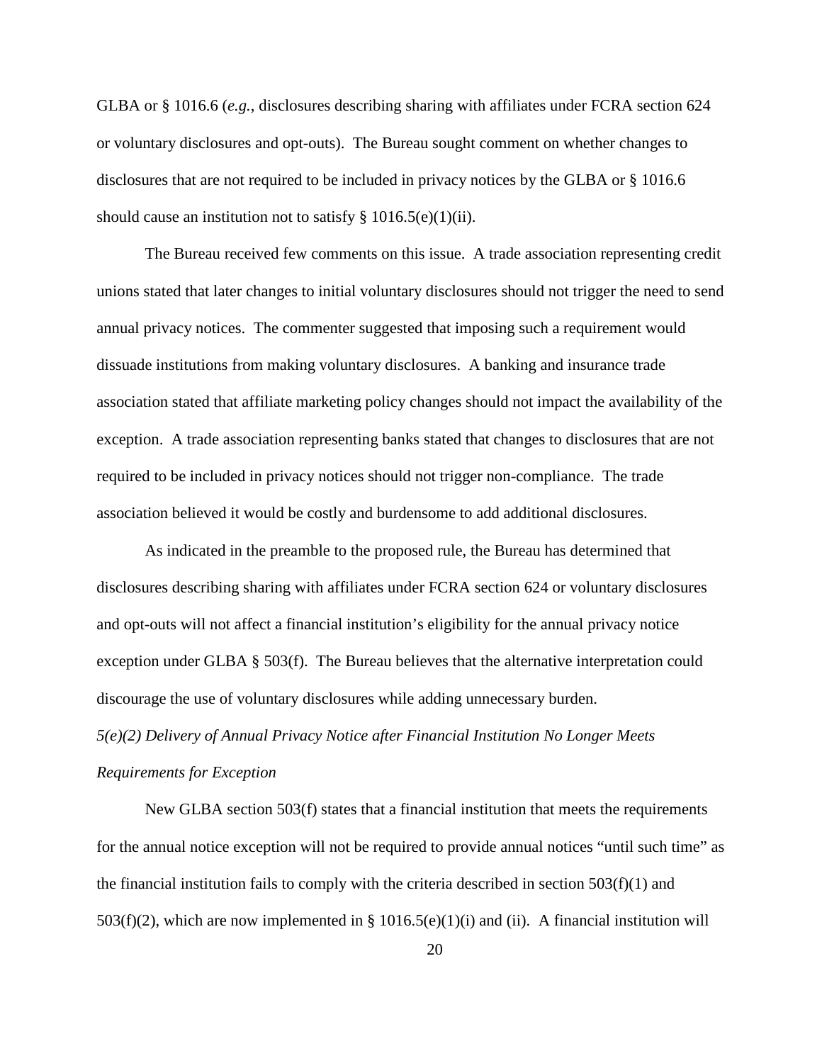GLBA or § 1016.6 (*e.g.*, disclosures describing sharing with affiliates under FCRA section 624 or voluntary disclosures and opt-outs). The Bureau sought comment on whether changes to disclosures that are not required to be included in privacy notices by the GLBA or § 1016.6 should cause an institution not to satisfy § 1016.5(e)(1)(ii).

The Bureau received few comments on this issue. A trade association representing credit unions stated that later changes to initial voluntary disclosures should not trigger the need to send annual privacy notices. The commenter suggested that imposing such a requirement would dissuade institutions from making voluntary disclosures. A banking and insurance trade association stated that affiliate marketing policy changes should not impact the availability of the exception. A trade association representing banks stated that changes to disclosures that are not required to be included in privacy notices should not trigger non-compliance. The trade association believed it would be costly and burdensome to add additional disclosures.

As indicated in the preamble to the proposed rule, the Bureau has determined that disclosures describing sharing with affiliates under FCRA section 624 or voluntary disclosures and opt-outs will not affect a financial institution's eligibility for the annual privacy notice exception under GLBA § 503(f). The Bureau believes that the alternative interpretation could discourage the use of voluntary disclosures while adding unnecessary burden.

*5(e)(2) Delivery of Annual Privacy Notice after Financial Institution No Longer Meets Requirements for Exception*

New GLBA section 503(f) states that a financial institution that meets the requirements for the annual notice exception will not be required to provide annual notices "until such time" as the financial institution fails to comply with the criteria described in section 503(f)(1) and 503(f)(2), which are now implemented in § 1016.5(e)(1)(i) and (ii). A financial institution will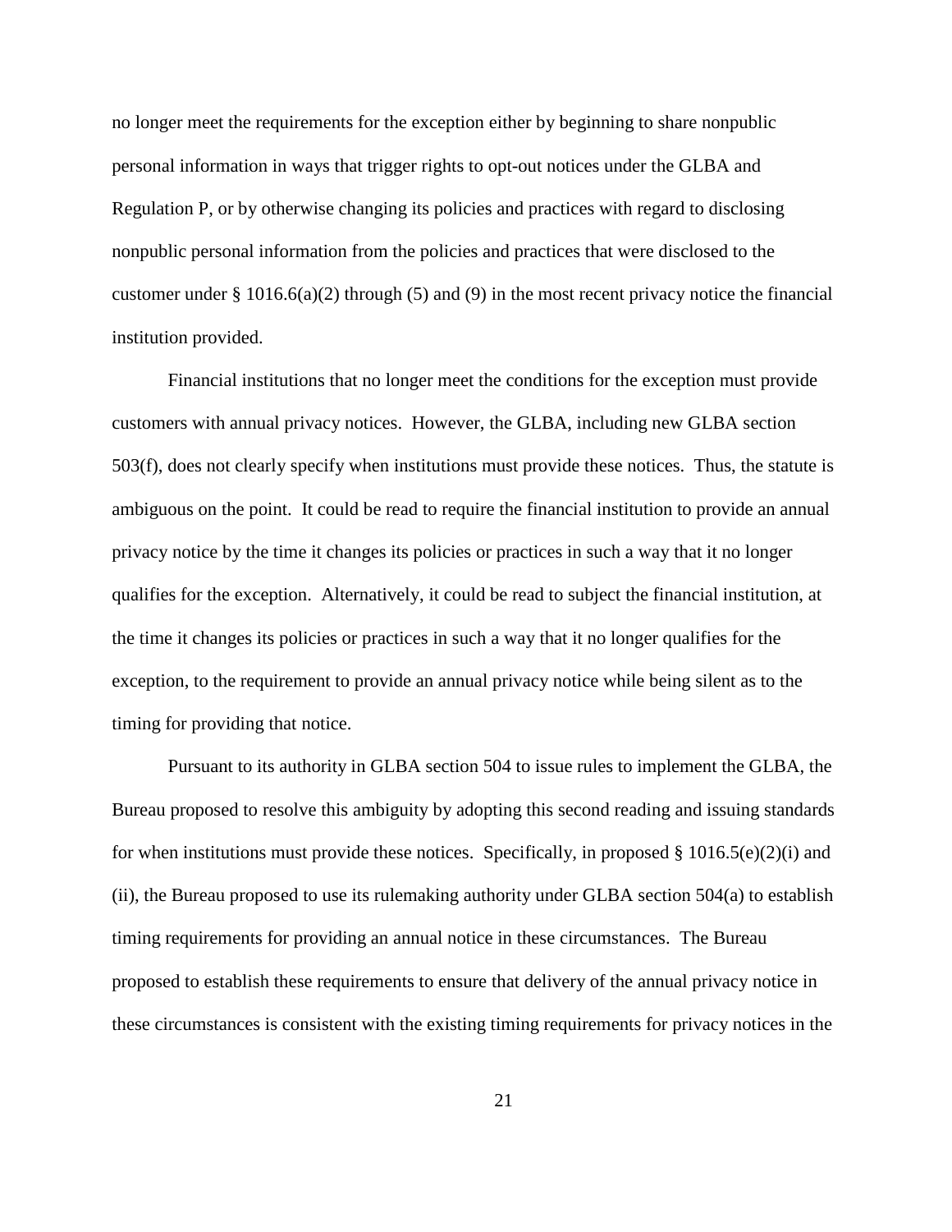no longer meet the requirements for the exception either by beginning to share nonpublic personal information in ways that trigger rights to opt-out notices under the GLBA and Regulation P, or by otherwise changing its policies and practices with regard to disclosing nonpublic personal information from the policies and practices that were disclosed to the customer under § 1016.6(a)(2) through (5) and (9) in the most recent privacy notice the financial institution provided.

Financial institutions that no longer meet the conditions for the exception must provide customers with annual privacy notices. However, the GLBA, including new GLBA section 503(f), does not clearly specify when institutions must provide these notices. Thus, the statute is ambiguous on the point. It could be read to require the financial institution to provide an annual privacy notice by the time it changes its policies or practices in such a way that it no longer qualifies for the exception. Alternatively, it could be read to subject the financial institution, at the time it changes its policies or practices in such a way that it no longer qualifies for the exception, to the requirement to provide an annual privacy notice while being silent as to the timing for providing that notice.

Pursuant to its authority in GLBA section 504 to issue rules to implement the GLBA, the Bureau proposed to resolve this ambiguity by adopting this second reading and issuing standards for when institutions must provide these notices. Specifically, in proposed § 1016.5(e)(2)(i) and (ii), the Bureau proposed to use its rulemaking authority under GLBA section 504(a) to establish timing requirements for providing an annual notice in these circumstances. The Bureau proposed to establish these requirements to ensure that delivery of the annual privacy notice in these circumstances is consistent with the existing timing requirements for privacy notices in the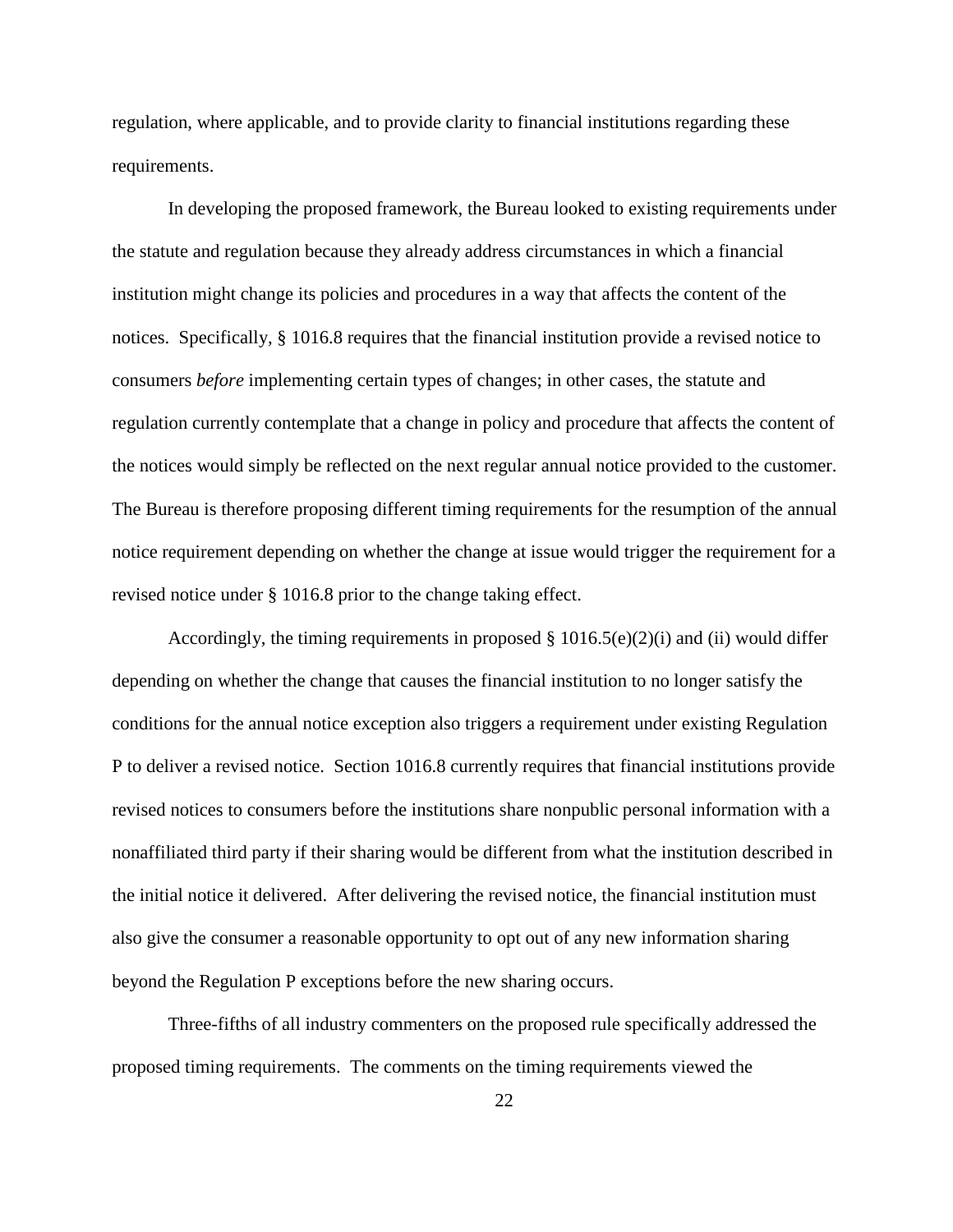regulation, where applicable, and to provide clarity to financial institutions regarding these requirements.

In developing the proposed framework, the Bureau looked to existing requirements under the statute and regulation because they already address circumstances in which a financial institution might change its policies and procedures in a way that affects the content of the notices. Specifically, § 1016.8 requires that the financial institution provide a revised notice to consumers *before* implementing certain types of changes; in other cases, the statute and regulation currently contemplate that a change in policy and procedure that affects the content of the notices would simply be reflected on the next regular annual notice provided to the customer. The Bureau is therefore proposing different timing requirements for the resumption of the annual notice requirement depending on whether the change at issue would trigger the requirement for a revised notice under § 1016.8 prior to the change taking effect.

Accordingly, the timing requirements in proposed § 1016.5(e)(2)(i) and (ii) would differ depending on whether the change that causes the financial institution to no longer satisfy the conditions for the annual notice exception also triggers a requirement under existing Regulation P to deliver a revised notice. Section 1016.8 currently requires that financial institutions provide revised notices to consumers before the institutions share nonpublic personal information with a nonaffiliated third party if their sharing would be different from what the institution described in the initial notice it delivered. After delivering the revised notice, the financial institution must also give the consumer a reasonable opportunity to opt out of any new information sharing beyond the Regulation P exceptions before the new sharing occurs.

Three-fifths of all industry commenters on the proposed rule specifically addressed the proposed timing requirements. The comments on the timing requirements viewed the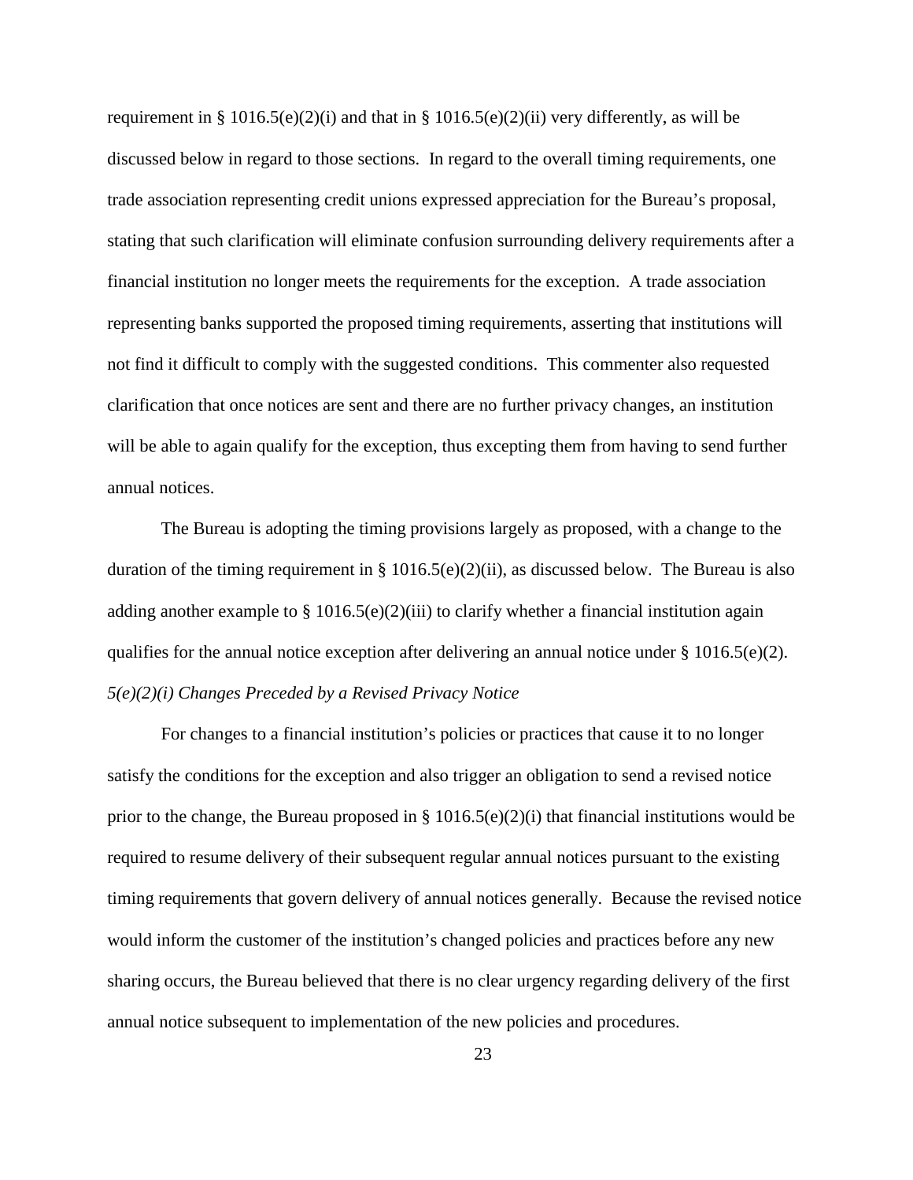requirement in § 1016.5(e)(2)(i) and that in § 1016.5(e)(2)(ii) very differently, as will be discussed below in regard to those sections. In regard to the overall timing requirements, one trade association representing credit unions expressed appreciation for the Bureau's proposal, stating that such clarification will eliminate confusion surrounding delivery requirements after a financial institution no longer meets the requirements for the exception. A trade association representing banks supported the proposed timing requirements, asserting that institutions will not find it difficult to comply with the suggested conditions. This commenter also requested clarification that once notices are sent and there are no further privacy changes, an institution will be able to again qualify for the exception, thus excepting them from having to send further annual notices.

The Bureau is adopting the timing provisions largely as proposed, with a change to the duration of the timing requirement in § 1016.5(e)(2)(ii), as discussed below. The Bureau is also adding another example to § 1016.5(e)(2)(iii) to clarify whether a financial institution again qualifies for the annual notice exception after delivering an annual notice under § 1016.5(e)(2).

*5(e)(2)(i) Changes Preceded by a Revised Privacy Notice*

For changes to a financial institution's policies or practices that cause it to no longer satisfy the conditions for the exception and also trigger an obligation to send a revised notice prior to the change, the Bureau proposed in § 1016.5(e)(2)(i) that financial institutions would be required to resume delivery of their subsequent regular annual notices pursuant to the existing timing requirements that govern delivery of annual notices generally. Because the revised notice would inform the customer of the institution's changed policies and practices before any new sharing occurs, the Bureau believed that there is no clear urgency regarding delivery of the first annual notice subsequent to implementation of the new policies and procedures.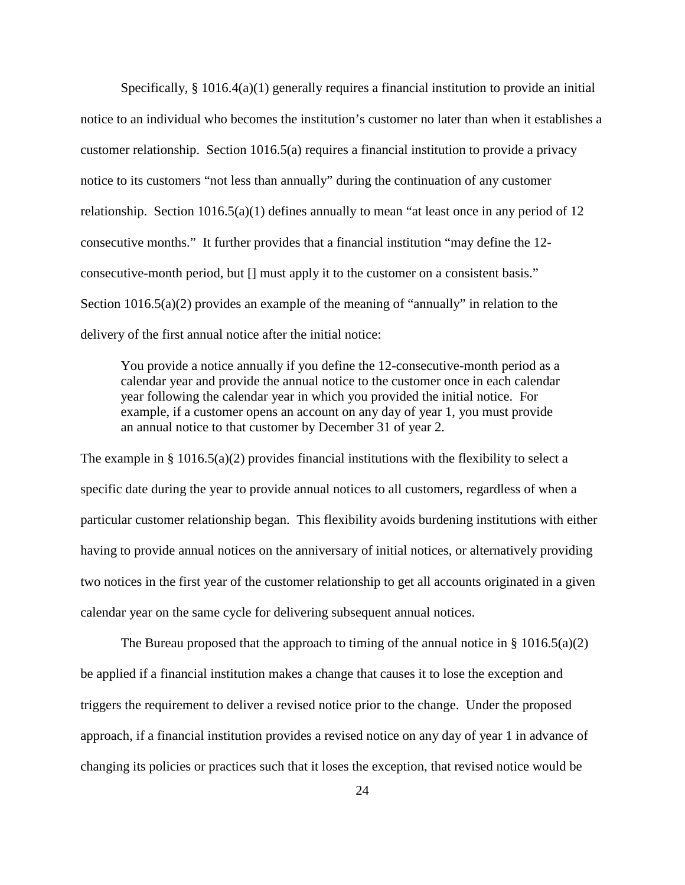Specifically, § 1016.4(a)(1) generally requires a financial institution to provide an initial notice to an individual who becomes the institution's customer no later than when it establishes a customer relationship. Section 1016.5(a) requires a financial institution to provide a privacy notice to its customers "not less than annually" during the continuation of any customer relationship. Section 1016.5(a)(1) defines annually to mean "at least once in any period of 12 consecutive months." It further provides that a financial institution "may define the 12-consecutive-month period, but [] must apply it to the customer on a consistent basis." Section 1016.5(a)(2) provides an example of the meaning of "annually" in relation to the delivery of the first annual notice after the initial notice:

> You provide a notice annually if you define the 12-consecutive-month period as a calendar year and provide the annual notice to the customer once in each calendar year following the calendar year in which you provided the initial notice. For example, if a customer opens an account on any day of year 1, you must provide an annual notice to that customer by December 31 of year 2.

The example in § 1016.5(a)(2) provides financial institutions with the flexibility to select a specific date during the year to provide annual notices to all customers, regardless of when a particular customer relationship began. This flexibility avoids burdening institutions with either having to provide annual notices on the anniversary of initial notices, or alternatively providing two notices in the first year of the customer relationship to get all accounts originated in a given calendar year on the same cycle for delivering subsequent annual notices.

The Bureau proposed that the approach to timing of the annual notice in § 1016.5(a)(2) be applied if a financial institution makes a change that causes it to lose the exception and triggers the requirement to deliver a revised notice prior to the change. Under the proposed approach, if a financial institution provides a revised notice on any day of year 1 in advance of changing its policies or practices such that it loses the exception, that revised notice would be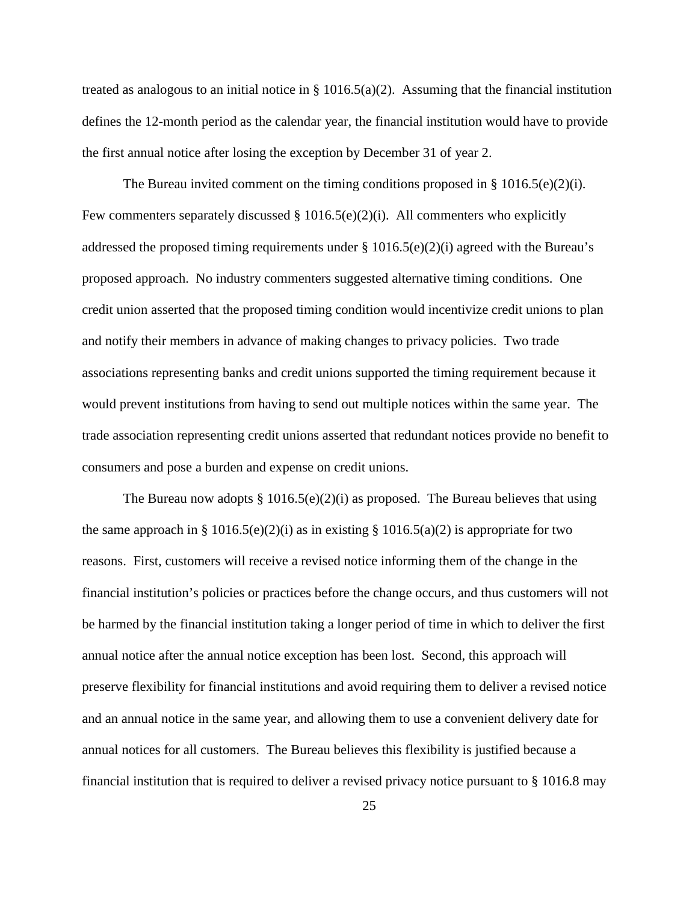treated as analogous to an initial notice in § 1016.5(a)(2). Assuming that the financial institution defines the 12-month period as the calendar year, the financial institution would have to provide the first annual notice after losing the exception by December 31 of year 2.

The Bureau invited comment on the timing conditions proposed in § 1016.5(e)(2)(i). Few commenters separately discussed § 1016.5(e)(2)(i). All commenters who explicitly addressed the proposed timing requirements under § 1016.5(e)(2)(i) agreed with the Bureau's proposed approach. No industry commenters suggested alternative timing conditions. One credit union asserted that the proposed timing condition would incentivize credit unions to plan and notify their members in advance of making changes to privacy policies. Two trade associations representing banks and credit unions supported the timing requirement because it would prevent institutions from having to send out multiple notices within the same year. The trade association representing credit unions asserted that redundant notices provide no benefit to consumers and pose a burden and expense on credit unions.

The Bureau now adopts § 1016.5(e)(2)(i) as proposed. The Bureau believes that using the same approach in § 1016.5(e)(2)(i) as in existing § 1016.5(a)(2) is appropriate for two reasons. First, customers will receive a revised notice informing them of the change in the financial institution's policies or practices before the change occurs, and thus customers will not be harmed by the financial institution taking a longer period of time in which to deliver the first annual notice after the annual notice exception has been lost. Second, this approach will preserve flexibility for financial institutions and avoid requiring them to deliver a revised notice and an annual notice in the same year, and allowing them to use a convenient delivery date for annual notices for all customers. The Bureau believes this flexibility is justified because a financial institution that is required to deliver a revised privacy notice pursuant to § 1016.8 may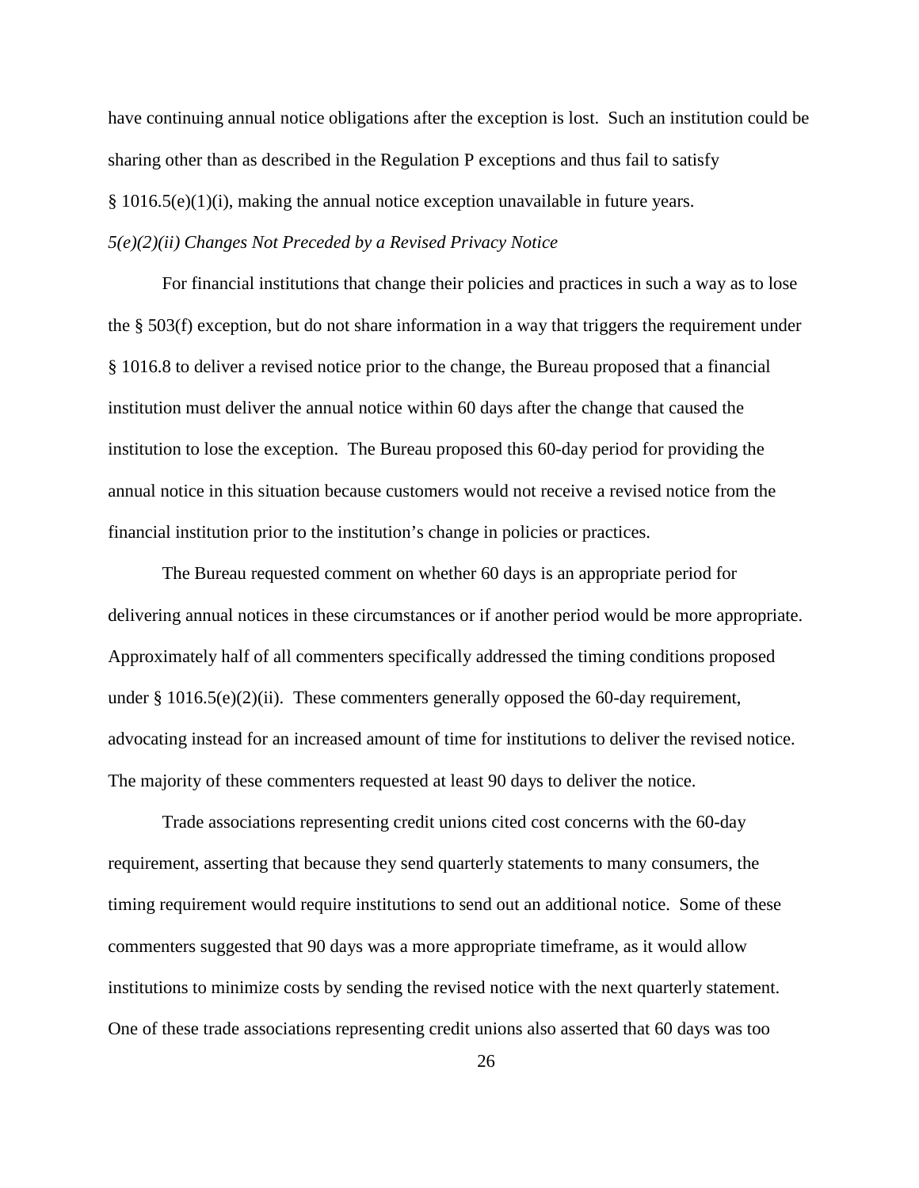have continuing annual notice obligations after the exception is lost. Such an institution could be sharing other than as described in the Regulation P exceptions and thus fail to satisfy § 1016.5(e)(1)(i), making the annual notice exception unavailable in future years.

*5(e)(2)(ii) Changes Not Preceded by a Revised Privacy Notice*

For financial institutions that change their policies and practices in such a way as to lose the § 503(f) exception, but do not share information in a way that triggers the requirement under § 1016.8 to deliver a revised notice prior to the change, the Bureau proposed that a financial institution must deliver the annual notice within 60 days after the change that caused the institution to lose the exception. The Bureau proposed this 60-day period for providing the annual notice in this situation because customers would not receive a revised notice from the financial institution prior to the institution's change in policies or practices.

The Bureau requested comment on whether 60 days is an appropriate period for delivering annual notices in these circumstances or if another period would be more appropriate. Approximately half of all commenters specifically addressed the timing conditions proposed under § 1016.5(e)(2)(ii). These commenters generally opposed the 60-day requirement, advocating instead for an increased amount of time for institutions to deliver the revised notice. The majority of these commenters requested at least 90 days to deliver the notice.

Trade associations representing credit unions cited cost concerns with the 60-day requirement, asserting that because they send quarterly statements to many consumers, the timing requirement would require institutions to send out an additional notice. Some of these commenters suggested that 90 days was a more appropriate timeframe, as it would allow institutions to minimize costs by sending the revised notice with the next quarterly statement. One of these trade associations representing credit unions also asserted that 60 days was too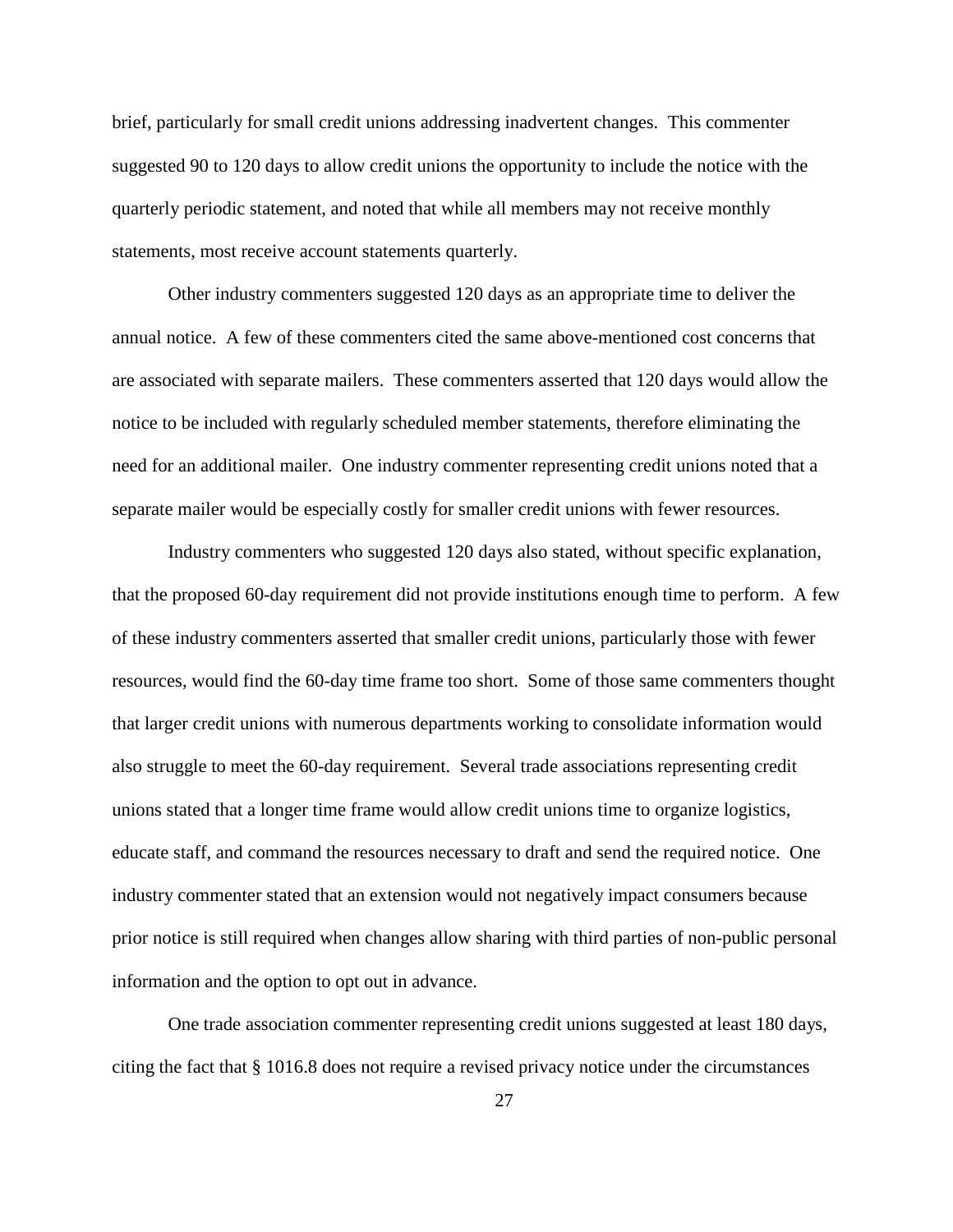brief, particularly for small credit unions addressing inadvertent changes. This commenter suggested 90 to 120 days to allow credit unions the opportunity to include the notice with the quarterly periodic statement, and noted that while all members may not receive monthly statements, most receive account statements quarterly.

Other industry commenters suggested 120 days as an appropriate time to deliver the annual notice. A few of these commenters cited the same above-mentioned cost concerns that are associated with separate mailers. These commenters asserted that 120 days would allow the notice to be included with regularly scheduled member statements, therefore eliminating the need for an additional mailer. One industry commenter representing credit unions noted that a separate mailer would be especially costly for smaller credit unions with fewer resources.

Industry commenters who suggested 120 days also stated, without specific explanation, that the proposed 60-day requirement did not provide institutions enough time to perform. A few of these industry commenters asserted that smaller credit unions, particularly those with fewer resources, would find the 60-day time frame too short. Some of those same commenters thought that larger credit unions with numerous departments working to consolidate information would also struggle to meet the 60-day requirement. Several trade associations representing credit unions stated that a longer time frame would allow credit unions time to organize logistics, educate staff, and command the resources necessary to draft and send the required notice. One industry commenter stated that an extension would not negatively impact consumers because prior notice is still required when changes allow sharing with third parties of non-public personal information and the option to opt out in advance.

One trade association commenter representing credit unions suggested at least 180 days, citing the fact that § 1016.8 does not require a revised privacy notice under the circumstances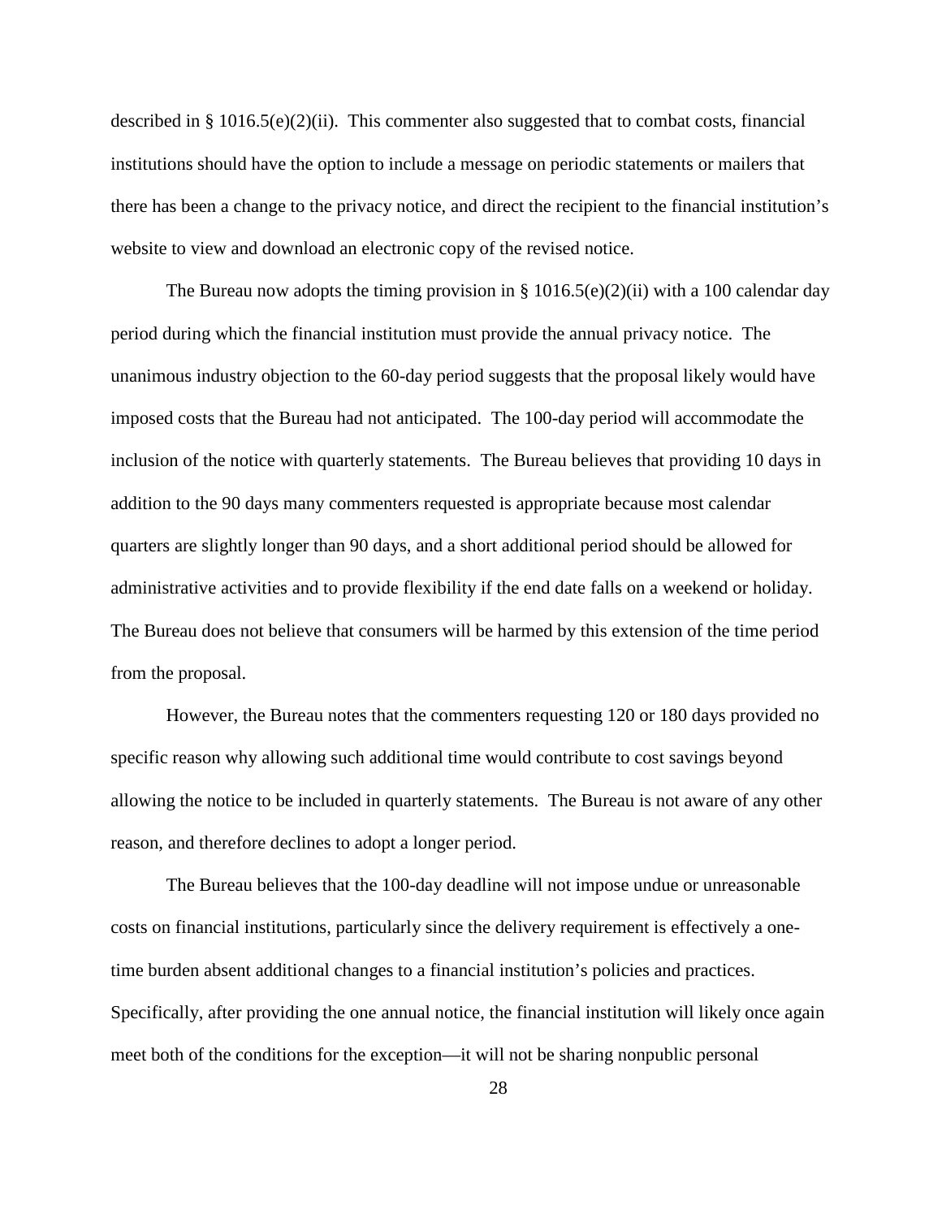described in § 1016.5(e)(2)(ii). This commenter also suggested that to combat costs, financial institutions should have the option to include a message on periodic statements or mailers that there has been a change to the privacy notice, and direct the recipient to the financial institution's website to view and download an electronic copy of the revised notice.

The Bureau now adopts the timing provision in § 1016.5(e)(2)(ii) with a 100 calendar day period during which the financial institution must provide the annual privacy notice. The unanimous industry objection to the 60-day period suggests that the proposal likely would have imposed costs that the Bureau had not anticipated. The 100-day period will accommodate the inclusion of the notice with quarterly statements. The Bureau believes that providing 10 days in addition to the 90 days many commenters requested is appropriate because most calendar quarters are slightly longer than 90 days, and a short additional period should be allowed for administrative activities and to provide flexibility if the end date falls on a weekend or holiday. The Bureau does not believe that consumers will be harmed by this extension of the time period from the proposal.

However, the Bureau notes that the commenters requesting 120 or 180 days provided no specific reason why allowing such additional time would contribute to cost savings beyond allowing the notice to be included in quarterly statements. The Bureau is not aware of any other reason, and therefore declines to adopt a longer period.

The Bureau believes that the 100-day deadline will not impose undue or unreasonable costs on financial institutions, particularly since the delivery requirement is effectively a one-time burden absent additional changes to a financial institution's policies and practices. Specifically, after providing the one annual notice, the financial institution will likely once again meet both of the conditions for the exception—it will not be sharing nonpublic personal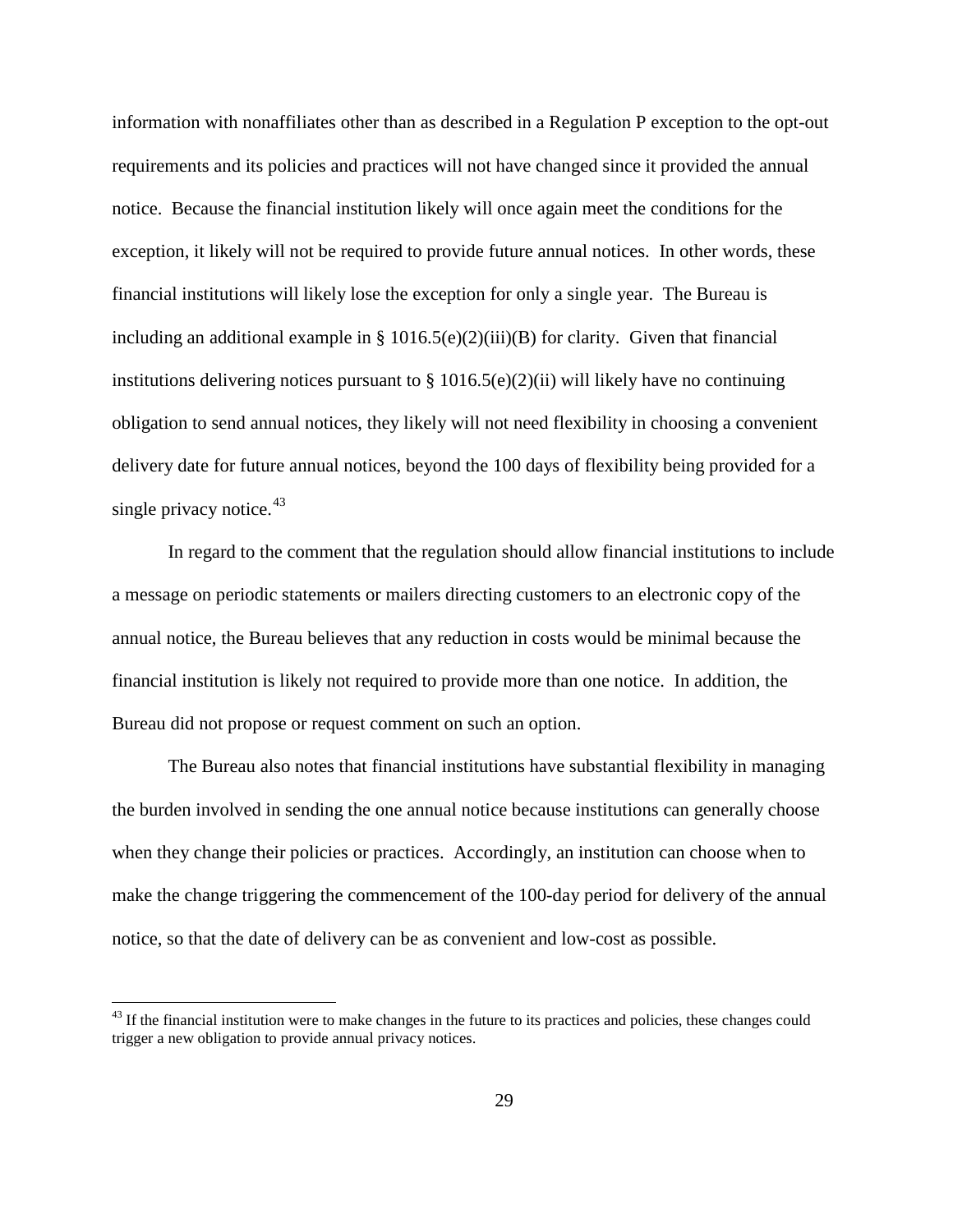information with nonaffiliates other than as described in a Regulation P exception to the opt-out requirements and its policies and practices will not have changed since it provided the annual notice. Because the financial institution likely will once again meet the conditions for the exception, it likely will not be required to provide future annual notices. In other words, these financial institutions will likely lose the exception for only a single year. The Bureau is including an additional example in § 1016.5(e)(2)(iii)(B) for clarity. Given that financial institutions delivering notices pursuant to § 1016.5(e)(2)(ii) will likely have no continuing obligation to send annual notices, they likely will not need flexibility in choosing a convenient delivery date for future annual notices, beyond the 100 days of flexibility being provided for a single privacy notice.[43]

In regard to the comment that the regulation should allow financial institutions to include a message on periodic statements or mailers directing customers to an electronic copy of the annual notice, the Bureau believes that any reduction in costs would be minimal because the financial institution is likely not required to provide more than one notice. In addition, the Bureau did not propose or request comment on such an option.

The Bureau also notes that financial institutions have substantial flexibility in managing the burden involved in sending the one annual notice because institutions can generally choose when they change their policies or practices. Accordingly, an institution can choose when to make the change triggering the commencement of the 100-day period for delivery of the annual notice, so that the date of delivery can be as convenient and low-cost as possible.

[43] If the financial institution were to make changes in the future to its practices and policies, these changes could trigger a new obligation to provide annual privacy notices.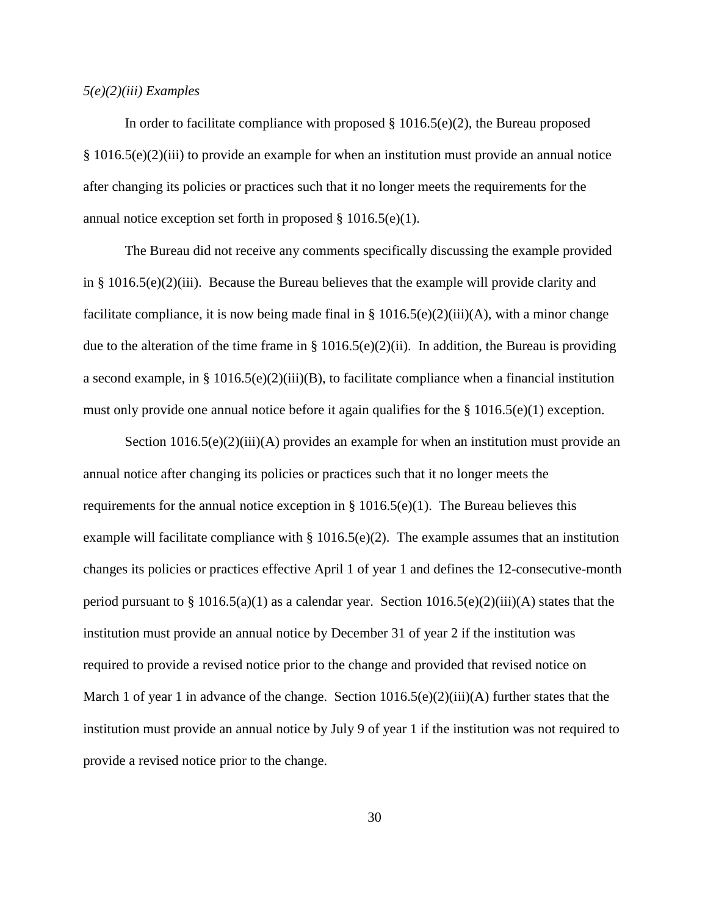*5(e)(2)(iii) Examples*

In order to facilitate compliance with proposed § 1016.5(e)(2), the Bureau proposed § 1016.5(e)(2)(iii) to provide an example for when an institution must provide an annual notice after changing its policies or practices such that it no longer meets the requirements for the annual notice exception set forth in proposed § 1016.5(e)(1).

The Bureau did not receive any comments specifically discussing the example provided in § 1016.5(e)(2)(iii). Because the Bureau believes that the example will provide clarity and facilitate compliance, it is now being made final in § 1016.5(e)(2)(iii)(A), with a minor change due to the alteration of the time frame in § 1016.5(e)(2)(ii). In addition, the Bureau is providing a second example, in § 1016.5(e)(2)(iii)(B), to facilitate compliance when a financial institution must only provide one annual notice before it again qualifies for the § 1016.5(e)(1) exception.

Section 1016.5(e)(2)(iii)(A) provides an example for when an institution must provide an annual notice after changing its policies or practices such that it no longer meets the requirements for the annual notice exception in § 1016.5(e)(1). The Bureau believes this example will facilitate compliance with § 1016.5(e)(2). The example assumes that an institution changes its policies or practices effective April 1 of year 1 and defines the 12-consecutive-month period pursuant to § 1016.5(a)(1) as a calendar year. Section 1016.5(e)(2)(iii)(A) states that the institution must provide an annual notice by December 31 of year 2 if the institution was required to provide a revised notice prior to the change and provided that revised notice on March 1 of year 1 in advance of the change. Section 1016.5(e)(2)(iii)(A) further states that the institution must provide an annual notice by July 9 of year 1 if the institution was not required to provide a revised notice prior to the change.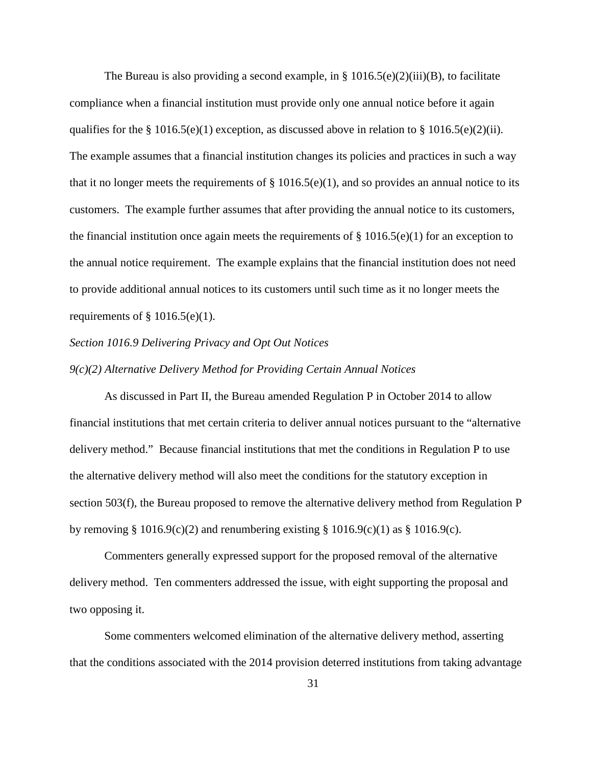The Bureau is also providing a second example, in § 1016.5(e)(2)(iii)(B), to facilitate compliance when a financial institution must provide only one annual notice before it again qualifies for the § 1016.5(e)(1) exception, as discussed above in relation to § 1016.5(e)(2)(ii). The example assumes that a financial institution changes its policies and practices in such a way that it no longer meets the requirements of § 1016.5(e)(1), and so provides an annual notice to its customers. The example further assumes that after providing the annual notice to its customers, the financial institution once again meets the requirements of § 1016.5(e)(1) for an exception to the annual notice requirement. The example explains that the financial institution does not need to provide additional annual notices to its customers until such time as it no longer meets the requirements of § 1016.5(e)(1).

*Section 1016.9 Delivering Privacy and Opt Out Notices*

*9(c)(2) Alternative Delivery Method for Providing Certain Annual Notices*

As discussed in Part II, the Bureau amended Regulation P in October 2014 to allow financial institutions that met certain criteria to deliver annual notices pursuant to the "alternative delivery method." Because financial institutions that met the conditions in Regulation P to use the alternative delivery method will also meet the conditions for the statutory exception in section 503(f), the Bureau proposed to remove the alternative delivery method from Regulation P by removing § 1016.9(c)(2) and renumbering existing § 1016.9(c)(1) as § 1016.9(c).

Commenters generally expressed support for the proposed removal of the alternative delivery method. Ten commenters addressed the issue, with eight supporting the proposal and two opposing it.

Some commenters welcomed elimination of the alternative delivery method, asserting that the conditions associated with the 2014 provision deterred institutions from taking advantage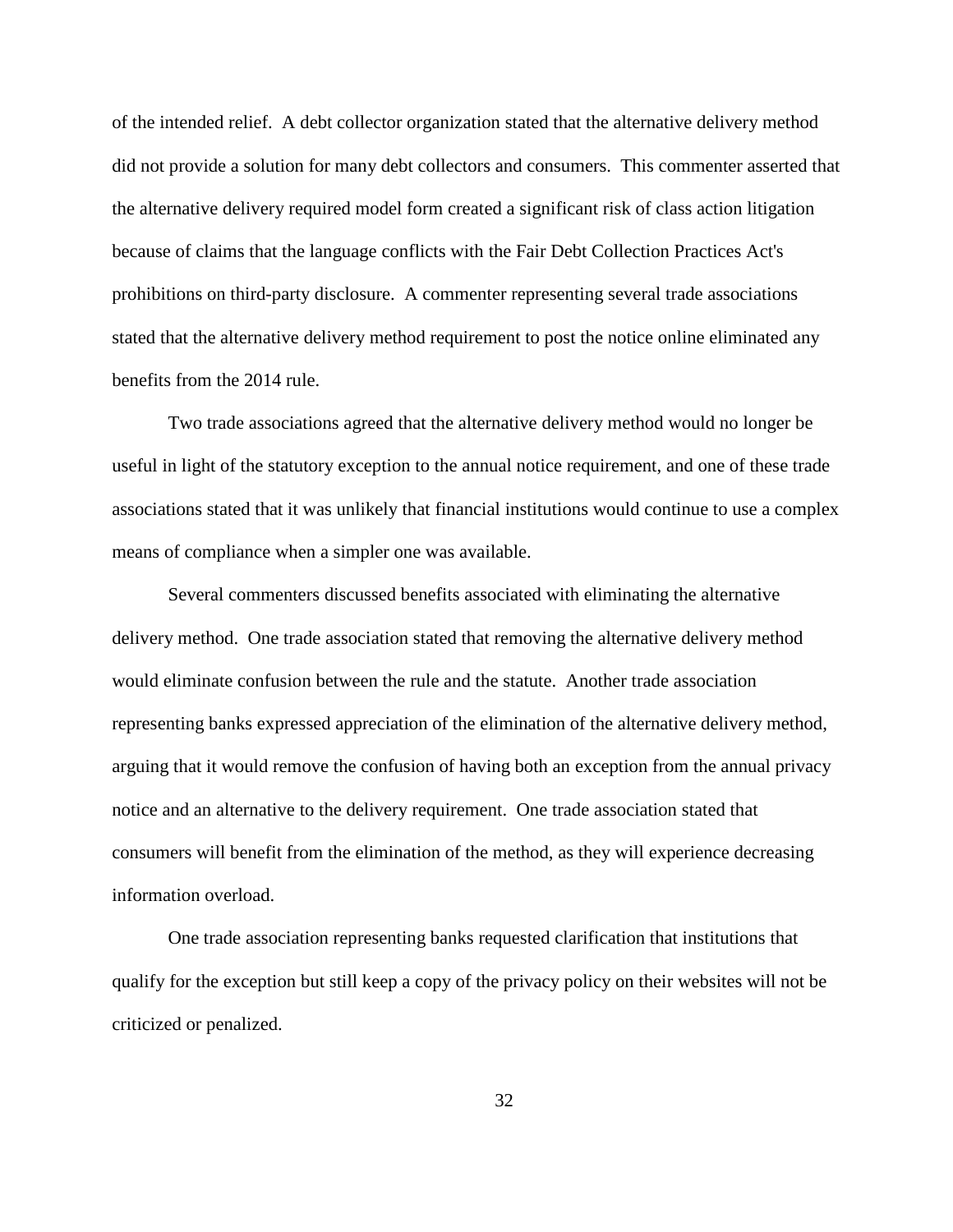of the intended relief. A debt collector organization stated that the alternative delivery method did not provide a solution for many debt collectors and consumers. This commenter asserted that the alternative delivery required model form created a significant risk of class action litigation because of claims that the language conflicts with the Fair Debt Collection Practices Act's prohibitions on third-party disclosure. A commenter representing several trade associations stated that the alternative delivery method requirement to post the notice online eliminated any benefits from the 2014 rule.

Two trade associations agreed that the alternative delivery method would no longer be useful in light of the statutory exception to the annual notice requirement, and one of these trade associations stated that it was unlikely that financial institutions would continue to use a complex means of compliance when a simpler one was available.

Several commenters discussed benefits associated with eliminating the alternative delivery method. One trade association stated that removing the alternative delivery method would eliminate confusion between the rule and the statute. Another trade association representing banks expressed appreciation of the elimination of the alternative delivery method, arguing that it would remove the confusion of having both an exception from the annual privacy notice and an alternative to the delivery requirement. One trade association stated that consumers will benefit from the elimination of the method, as they will experience decreasing information overload.

One trade association representing banks requested clarification that institutions that qualify for the exception but still keep a copy of the privacy policy on their websites will not be criticized or penalized.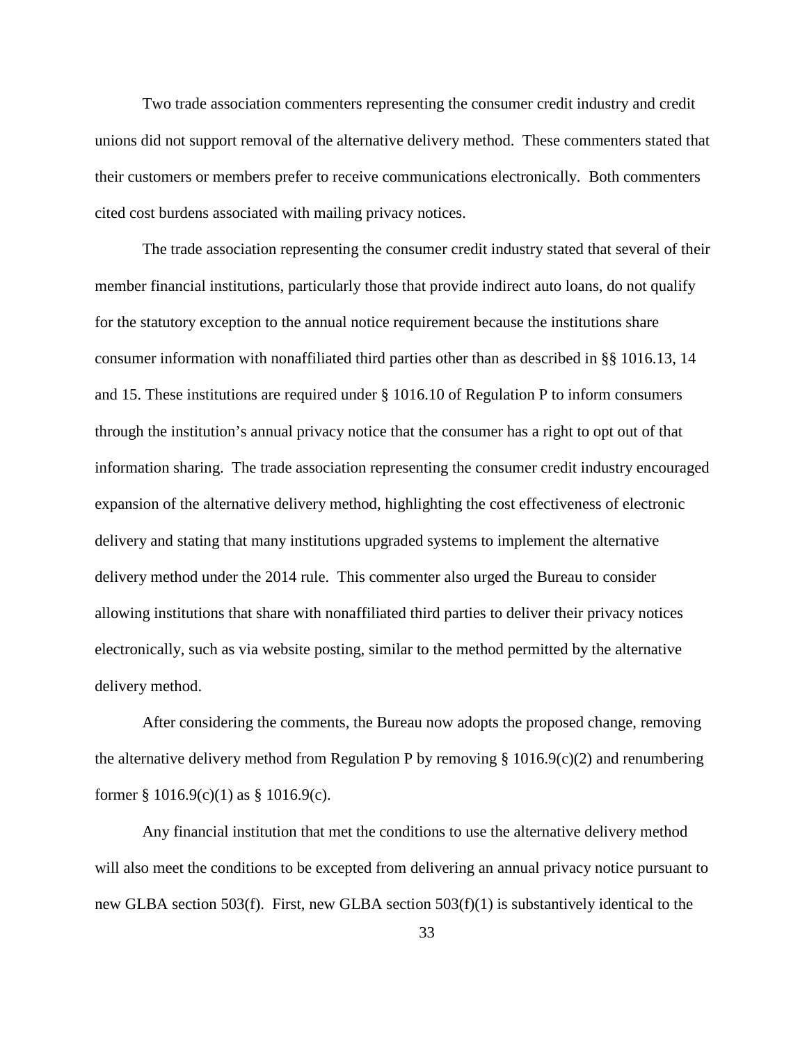Two trade association commenters representing the consumer credit industry and credit unions did not support removal of the alternative delivery method. These commenters stated that their customers or members prefer to receive communications electronically. Both commenters cited cost burdens associated with mailing privacy notices.

The trade association representing the consumer credit industry stated that several of their member financial institutions, particularly those that provide indirect auto loans, do not qualify for the statutory exception to the annual notice requirement because the institutions share consumer information with nonaffiliated third parties other than as described in §§ 1016.13, 14 and 15. These institutions are required under § 1016.10 of Regulation P to inform consumers through the institution's annual privacy notice that the consumer has a right to opt out of that information sharing. The trade association representing the consumer credit industry encouraged expansion of the alternative delivery method, highlighting the cost effectiveness of electronic delivery and stating that many institutions upgraded systems to implement the alternative delivery method under the 2014 rule. This commenter also urged the Bureau to consider allowing institutions that share with nonaffiliated third parties to deliver their privacy notices electronically, such as via website posting, similar to the method permitted by the alternative delivery method.

After considering the comments, the Bureau now adopts the proposed change, removing the alternative delivery method from Regulation P by removing § 1016.9(c)(2) and renumbering former § 1016.9(c)(1) as § 1016.9(c).

Any financial institution that met the conditions to use the alternative delivery method will also meet the conditions to be excepted from delivering an annual privacy notice pursuant to new GLBA section 503(f). First, new GLBA section 503(f)(1) is substantively identical to the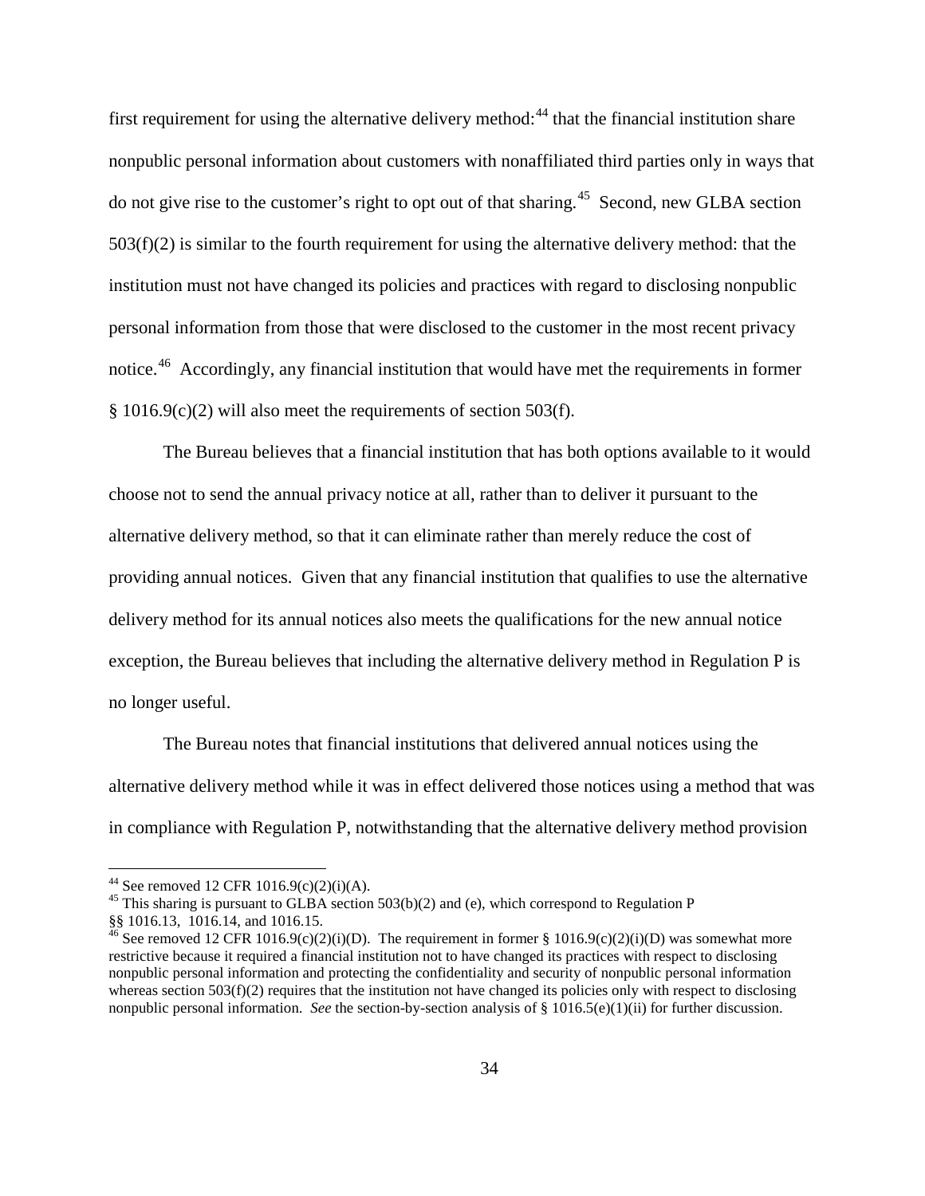first requirement for using the alternative delivery method:[44] that the financial institution share nonpublic personal information about customers with nonaffiliated third parties only in ways that do not give rise to the customer's right to opt out of that sharing.[45] Second, new GLBA section 503(f)(2) is similar to the fourth requirement for using the alternative delivery method: that the institution must not have changed its policies and practices with regard to disclosing nonpublic personal information from those that were disclosed to the customer in the most recent privacy notice.[46] Accordingly, any financial institution that would have met the requirements in former § 1016.9(c)(2) will also meet the requirements of section 503(f).

The Bureau believes that a financial institution that has both options available to it would choose not to send the annual privacy notice at all, rather than to deliver it pursuant to the alternative delivery method, so that it can eliminate rather than merely reduce the cost of providing annual notices. Given that any financial institution that qualifies to use the alternative delivery method for its annual notices also meets the qualifications for the new annual notice exception, the Bureau believes that including the alternative delivery method in Regulation P is no longer useful.

The Bureau notes that financial institutions that delivered annual notices using the alternative delivery method while it was in effect delivered those notices using a method that was in compliance with Regulation P, notwithstanding that the alternative delivery method provision

---

[44] See removed 12 CFR 1016.9(c)(2)(i)(A).

[45] This sharing is pursuant to GLBA section 503(b)(2) and (e), which correspond to Regulation P §§ 1016.13, 1016.14, and 1016.15.

[46] See removed 12 CFR 1016.9(c)(2)(i)(D). The requirement in former § 1016.9(c)(2)(i)(D) was somewhat more restrictive because it required a financial institution not to have changed its practices with respect to disclosing nonpublic personal information and protecting the confidentiality and security of nonpublic personal information whereas section 503(f)(2) requires that the institution not have changed its policies only with respect to disclosing nonpublic personal information. *See* the section-by-section analysis of § 1016.5(e)(1)(ii) for further discussion.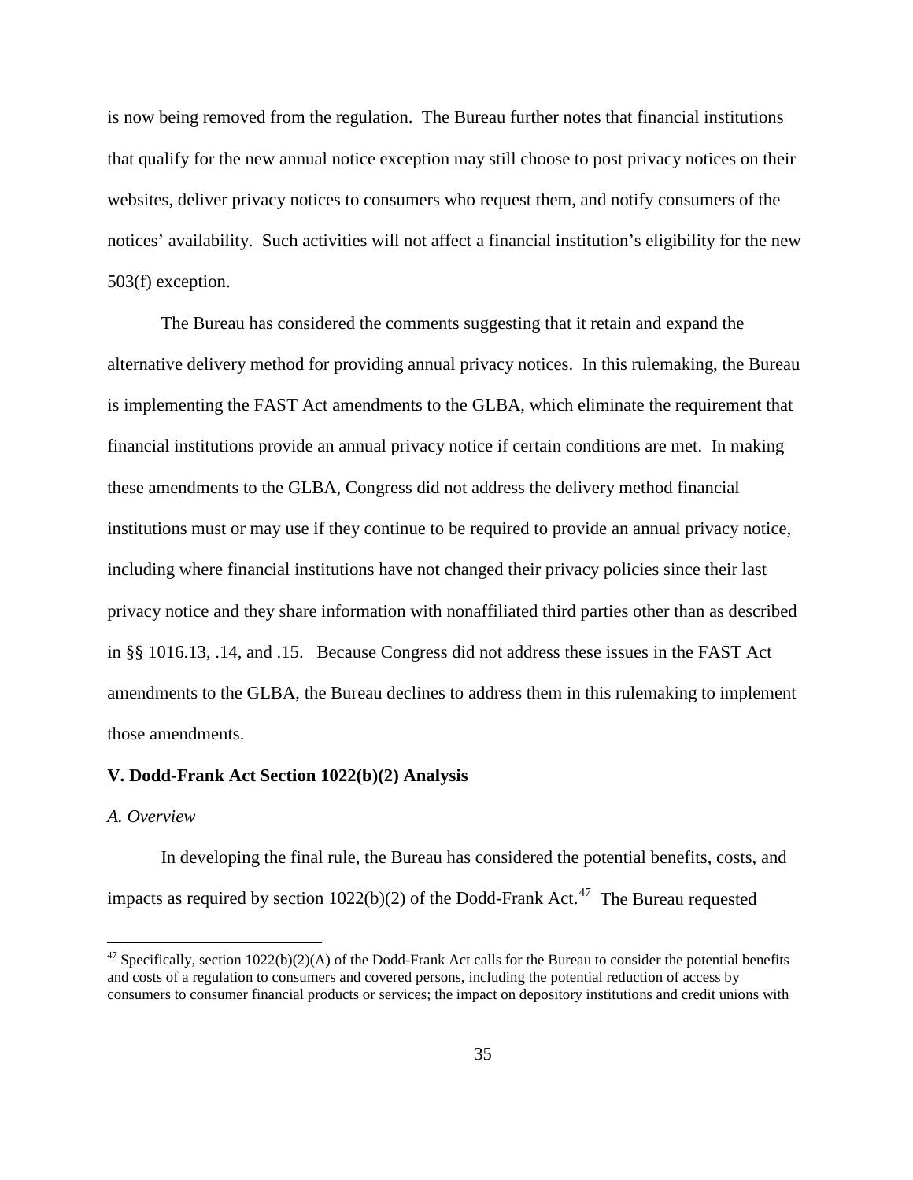is now being removed from the regulation. The Bureau further notes that financial institutions that qualify for the new annual notice exception may still choose to post privacy notices on their websites, deliver privacy notices to consumers who request them, and notify consumers of the notices' availability. Such activities will not affect a financial institution's eligibility for the new 503(f) exception.

The Bureau has considered the comments suggesting that it retain and expand the alternative delivery method for providing annual privacy notices. In this rulemaking, the Bureau is implementing the FAST Act amendments to the GLBA, which eliminate the requirement that financial institutions provide an annual privacy notice if certain conditions are met. In making these amendments to the GLBA, Congress did not address the delivery method financial institutions must or may use if they continue to be required to provide an annual privacy notice, including where financial institutions have not changed their privacy policies since their last privacy notice and they share information with nonaffiliated third parties other than as described in §§ 1016.13, .14, and .15. Because Congress did not address these issues in the FAST Act amendments to the GLBA, the Bureau declines to address them in this rulemaking to implement those amendments.

## V. Dodd-Frank Act Section 1022(b)(2) Analysis

### *A. Overview*

In developing the final rule, the Bureau has considered the potential benefits, costs, and impacts as required by section 1022(b)(2) of the Dodd-Frank Act.[47] The Bureau requested

[47] Specifically, section 1022(b)(2)(A) of the Dodd-Frank Act calls for the Bureau to consider the potential benefits and costs of a regulation to consumers and covered persons, including the potential reduction of access by consumers to consumer financial products or services; the impact on depository institutions and credit unions with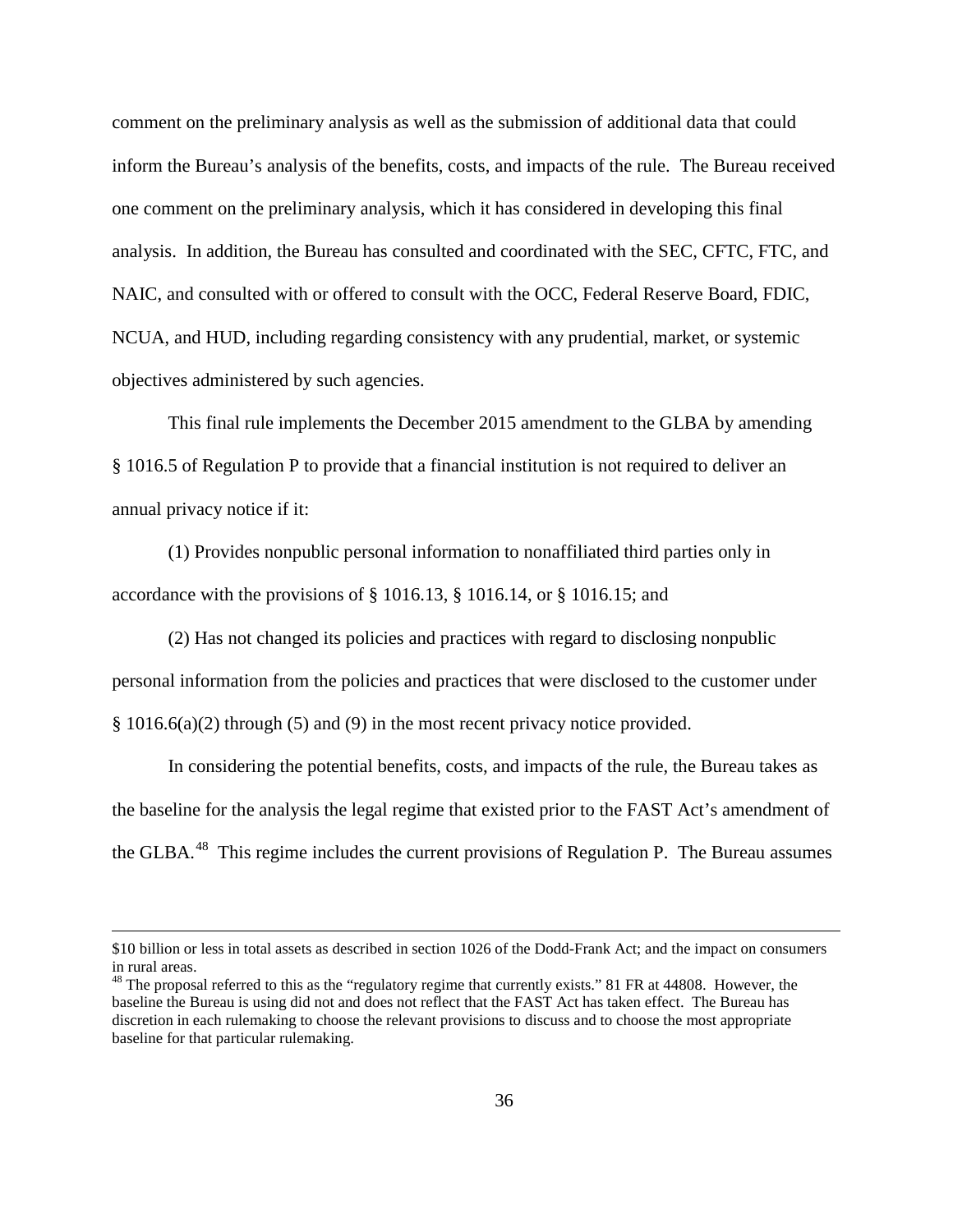comment on the preliminary analysis as well as the submission of additional data that could inform the Bureau's analysis of the benefits, costs, and impacts of the rule. The Bureau received one comment on the preliminary analysis, which it has considered in developing this final analysis. In addition, the Bureau has consulted and coordinated with the SEC, CFTC, FTC, and NAIC, and consulted with or offered to consult with the OCC, Federal Reserve Board, FDIC, NCUA, and HUD, including regarding consistency with any prudential, market, or systemic objectives administered by such agencies.

This final rule implements the December 2015 amendment to the GLBA by amending § 1016.5 of Regulation P to provide that a financial institution is not required to deliver an annual privacy notice if it:

(1) Provides nonpublic personal information to nonaffiliated third parties only in accordance with the provisions of § 1016.13, § 1016.14, or § 1016.15; and

(2) Has not changed its policies and practices with regard to disclosing nonpublic personal information from the policies and practices that were disclosed to the customer under § 1016.6(a)(2) through (5) and (9) in the most recent privacy notice provided.

In considering the potential benefits, costs, and impacts of the rule, the Bureau takes as the baseline for the analysis the legal regime that existed prior to the FAST Act's amendment of the GLBA.[48] This regime includes the current provisions of Regulation P. The Bureau assumes

---

$10 billion or less in total assets as described in section 1026 of the Dodd-Frank Act; and the impact on consumers in rural areas.

[48] The proposal referred to this as the "regulatory regime that currently exists." 81 FR at 44808. However, the baseline the Bureau is using did not and does not reflect that the FAST Act has taken effect. The Bureau has discretion in each rulemaking to choose the relevant provisions to discuss and to choose the most appropriate baseline for that particular rulemaking.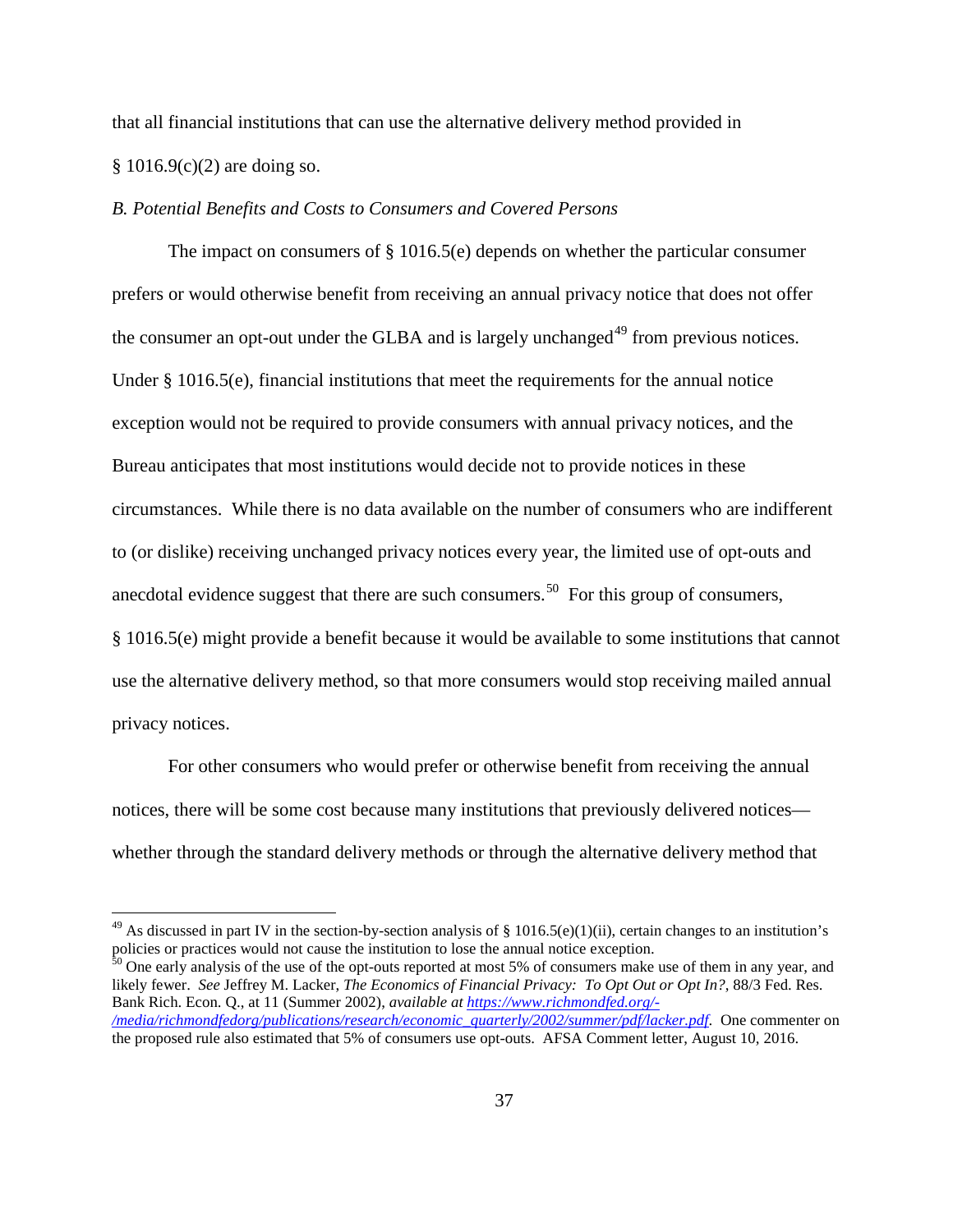that all financial institutions that can use the alternative delivery method provided in § 1016.9(c)(2) are doing so.

*B. Potential Benefits and Costs to Consumers and Covered Persons*

The impact on consumers of § 1016.5(e) depends on whether the particular consumer prefers or would otherwise benefit from receiving an annual privacy notice that does not offer the consumer an opt-out under the GLBA and is largely unchanged[49] from previous notices. Under § 1016.5(e), financial institutions that meet the requirements for the annual notice exception would not be required to provide consumers with annual privacy notices, and the Bureau anticipates that most institutions would decide not to provide notices in these circumstances. While there is no data available on the number of consumers who are indifferent to (or dislike) receiving unchanged privacy notices every year, the limited use of opt-outs and anecdotal evidence suggest that there are such consumers.[50] For this group of consumers, § 1016.5(e) might provide a benefit because it would be available to some institutions that cannot use the alternative delivery method, so that more consumers would stop receiving mailed annual privacy notices.

For other consumers who would prefer or otherwise benefit from receiving the annual notices, there will be some cost because many institutions that previously delivered notices—whether through the standard delivery methods or through the alternative delivery method that

---

[49] As discussed in part IV in the section-by-section analysis of § 1016.5(e)(1)(ii), certain changes to an institution's policies or practices would not cause the institution to lose the annual notice exception.

[50] One early analysis of the use of the opt-outs reported at most 5% of consumers make use of them in any year, and likely fewer. *See* Jeffrey M. Lacker, *The Economics of Financial Privacy: To Opt Out or Opt In?*, 88/3 Fed. Res. Bank Rich. Econ. Q., at 11 (Summer 2002), *available at* [https://www.richmondfed.org/-/media/richmondfedorg/publications/research/economic_quarterly/2002/summer/pdf/lacker.pdf](https://www.richmondfed.org/-/media/richmondfedorg/publications/research/economic_quarterly/2002/summer/pdf/lacker.pdf). One commenter on the proposed rule also estimated that 5% of consumers use opt-outs. AFSA Comment letter, August 10, 2016.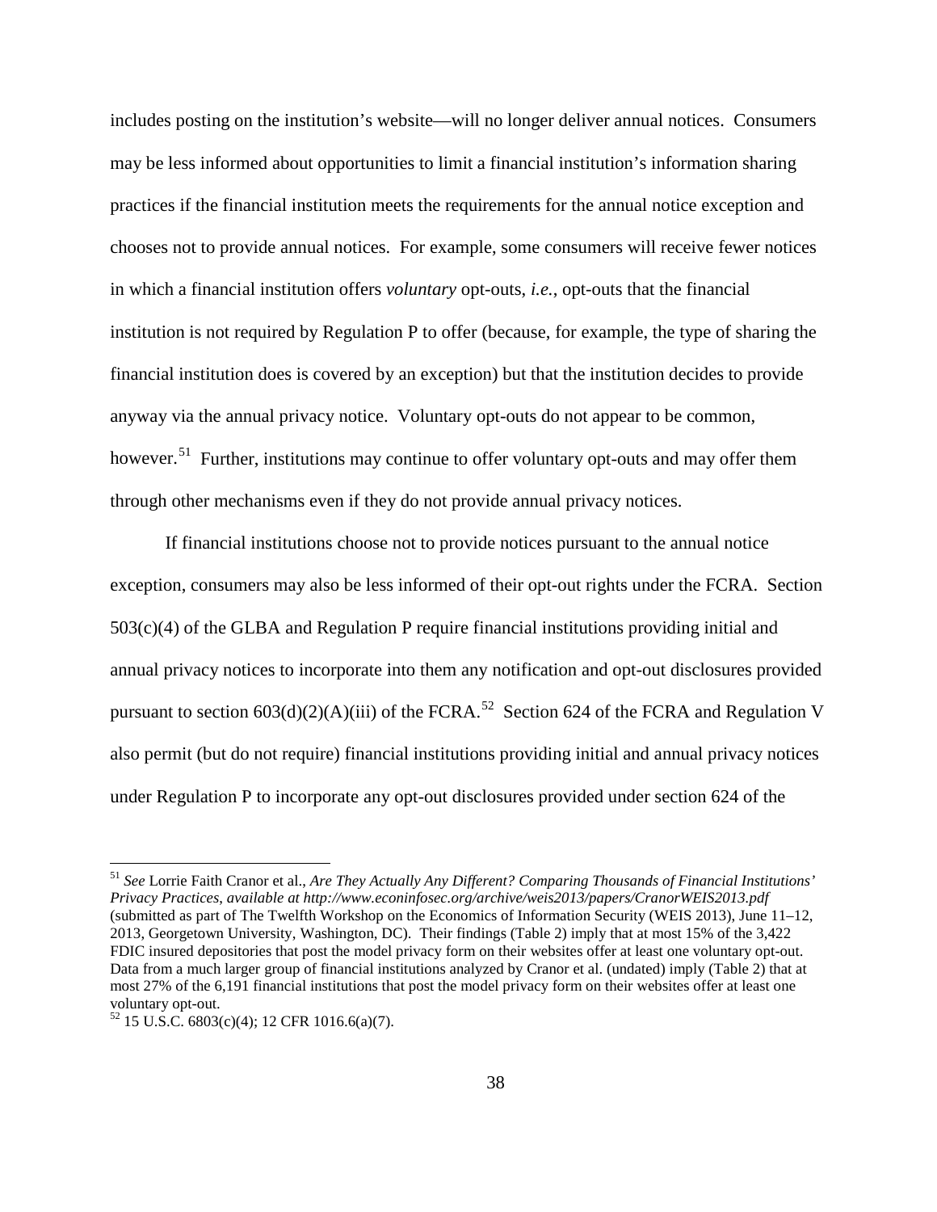includes posting on the institution's website—will no longer deliver annual notices. Consumers may be less informed about opportunities to limit a financial institution's information sharing practices if the financial institution meets the requirements for the annual notice exception and chooses not to provide annual notices. For example, some consumers will receive fewer notices in which a financial institution offers *voluntary* opt-outs, *i.e.*, opt-outs that the financial institution is not required by Regulation P to offer (because, for example, the type of sharing the financial institution does is covered by an exception) but that the institution decides to provide anyway via the annual privacy notice. Voluntary opt-outs do not appear to be common, however.[51] Further, institutions may continue to offer voluntary opt-outs and may offer them through other mechanisms even if they do not provide annual privacy notices.

If financial institutions choose not to provide notices pursuant to the annual notice exception, consumers may also be less informed of their opt-out rights under the FCRA. Section 503(c)(4) of the GLBA and Regulation P require financial institutions providing initial and annual privacy notices to incorporate into them any notification and opt-out disclosures provided pursuant to section 603(d)(2)(A)(iii) of the FCRA.[52] Section 624 of the FCRA and Regulation V also permit (but do not require) financial institutions providing initial and annual privacy notices under Regulation P to incorporate any opt-out disclosures provided under section 624 of the

---

[51] *See* Lorrie Faith Cranor et al., *Are They Actually Any Different? Comparing Thousands of Financial Institutions' Privacy Practices*, *available at http://www.econinfosec.org/archive/weis2013/papers/CranorWEIS2013.pdf* (submitted as part of The Twelfth Workshop on the Economics of Information Security (WEIS 2013), June 11–12, 2013, Georgetown University, Washington, DC). Their findings (Table 2) imply that at most 15% of the 3,422 FDIC insured depositories that post the model privacy form on their websites offer at least one voluntary opt-out. Data from a much larger group of financial institutions analyzed by Cranor et al. (undated) imply (Table 2) that at most 27% of the 6,191 financial institutions that post the model privacy form on their websites offer at least one voluntary opt-out.

[52] 15 U.S.C. 6803(c)(4); 12 CFR 1016.6(a)(7).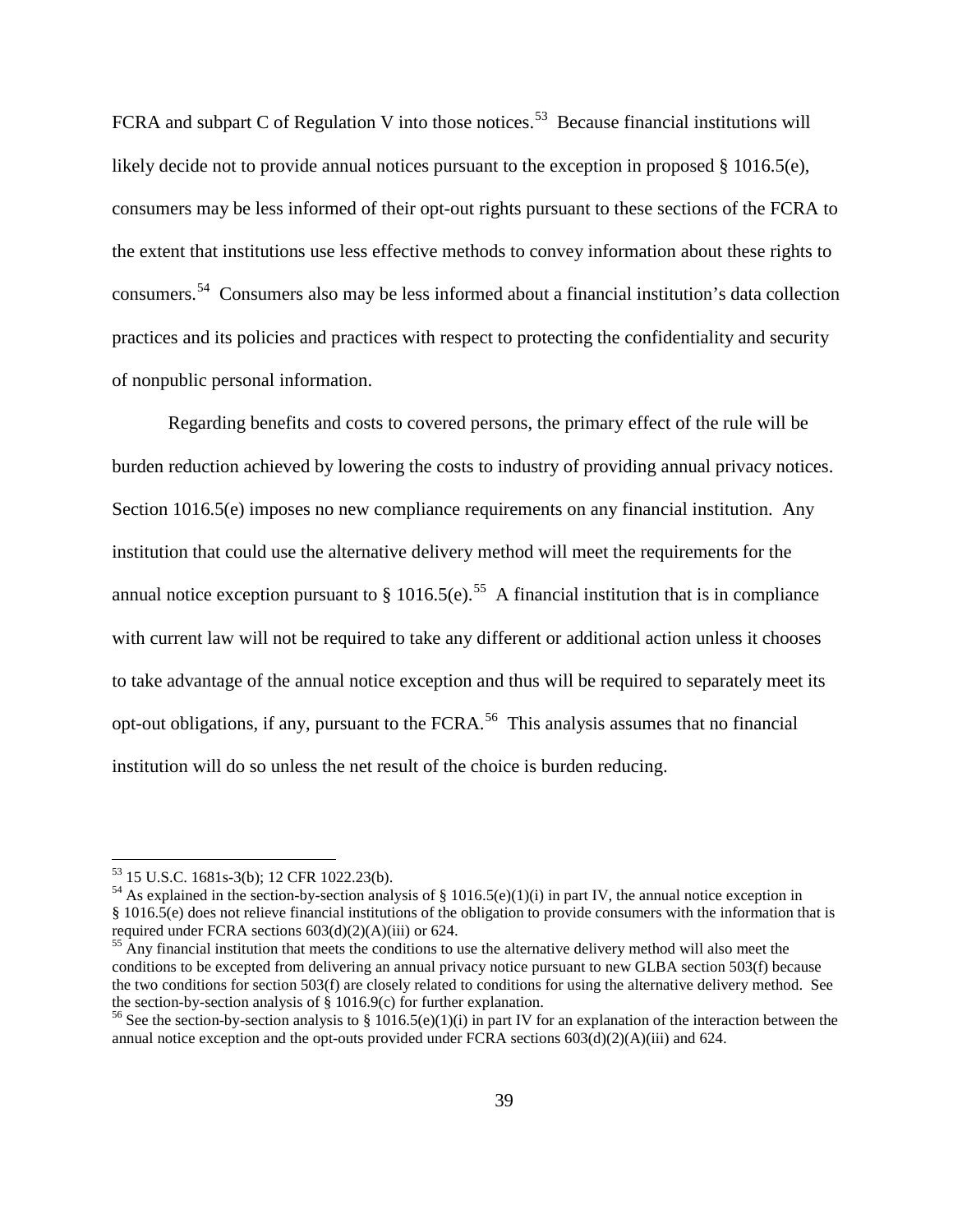FCRA and subpart C of Regulation V into those notices.[53] Because financial institutions will likely decide not to provide annual notices pursuant to the exception in proposed § 1016.5(e), consumers may be less informed of their opt-out rights pursuant to these sections of the FCRA to the extent that institutions use less effective methods to convey information about these rights to consumers.[54] Consumers also may be less informed about a financial institution's data collection practices and its policies and practices with respect to protecting the confidentiality and security of nonpublic personal information.

Regarding benefits and costs to covered persons, the primary effect of the rule will be burden reduction achieved by lowering the costs to industry of providing annual privacy notices. Section 1016.5(e) imposes no new compliance requirements on any financial institution. Any institution that could use the alternative delivery method will meet the requirements for the annual notice exception pursuant to § 1016.5(e).[55] A financial institution that is in compliance with current law will not be required to take any different or additional action unless it chooses to take advantage of the annual notice exception and thus will be required to separately meet its opt-out obligations, if any, pursuant to the FCRA.[56] This analysis assumes that no financial institution will do so unless the net result of the choice is burden reducing.

---

[53] 15 U.S.C. 1681s-3(b); 12 CFR 1022.23(b).

[54] As explained in the section-by-section analysis of § 1016.5(e)(1)(i) in part IV, the annual notice exception in § 1016.5(e) does not relieve financial institutions of the obligation to provide consumers with the information that is required under FCRA sections 603(d)(2)(A)(iii) or 624.

[55] Any financial institution that meets the conditions to use the alternative delivery method will also meet the conditions to be excepted from delivering an annual privacy notice pursuant to new GLBA section 503(f) because the two conditions for section 503(f) are closely related to conditions for using the alternative delivery method. See the section-by-section analysis of § 1016.9(c) for further explanation.

[56] See the section-by-section analysis to § 1016.5(e)(1)(i) in part IV for an explanation of the interaction between the annual notice exception and the opt-outs provided under FCRA sections 603(d)(2)(A)(iii) and 624.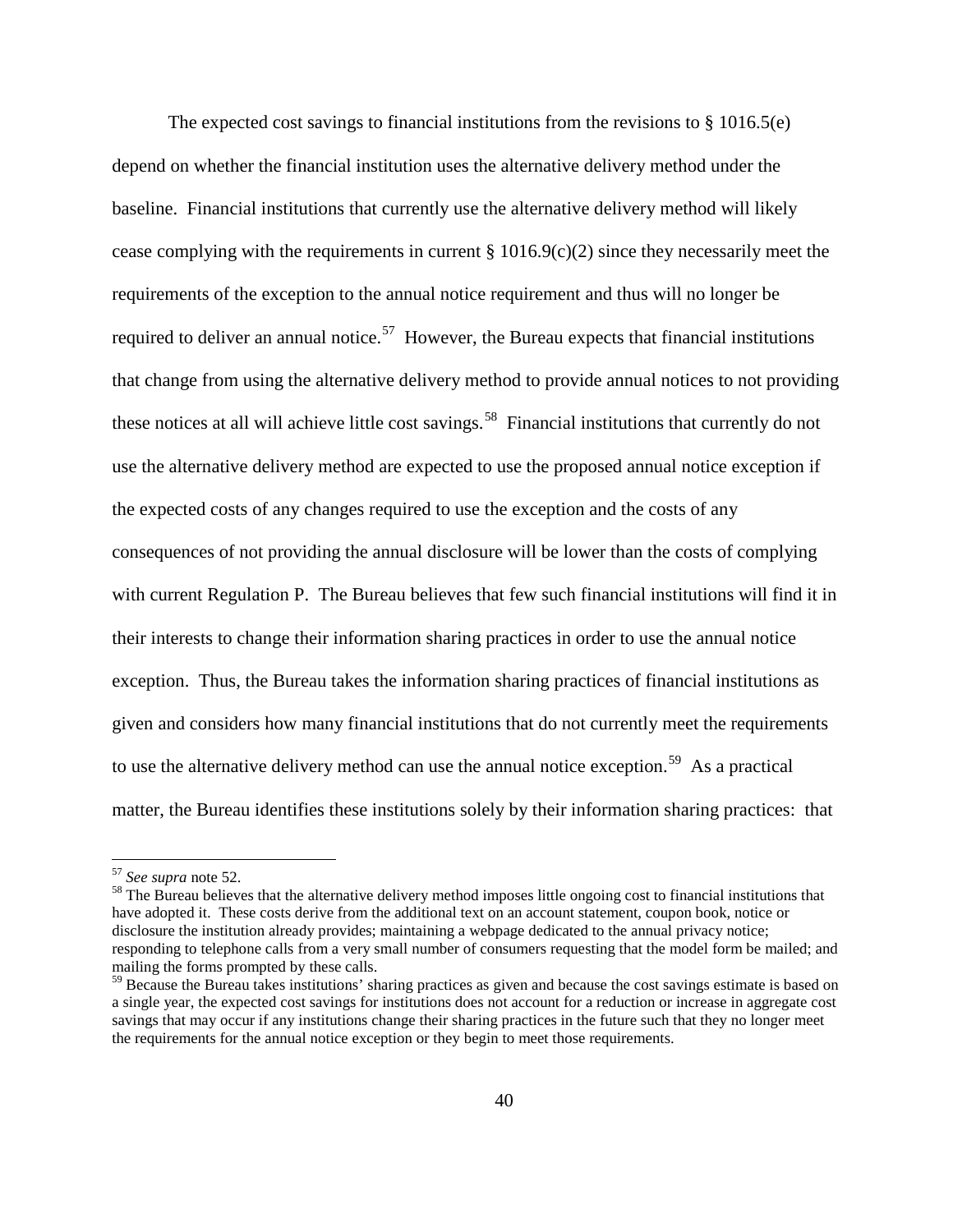The expected cost savings to financial institutions from the revisions to § 1016.5(e) depend on whether the financial institution uses the alternative delivery method under the baseline. Financial institutions that currently use the alternative delivery method will likely cease complying with the requirements in current § 1016.9(c)(2) since they necessarily meet the requirements of the exception to the annual notice requirement and thus will no longer be required to deliver an annual notice.[57] However, the Bureau expects that financial institutions that change from using the alternative delivery method to provide annual notices to not providing these notices at all will achieve little cost savings.[58] Financial institutions that currently do not use the alternative delivery method are expected to use the proposed annual notice exception if the expected costs of any changes required to use the exception and the costs of any consequences of not providing the annual disclosure will be lower than the costs of complying with current Regulation P. The Bureau believes that few such financial institutions will find it in their interests to change their information sharing practices in order to use the annual notice exception. Thus, the Bureau takes the information sharing practices of financial institutions as given and considers how many financial institutions that do not currently meet the requirements to use the alternative delivery method can use the annual notice exception.[59] As a practical matter, the Bureau identifies these institutions solely by their information sharing practices: that

[57] *See supra* note 52.

[58] The Bureau believes that the alternative delivery method imposes little ongoing cost to financial institutions that have adopted it. These costs derive from the additional text on an account statement, coupon book, notice or disclosure the institution already provides; maintaining a webpage dedicated to the annual privacy notice; responding to telephone calls from a very small number of consumers requesting that the model form be mailed; and mailing the forms prompted by these calls.

[59] Because the Bureau takes institutions' sharing practices as given and because the cost savings estimate is based on a single year, the expected cost savings for institutions does not account for a reduction or increase in aggregate cost savings that may occur if any institutions change their sharing practices in the future such that they no longer meet the requirements for the annual notice exception or they begin to meet those requirements.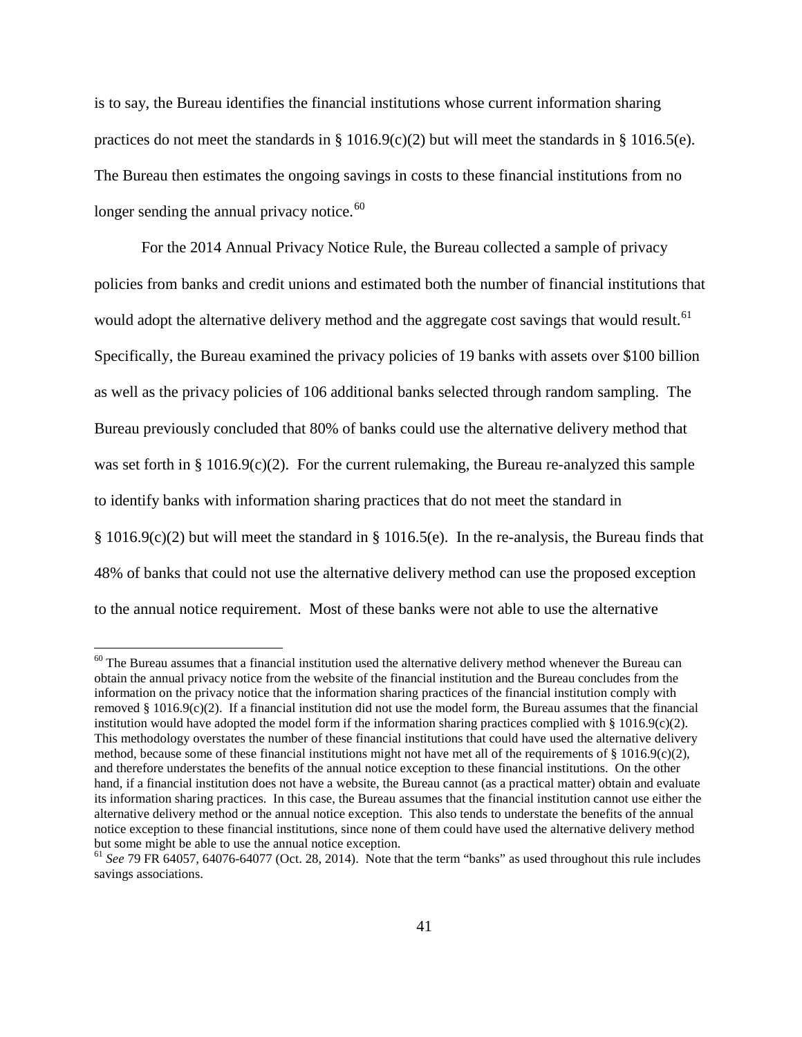is to say, the Bureau identifies the financial institutions whose current information sharing practices do not meet the standards in § 1016.9(c)(2) but will meet the standards in § 1016.5(e). The Bureau then estimates the ongoing savings in costs to these financial institutions from no longer sending the annual privacy notice.[60]

For the 2014 Annual Privacy Notice Rule, the Bureau collected a sample of privacy policies from banks and credit unions and estimated both the number of financial institutions that would adopt the alternative delivery method and the aggregate cost savings that would result.[61] Specifically, the Bureau examined the privacy policies of 19 banks with assets over $100 billion as well as the privacy policies of 106 additional banks selected through random sampling. The Bureau previously concluded that 80% of banks could use the alternative delivery method that was set forth in § 1016.9(c)(2). For the current rulemaking, the Bureau re-analyzed this sample to identify banks with information sharing practices that do not meet the standard in § 1016.9(c)(2) but will meet the standard in § 1016.5(e). In the re-analysis, the Bureau finds that 48% of banks that could not use the alternative delivery method can use the proposed exception to the annual notice requirement. Most of these banks were not able to use the alternative

[60] The Bureau assumes that a financial institution used the alternative delivery method whenever the Bureau can obtain the annual privacy notice from the website of the financial institution and the Bureau concludes from the information on the privacy notice that the information sharing practices of the financial institution comply with removed § 1016.9(c)(2). If a financial institution did not use the model form, the Bureau assumes that the financial institution would have adopted the model form if the information sharing practices complied with § 1016.9(c)(2). This methodology overstates the number of these financial institutions that could have used the alternative delivery method, because some of these financial institutions might not have met all of the requirements of § 1016.9(c)(2), and therefore understates the benefits of the annual notice exception to these financial institutions. On the other hand, if a financial institution does not have a website, the Bureau cannot (as a practical matter) obtain and evaluate its information sharing practices. In this case, the Bureau assumes that the financial institution cannot use either the alternative delivery method or the annual notice exception. This also tends to understate the benefits of the annual notice exception to these financial institutions, since none of them could have used the alternative delivery method but some might be able to use the annual notice exception.

[61] *See* 79 FR 64057, 64076-64077 (Oct. 28, 2014). Note that the term "banks" as used throughout this rule includes savings associations.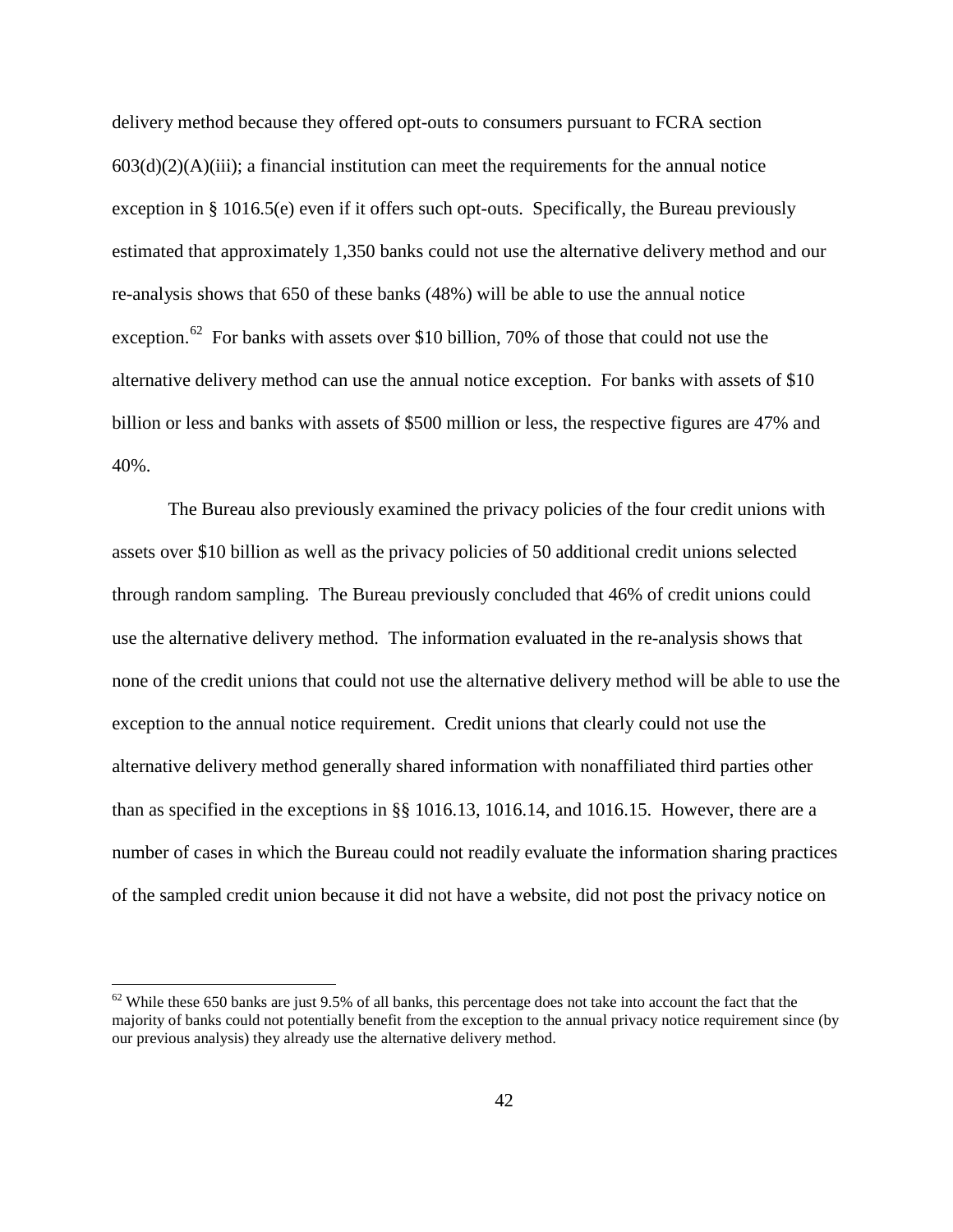delivery method because they offered opt-outs to consumers pursuant to FCRA section 603(d)(2)(A)(iii); a financial institution can meet the requirements for the annual notice exception in § 1016.5(e) even if it offers such opt-outs. Specifically, the Bureau previously estimated that approximately 1,350 banks could not use the alternative delivery method and our re-analysis shows that 650 of these banks (48%) will be able to use the annual notice exception.[62] For banks with assets over $10 billion, 70% of those that could not use the alternative delivery method can use the annual notice exception. For banks with assets of $10 billion or less and banks with assets of $500 million or less, the respective figures are 47% and 40%.

The Bureau also previously examined the privacy policies of the four credit unions with assets over $10 billion as well as the privacy policies of 50 additional credit unions selected through random sampling. The Bureau previously concluded that 46% of credit unions could use the alternative delivery method. The information evaluated in the re-analysis shows that none of the credit unions that could not use the alternative delivery method will be able to use the exception to the annual notice requirement. Credit unions that clearly could not use the alternative delivery method generally shared information with nonaffiliated third parties other than as specified in the exceptions in §§ 1016.13, 1016.14, and 1016.15. However, there are a number of cases in which the Bureau could not readily evaluate the information sharing practices of the sampled credit union because it did not have a website, did not post the privacy notice on

[62] While these 650 banks are just 9.5% of all banks, this percentage does not take into account the fact that the majority of banks could not potentially benefit from the exception to the annual privacy notice requirement since (by our previous analysis) they already use the alternative delivery method.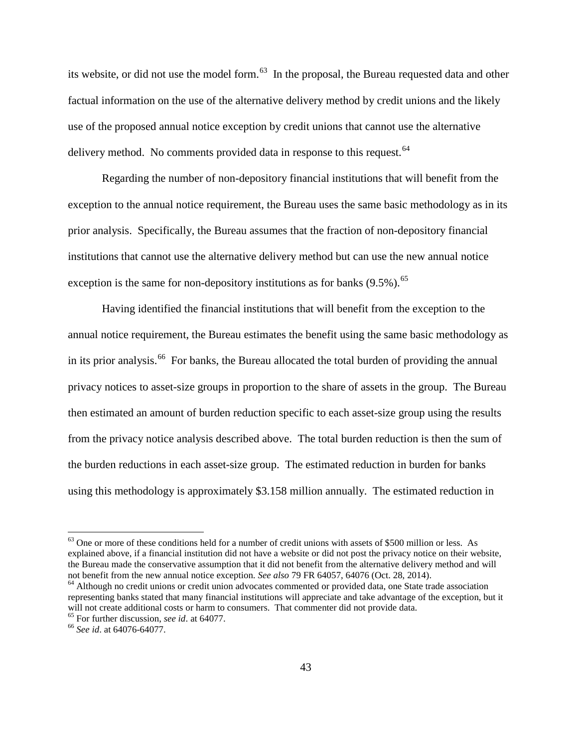its website, or did not use the model form.[63] In the proposal, the Bureau requested data and other factual information on the use of the alternative delivery method by credit unions and the likely use of the proposed annual notice exception by credit unions that cannot use the alternative delivery method. No comments provided data in response to this request.[64]

Regarding the number of non-depository financial institutions that will benefit from the exception to the annual notice requirement, the Bureau uses the same basic methodology as in its prior analysis. Specifically, the Bureau assumes that the fraction of non-depository financial institutions that cannot use the alternative delivery method but can use the new annual notice exception is the same for non-depository institutions as for banks (9.5%).[65]

Having identified the financial institutions that will benefit from the exception to the annual notice requirement, the Bureau estimates the benefit using the same basic methodology as in its prior analysis.[66] For banks, the Bureau allocated the total burden of providing the annual privacy notices to asset-size groups in proportion to the share of assets in the group. The Bureau then estimated an amount of burden reduction specific to each asset-size group using the results from the privacy notice analysis described above. The total burden reduction is then the sum of the burden reductions in each asset-size group. The estimated reduction in burden for banks using this methodology is approximately $3.158 million annually. The estimated reduction in

---

[63] One or more of these conditions held for a number of credit unions with assets of $500 million or less. As explained above, if a financial institution did not have a website or did not post the privacy notice on their website, the Bureau made the conservative assumption that it did not benefit from the alternative delivery method and will not benefit from the new annual notice exception. *See also* 79 FR 64057, 64076 (Oct. 28, 2014).

[64] Although no credit unions or credit union advocates commented or provided data, one State trade association representing banks stated that many financial institutions will appreciate and take advantage of the exception, but it will not create additional costs or harm to consumers. That commenter did not provide data.

[65] For further discussion, *see id*. at 64077.

[66] *See id*. at 64076-64077.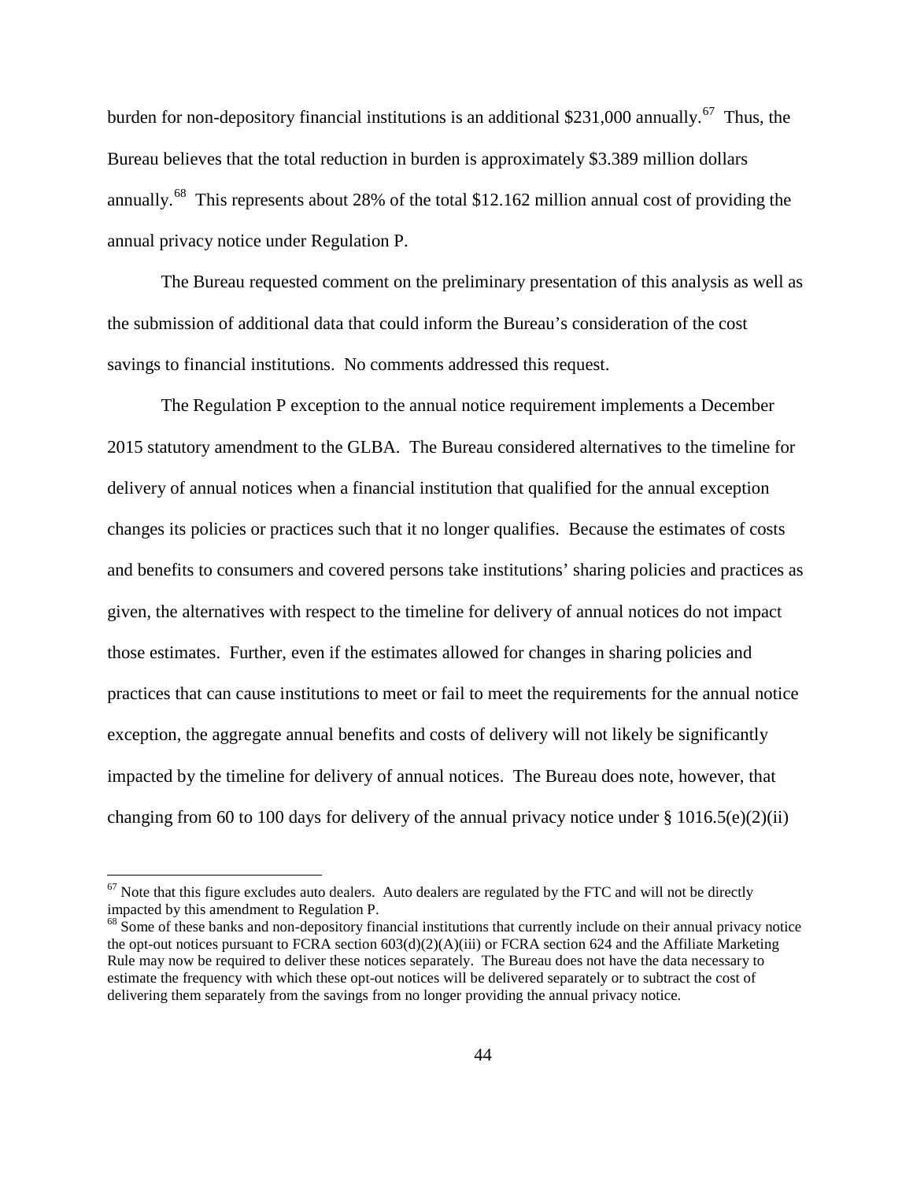burden for non-depository financial institutions is an additional $231,000 annually.[67] Thus, the Bureau believes that the total reduction in burden is approximately $3.389 million dollars annually.[68] This represents about 28% of the total $12.162 million annual cost of providing the annual privacy notice under Regulation P.

The Bureau requested comment on the preliminary presentation of this analysis as well as the submission of additional data that could inform the Bureau's consideration of the cost savings to financial institutions. No comments addressed this request.

The Regulation P exception to the annual notice requirement implements a December 2015 statutory amendment to the GLBA. The Bureau considered alternatives to the timeline for delivery of annual notices when a financial institution that qualified for the annual exception changes its policies or practices such that it no longer qualifies. Because the estimates of costs and benefits to consumers and covered persons take institutions' sharing policies and practices as given, the alternatives with respect to the timeline for delivery of annual notices do not impact those estimates. Further, even if the estimates allowed for changes in sharing policies and practices that can cause institutions to meet or fail to meet the requirements for the annual notice exception, the aggregate annual benefits and costs of delivery will not likely be significantly impacted by the timeline for delivery of annual notices. The Bureau does note, however, that changing from 60 to 100 days for delivery of the annual privacy notice under § 1016.5(e)(2)(ii)

---

[67] Note that this figure excludes auto dealers. Auto dealers are regulated by the FTC and will not be directly impacted by this amendment to Regulation P.

[68] Some of these banks and non-depository financial institutions that currently include on their annual privacy notice the opt-out notices pursuant to FCRA section 603(d)(2)(A)(iii) or FCRA section 624 and the Affiliate Marketing Rule may now be required to deliver these notices separately. The Bureau does not have the data necessary to estimate the frequency with which these opt-out notices will be delivered separately or to subtract the cost of delivering them separately from the savings from no longer providing the annual privacy notice.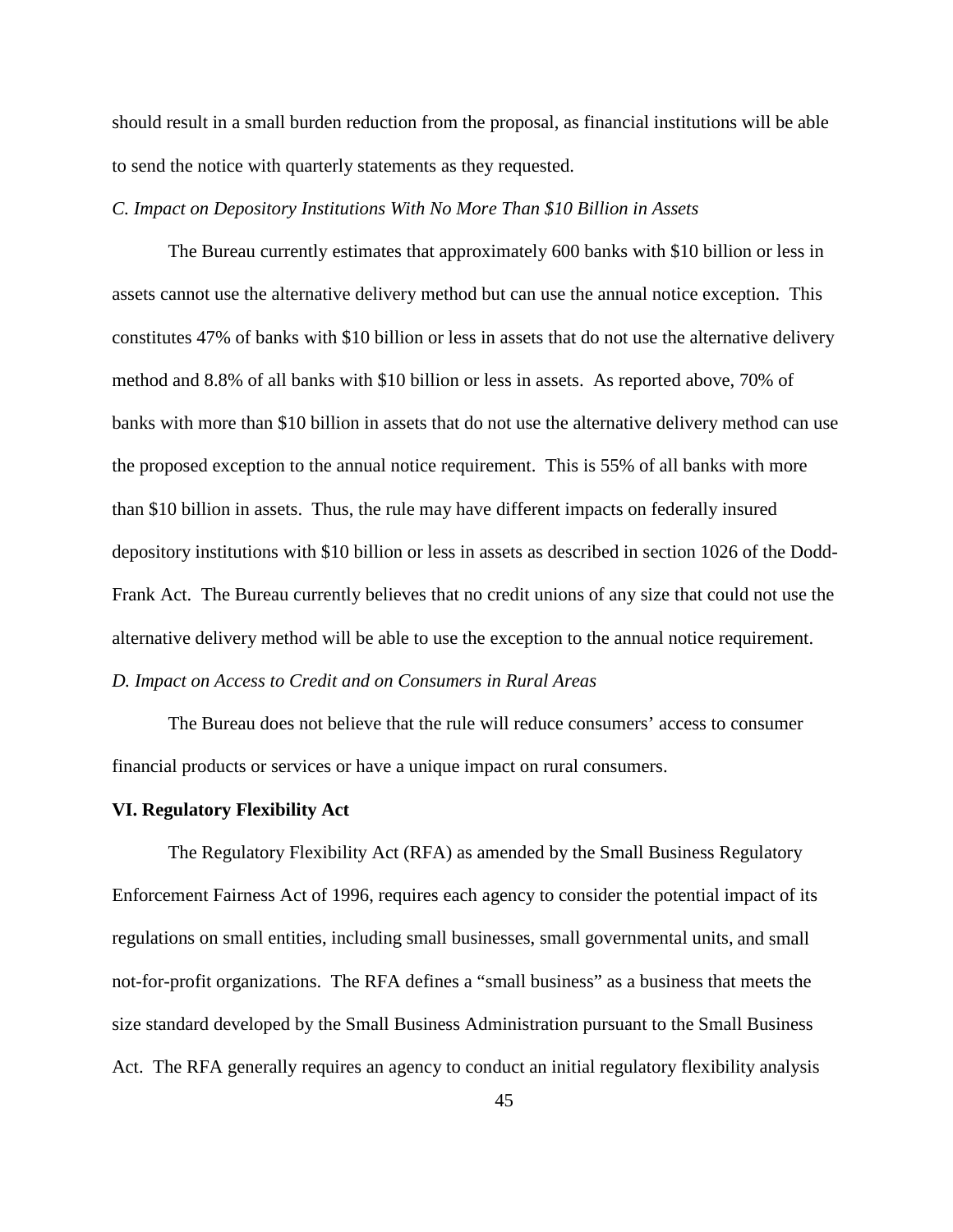should result in a small burden reduction from the proposal, as financial institutions will be able to send the notice with quarterly statements as they requested.

*C. Impact on Depository Institutions With No More Than $10 Billion in Assets*

The Bureau currently estimates that approximately 600 banks with $10 billion or less in assets cannot use the alternative delivery method but can use the annual notice exception. This constitutes 47% of banks with $10 billion or less in assets that do not use the alternative delivery method and 8.8% of all banks with $10 billion or less in assets. As reported above, 70% of banks with more than $10 billion in assets that do not use the alternative delivery method can use the proposed exception to the annual notice requirement. This is 55% of all banks with more than $10 billion in assets. Thus, the rule may have different impacts on federally insured depository institutions with $10 billion or less in assets as described in section 1026 of the Dodd-Frank Act. The Bureau currently believes that no credit unions of any size that could not use the alternative delivery method will be able to use the exception to the annual notice requirement.

*D. Impact on Access to Credit and on Consumers in Rural Areas*

The Bureau does not believe that the rule will reduce consumers' access to consumer financial products or services or have a unique impact on rural consumers.

**VI. Regulatory Flexibility Act**

The Regulatory Flexibility Act (RFA) as amended by the Small Business Regulatory Enforcement Fairness Act of 1996, requires each agency to consider the potential impact of its regulations on small entities, including small businesses, small governmental units, and small not-for-profit organizations. The RFA defines a "small business" as a business that meets the size standard developed by the Small Business Administration pursuant to the Small Business Act. The RFA generally requires an agency to conduct an initial regulatory flexibility analysis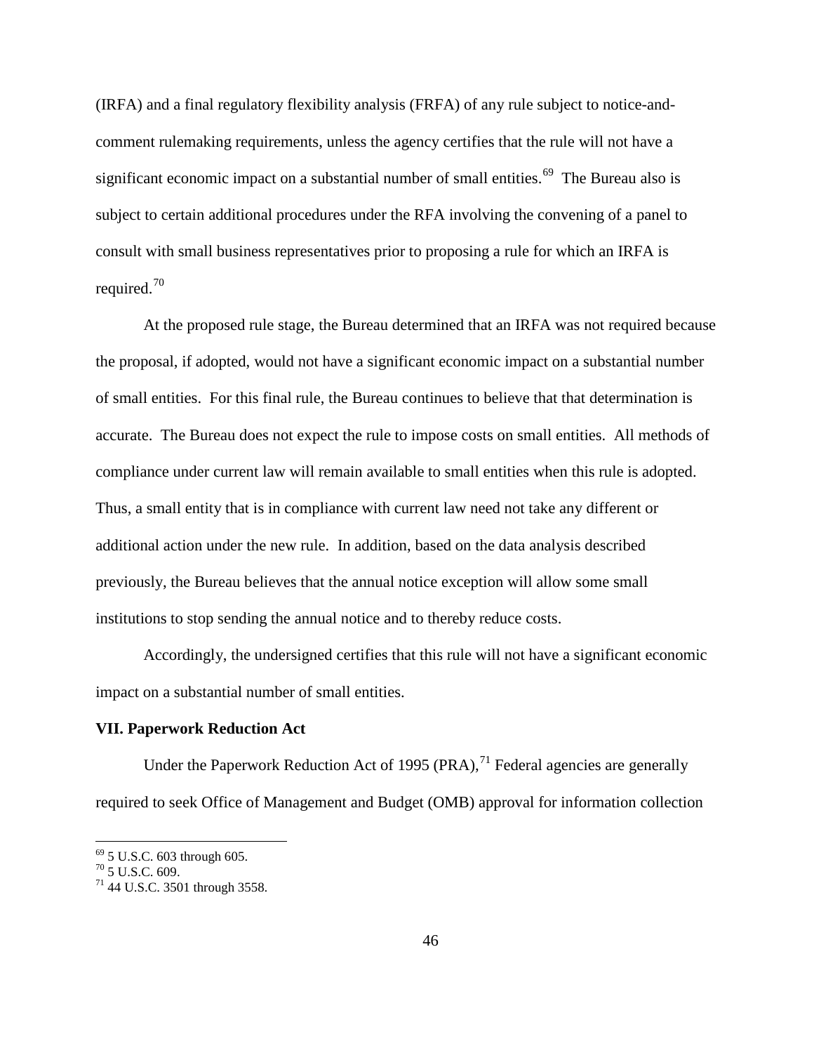(IRFA) and a final regulatory flexibility analysis (FRFA) of any rule subject to notice-and-comment rulemaking requirements, unless the agency certifies that the rule will not have a significant economic impact on a substantial number of small entities.[69] The Bureau also is subject to certain additional procedures under the RFA involving the convening of a panel to consult with small business representatives prior to proposing a rule for which an IRFA is required.[70]

At the proposed rule stage, the Bureau determined that an IRFA was not required because the proposal, if adopted, would not have a significant economic impact on a substantial number of small entities. For this final rule, the Bureau continues to believe that that determination is accurate. The Bureau does not expect the rule to impose costs on small entities. All methods of compliance under current law will remain available to small entities when this rule is adopted. Thus, a small entity that is in compliance with current law need not take any different or additional action under the new rule. In addition, based on the data analysis described previously, the Bureau believes that the annual notice exception will allow some small institutions to stop sending the annual notice and to thereby reduce costs.

Accordingly, the undersigned certifies that this rule will not have a significant economic impact on a substantial number of small entities.

**VII. Paperwork Reduction Act**

Under the Paperwork Reduction Act of 1995 (PRA),[71] Federal agencies are generally required to seek Office of Management and Budget (OMB) approval for information collection

[69] 5 U.S.C. 603 through 605.
[70] 5 U.S.C. 609.
[71] 44 U.S.C. 3501 through 3558.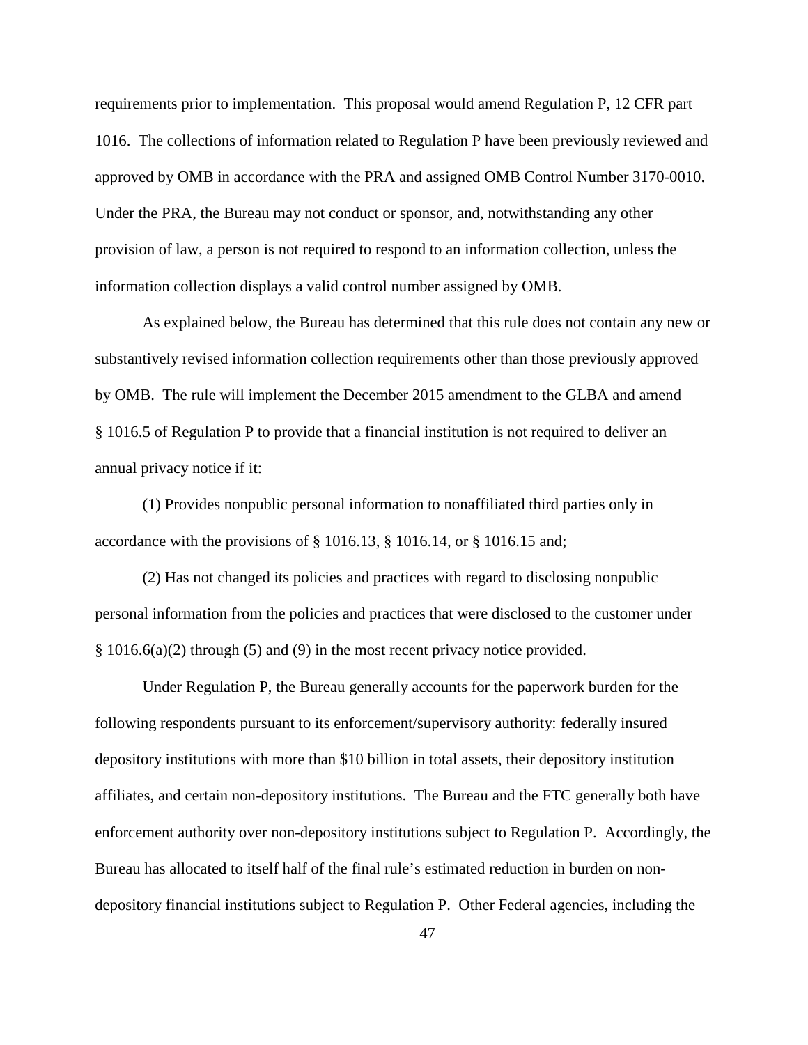requirements prior to implementation. This proposal would amend Regulation P, 12 CFR part 1016. The collections of information related to Regulation P have been previously reviewed and approved by OMB in accordance with the PRA and assigned OMB Control Number 3170-0010. Under the PRA, the Bureau may not conduct or sponsor, and, notwithstanding any other provision of law, a person is not required to respond to an information collection, unless the information collection displays a valid control number assigned by OMB.

As explained below, the Bureau has determined that this rule does not contain any new or substantively revised information collection requirements other than those previously approved by OMB. The rule will implement the December 2015 amendment to the GLBA and amend § 1016.5 of Regulation P to provide that a financial institution is not required to deliver an annual privacy notice if it:

(1) Provides nonpublic personal information to nonaffiliated third parties only in accordance with the provisions of § 1016.13, § 1016.14, or § 1016.15 and;

(2) Has not changed its policies and practices with regard to disclosing nonpublic personal information from the policies and practices that were disclosed to the customer under § 1016.6(a)(2) through (5) and (9) in the most recent privacy notice provided.

Under Regulation P, the Bureau generally accounts for the paperwork burden for the following respondents pursuant to its enforcement/supervisory authority: federally insured depository institutions with more than $10 billion in total assets, their depository institution affiliates, and certain non-depository institutions. The Bureau and the FTC generally both have enforcement authority over non-depository institutions subject to Regulation P. Accordingly, the Bureau has allocated to itself half of the final rule's estimated reduction in burden on non-depository financial institutions subject to Regulation P. Other Federal agencies, including the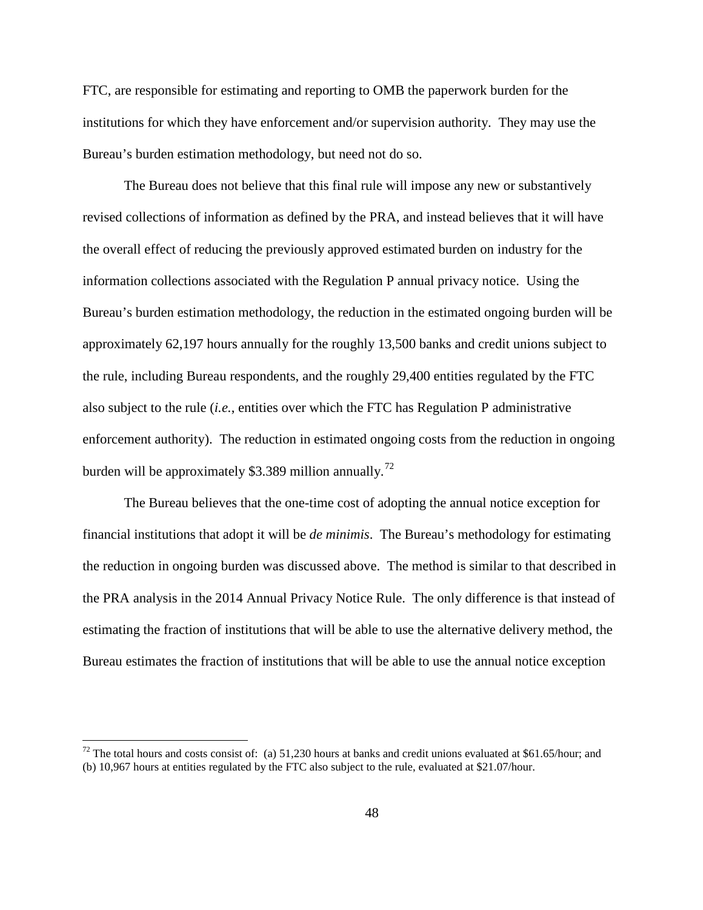FTC, are responsible for estimating and reporting to OMB the paperwork burden for the institutions for which they have enforcement and/or supervision authority. They may use the Bureau's burden estimation methodology, but need not do so.

The Bureau does not believe that this final rule will impose any new or substantively revised collections of information as defined by the PRA, and instead believes that it will have the overall effect of reducing the previously approved estimated burden on industry for the information collections associated with the Regulation P annual privacy notice. Using the Bureau's burden estimation methodology, the reduction in the estimated ongoing burden will be approximately 62,197 hours annually for the roughly 13,500 banks and credit unions subject to the rule, including Bureau respondents, and the roughly 29,400 entities regulated by the FTC also subject to the rule (*i.e.*, entities over which the FTC has Regulation P administrative enforcement authority). The reduction in estimated ongoing costs from the reduction in ongoing burden will be approximately $3.389 million annually.[72]

The Bureau believes that the one-time cost of adopting the annual notice exception for financial institutions that adopt it will be *de minimis*. The Bureau's methodology for estimating the reduction in ongoing burden was discussed above. The method is similar to that described in the PRA analysis in the 2014 Annual Privacy Notice Rule. The only difference is that instead of estimating the fraction of institutions that will be able to use the alternative delivery method, the Bureau estimates the fraction of institutions that will be able to use the annual notice exception

[72] The total hours and costs consist of: (a) 51,230 hours at banks and credit unions evaluated at $61.65/hour; and (b) 10,967 hours at entities regulated by the FTC also subject to the rule, evaluated at $21.07/hour.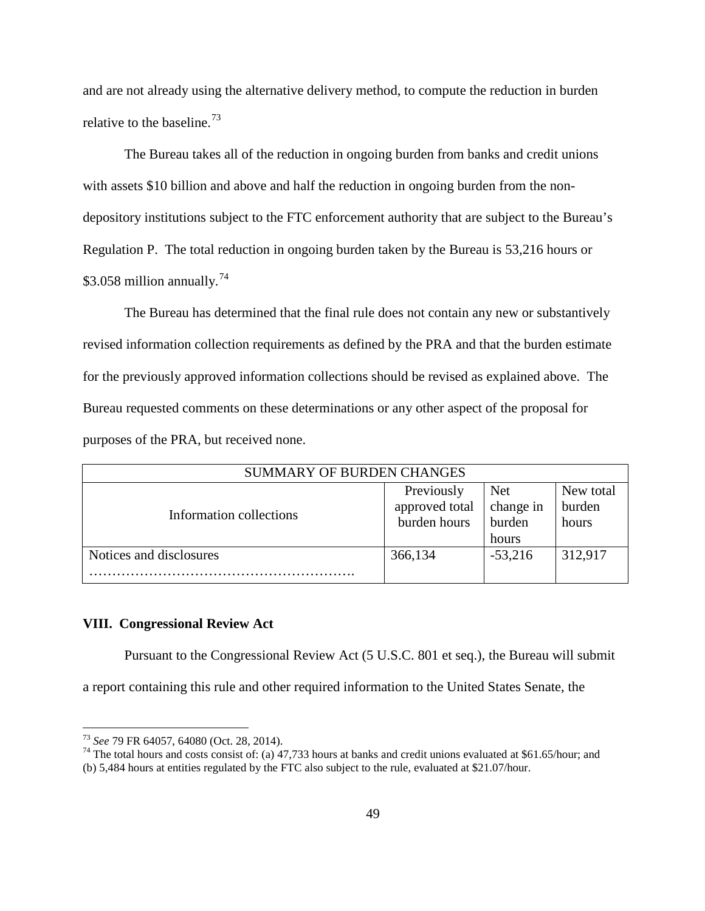and are not already using the alternative delivery method, to compute the reduction in burden relative to the baseline.[73]

The Bureau takes all of the reduction in ongoing burden from banks and credit unions with assets $10 billion and above and half the reduction in ongoing burden from the non-depository institutions subject to the FTC enforcement authority that are subject to the Bureau's Regulation P. The total reduction in ongoing burden taken by the Bureau is 53,216 hours or $3.058 million annually.[74]

The Bureau has determined that the final rule does not contain any new or substantively revised information collection requirements as defined by the PRA and that the burden estimate for the previously approved information collections should be revised as explained above. The Bureau requested comments on these determinations or any other aspect of the proposal for purposes of the PRA, but received none.

| SUMMARY OF BURDEN CHANGES | | | |
|---|---|---|---|
| Information collections | Previously approved total burden hours | Net change in burden hours | New total burden hours |
| Notices and disclosures ………………………………………………. | 366,134 | -53,216 | 312,917 |

## VIII. Congressional Review Act

Pursuant to the Congressional Review Act (5 U.S.C. 801 et seq.), the Bureau will submit a report containing this rule and other required information to the United States Senate, the

---

[73] *See* 79 FR 64057, 64080 (Oct. 28, 2014).

[74] The total hours and costs consist of: (a) 47,733 hours at banks and credit unions evaluated at $61.65/hour; and (b) 5,484 hours at entities regulated by the FTC also subject to the rule, evaluated at $21.07/hour.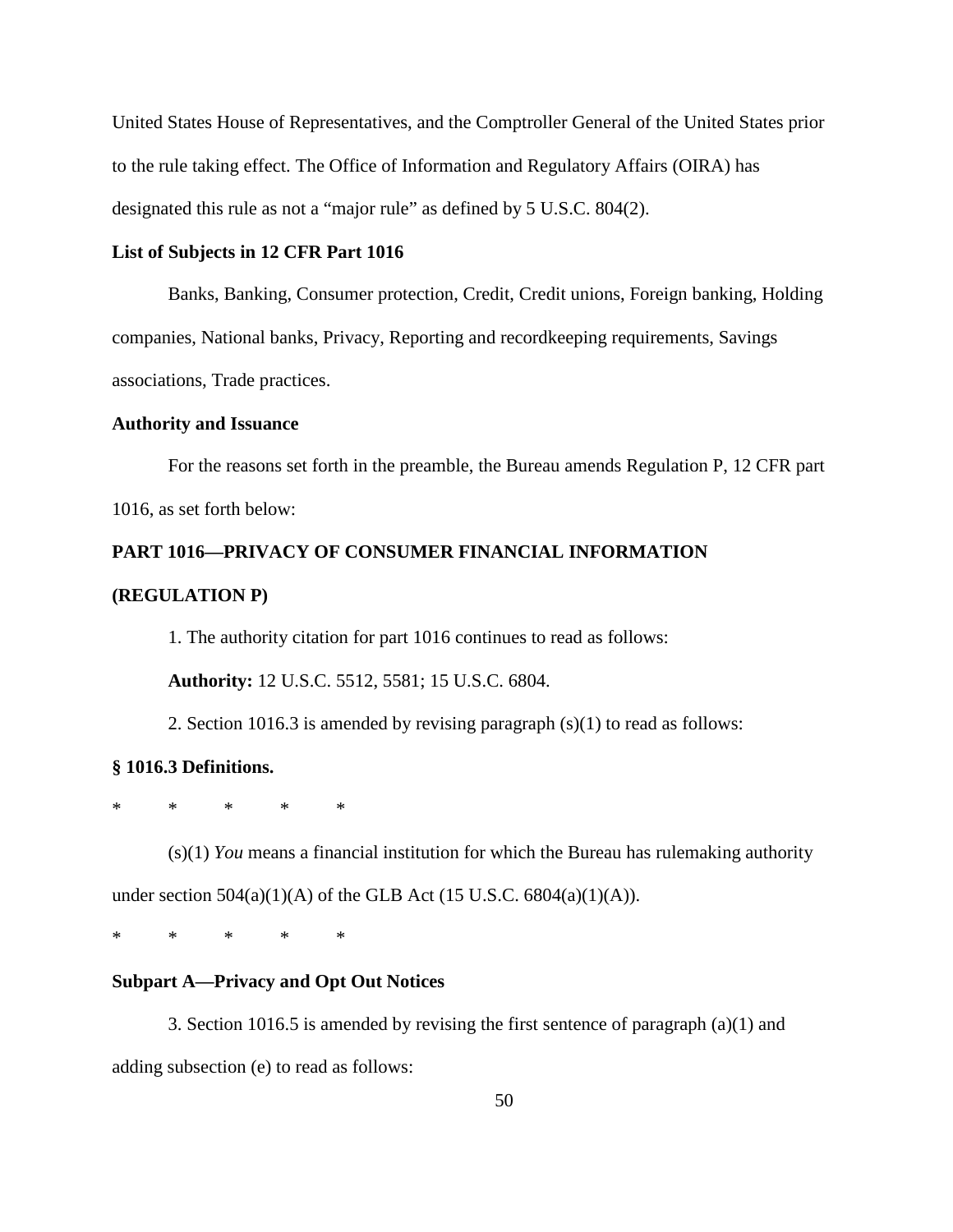United States House of Representatives, and the Comptroller General of the United States prior to the rule taking effect. The Office of Information and Regulatory Affairs (OIRA) has designated this rule as not a "major rule" as defined by 5 U.S.C. 804(2).

**List of Subjects in 12 CFR Part 1016**

Banks, Banking, Consumer protection, Credit, Credit unions, Foreign banking, Holding companies, National banks, Privacy, Reporting and recordkeeping requirements, Savings associations, Trade practices.

**Authority and Issuance**

For the reasons set forth in the preamble, the Bureau amends Regulation P, 12 CFR part 1016, as set forth below:

**PART 1016—PRIVACY OF CONSUMER FINANCIAL INFORMATION (REGULATION P)**

1. The authority citation for part 1016 continues to read as follows:

**Authority:** 12 U.S.C. 5512, 5581; 15 U.S.C. 6804.

2. Section 1016.3 is amended by revising paragraph (s)(1) to read as follows:

**§ 1016.3 Definitions.**

\* \* \* \* \*

(s)(1) *You* means a financial institution for which the Bureau has rulemaking authority under section 504(a)(1)(A) of the GLB Act (15 U.S.C. 6804(a)(1)(A)).

\* \* \* \* \*

**Subpart A—Privacy and Opt Out Notices**

3. Section 1016.5 is amended by revising the first sentence of paragraph (a)(1) and adding subsection (e) to read as follows: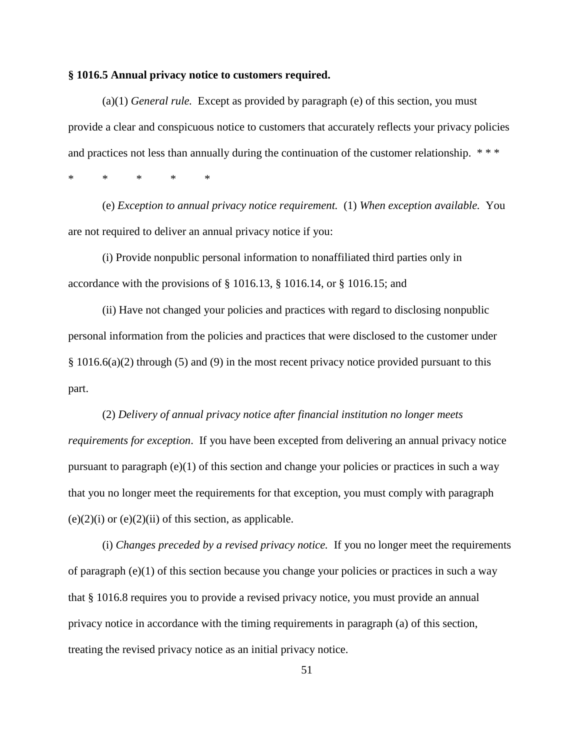**§ 1016.5 Annual privacy notice to customers required.**

(a)(1) *General rule.* Except as provided by paragraph (e) of this section, you must provide a clear and conspicuous notice to customers that accurately reflects your privacy policies and practices not less than annually during the continuation of the customer relationship. * * *

\* \* \* \* \*

(e) *Exception to annual privacy notice requirement.* (1) *When exception available.* You are not required to deliver an annual privacy notice if you:

(i) Provide nonpublic personal information to nonaffiliated third parties only in accordance with the provisions of § 1016.13, § 1016.14, or § 1016.15; and

(ii) Have not changed your policies and practices with regard to disclosing nonpublic personal information from the policies and practices that were disclosed to the customer under § 1016.6(a)(2) through (5) and (9) in the most recent privacy notice provided pursuant to this part.

(2) *Delivery of annual privacy notice after financial institution no longer meets requirements for exception*. If you have been excepted from delivering an annual privacy notice pursuant to paragraph (e)(1) of this section and change your policies or practices in such a way that you no longer meet the requirements for that exception, you must comply with paragraph (e)(2)(i) or (e)(2)(ii) of this section, as applicable.

(i) *Changes preceded by a revised privacy notice.* If you no longer meet the requirements of paragraph (e)(1) of this section because you change your policies or practices in such a way that § 1016.8 requires you to provide a revised privacy notice, you must provide an annual privacy notice in accordance with the timing requirements in paragraph (a) of this section, treating the revised privacy notice as an initial privacy notice.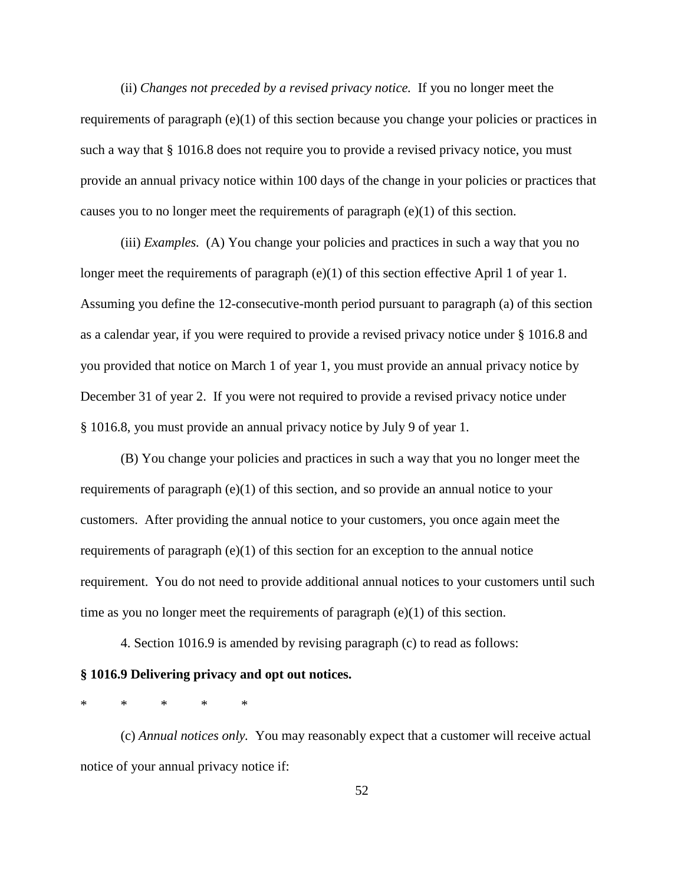(ii) *Changes not preceded by a revised privacy notice.* If you no longer meet the requirements of paragraph (e)(1) of this section because you change your policies or practices in such a way that § 1016.8 does not require you to provide a revised privacy notice, you must provide an annual privacy notice within 100 days of the change in your policies or practices that causes you to no longer meet the requirements of paragraph (e)(1) of this section.

(iii) *Examples.* (A) You change your policies and practices in such a way that you no longer meet the requirements of paragraph (e)(1) of this section effective April 1 of year 1. Assuming you define the 12-consecutive-month period pursuant to paragraph (a) of this section as a calendar year, if you were required to provide a revised privacy notice under § 1016.8 and you provided that notice on March 1 of year 1, you must provide an annual privacy notice by December 31 of year 2. If you were not required to provide a revised privacy notice under § 1016.8, you must provide an annual privacy notice by July 9 of year 1.

(B) You change your policies and practices in such a way that you no longer meet the requirements of paragraph (e)(1) of this section, and so provide an annual notice to your customers. After providing the annual notice to your customers, you once again meet the requirements of paragraph (e)(1) of this section for an exception to the annual notice requirement. You do not need to provide additional annual notices to your customers until such time as you no longer meet the requirements of paragraph (e)(1) of this section.

4. Section 1016.9 is amended by revising paragraph (c) to read as follows:

**§ 1016.9 Delivering privacy and opt out notices.**

\* \* \* \* \*

(c) *Annual notices only.* You may reasonably expect that a customer will receive actual notice of your annual privacy notice if: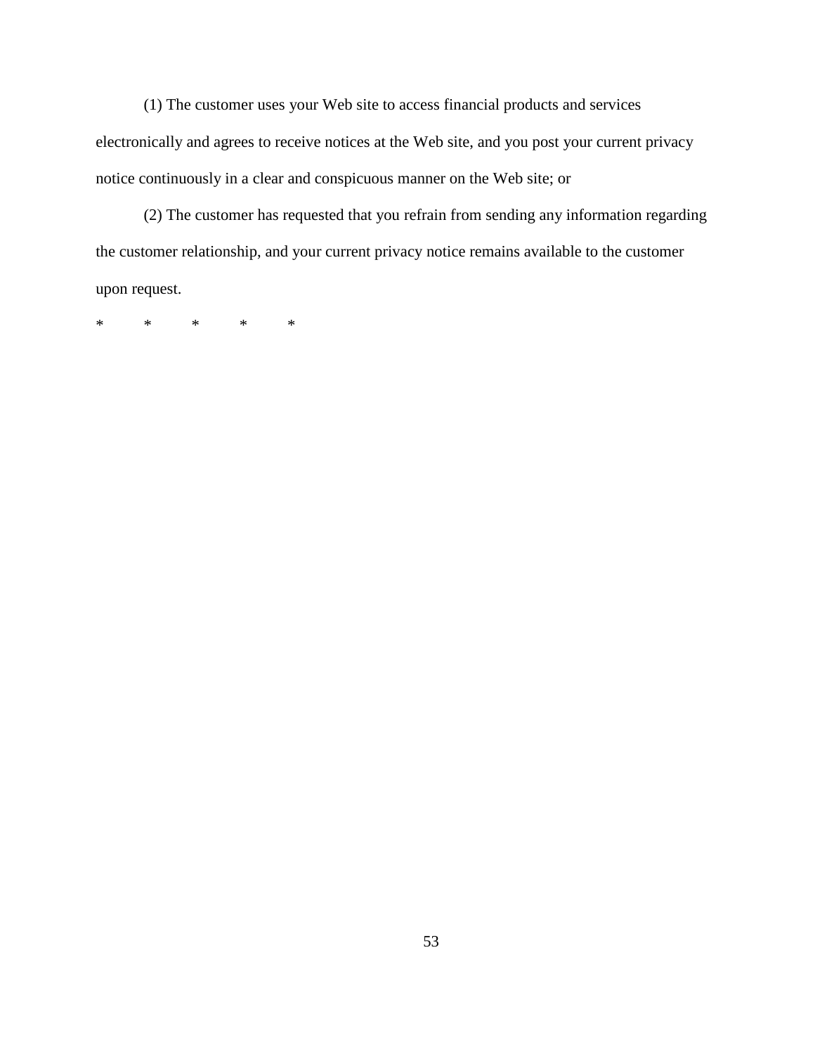(1) The customer uses your Web site to access financial products and services electronically and agrees to receive notices at the Web site, and you post your current privacy notice continuously in a clear and conspicuous manner on the Web site; or

(2) The customer has requested that you refrain from sending any information regarding the customer relationship, and your current privacy notice remains available to the customer upon request.

* * * * *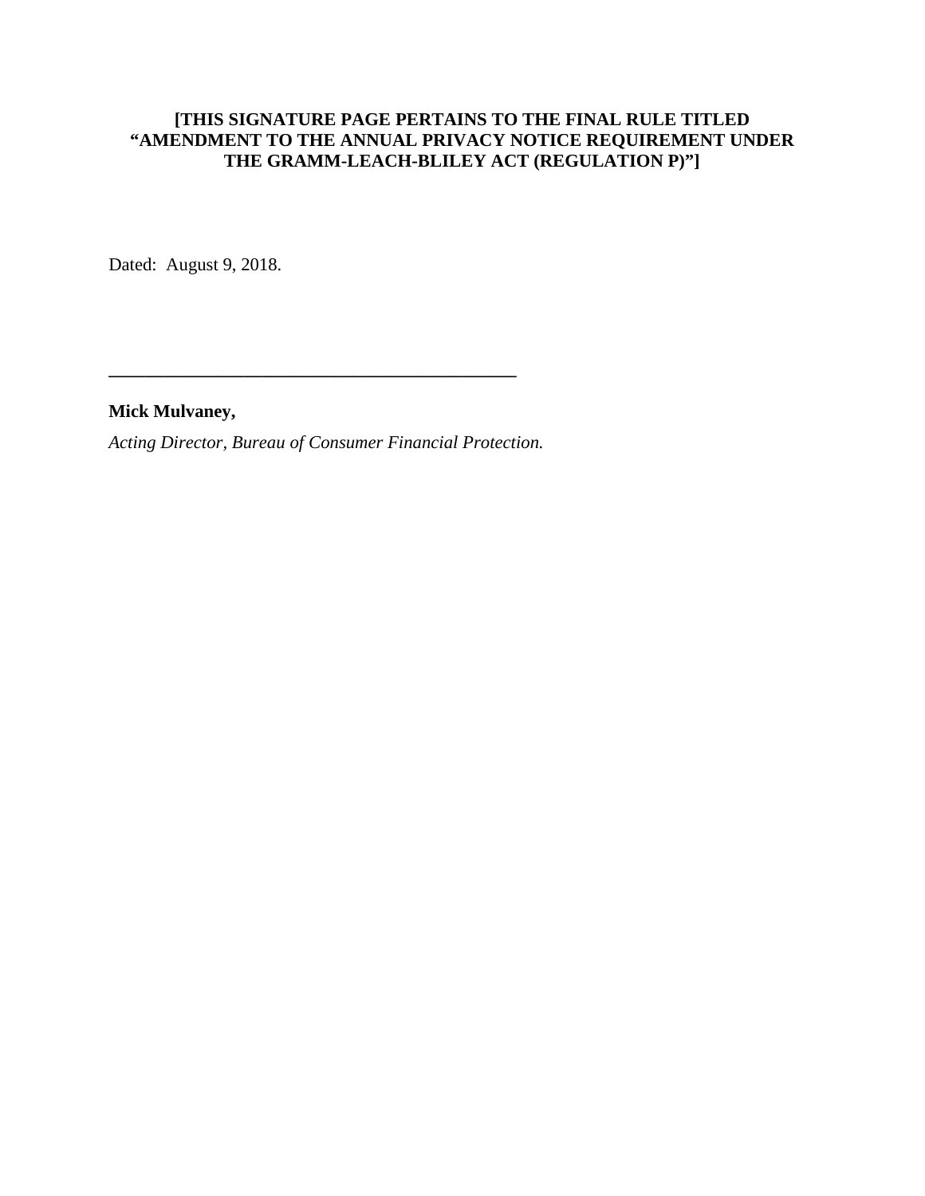**[THIS SIGNATURE PAGE PERTAINS TO THE FINAL RULE TITLED "AMENDMENT TO THE ANNUAL PRIVACY NOTICE REQUIREMENT UNDER THE GRAMM-LEACH-BLILEY ACT (REGULATION P)"]**

Dated: August 9, 2018.

\_\_\_\_\_\_\_\_\_\_\_\_\_\_\_\_\_\_\_\_\_\_\_\_\_\_\_\_\_\_\_\_\_\_\_\_\_\_\_\_\_\_\_\_\_\_

**Mick Mulvaney,**

*Acting Director, Bureau of Consumer Financial Protection.*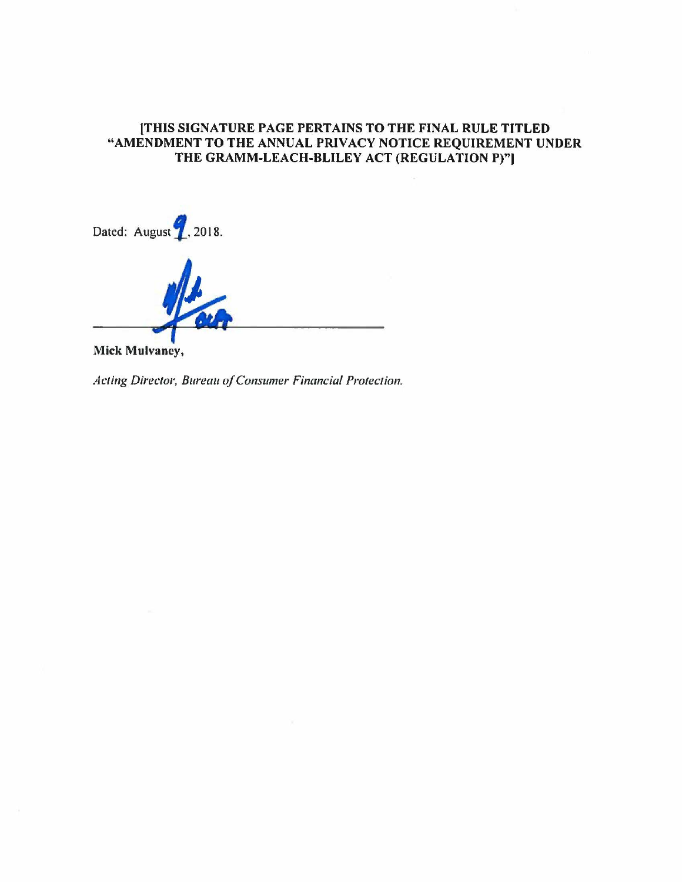**[THIS SIGNATURE PAGE PERTAINS TO THE FINAL RULE TITLED "AMENDMENT TO THE ANNUAL PRIVACY NOTICE REQUIREMENT UNDER THE GRAMM-LEACH-BLILEY ACT (REGULATION P)"]**

Dated: August 9, 2018.

______________________________

**Mick Mulvaney,**

*Acting Director, Bureau of Consumer Financial Protection.*